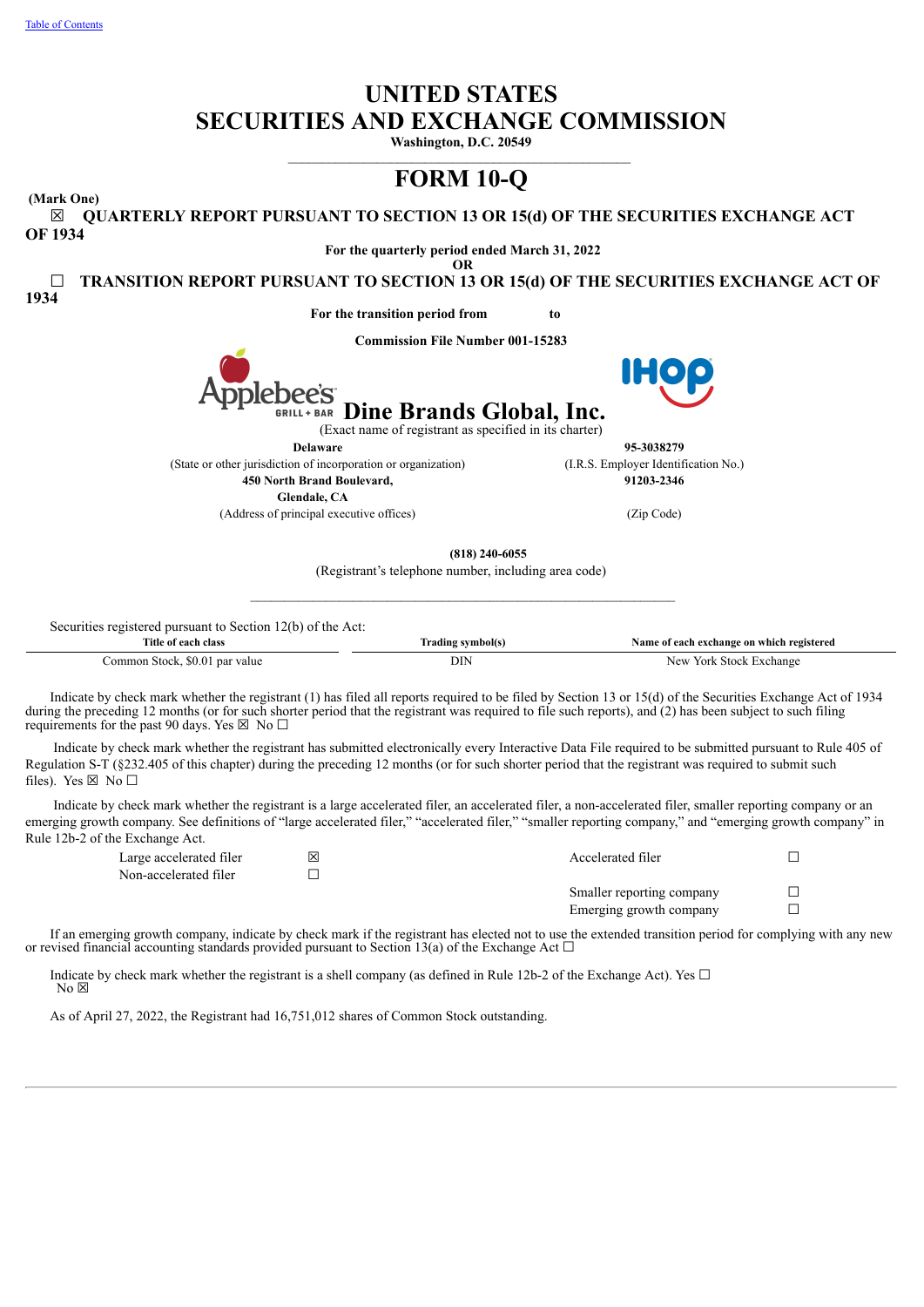[Table of Contents](#)

# UNITED STATES
# SECURITIES AND EXCHANGE COMMISSION

**Washington, D.C. 20549**

---

# FORM 10-Q

**(Mark One)**

☒ **QUARTERLY REPORT PURSUANT TO SECTION 13 OR 15(d) OF THE SECURITIES EXCHANGE ACT OF 1934**

**For the quarterly period ended March 31, 2022**

**OR**

☐ **TRANSITION REPORT PURSUANT TO SECTION 13 OR 15(d) OF THE SECURITIES EXCHANGE ACT OF 1934**

**For the transition period from to**

**Commission File Number 001-15283**

## Dine Brands Global, Inc.

(Exact name of registrant as specified in its charter)

| **Delaware** | **95-3038279** |
|---|---|
| (State or other jurisdiction of incorporation or organization) | (I.R.S. Employer Identification No.) |
| **450 North Brand Boulevard, Glendale, CA** | **91203-2346** |
| (Address of principal executive offices) | (Zip Code) |

**(818) 240-6055**

(Registrant's telephone number, including area code)

---

Securities registered pursuant to Section 12(b) of the Act:

| Title of each class | Trading symbol(s) | Name of each exchange on which registered |
|---|---|---|
| Common Stock, $0.01 par value | DIN | New York Stock Exchange |

Indicate by check mark whether the registrant (1) has filed all reports required to be filed by Section 13 or 15(d) of the Securities Exchange Act of 1934 during the preceding 12 months (or for such shorter period that the registrant was required to file such reports), and (2) has been subject to such filing requirements for the past 90 days. Yes ☒ No ☐

Indicate by check mark whether the registrant has submitted electronically every Interactive Data File required to be submitted pursuant to Rule 405 of Regulation S-T (§232.405 of this chapter) during the preceding 12 months (or for such shorter period that the registrant was required to submit such files). Yes ☒ No ☐

Indicate by check mark whether the registrant is a large accelerated filer, an accelerated filer, a non-accelerated filer, smaller reporting company or an emerging growth company. See definitions of "large accelerated filer," "accelerated filer," "smaller reporting company," and "emerging growth company" in Rule 12b-2 of the Exchange Act.

| | | | |
|---|---|---|---|
| Large accelerated filer | ☒ | Accelerated filer | ☐ |
| Non-accelerated filer | ☐ | | |
| | | Smaller reporting company | ☐ |
| | | Emerging growth company | ☐ |

If an emerging growth company, indicate by check mark if the registrant has elected not to use the extended transition period for complying with any new or revised financial accounting standards provided pursuant to Section 13(a) of the Exchange Act ☐

Indicate by check mark whether the registrant is a shell company (as defined in Rule 12b-2 of the Exchange Act). Yes ☐ No ☒

As of April 27, 2022, the Registrant had 16,751,012 shares of Common Stock outstanding.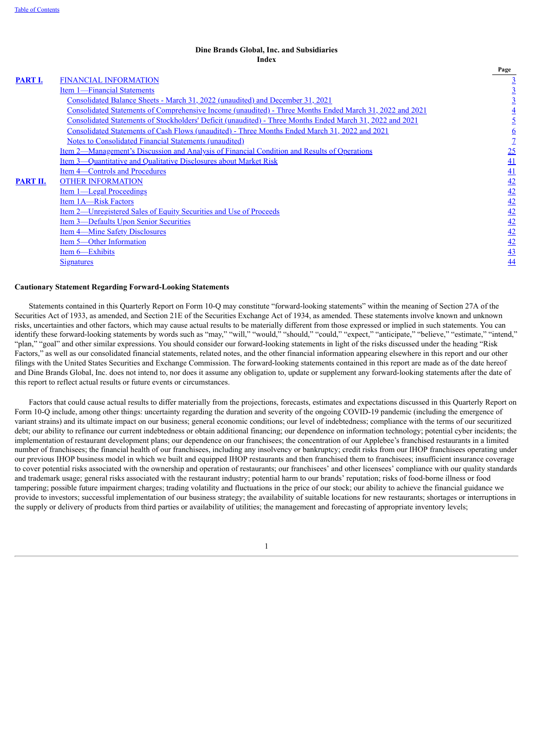**Dine Brands Global, Inc. and Subsidiaries**
**Index**

| | | Page |
|---|---|---|
| **PART I.** | FINANCIAL INFORMATION | 3 |
| | Item 1—Financial Statements | 3 |
| | Consolidated Balance Sheets - March 31, 2022 (unaudited) and December 31, 2021 | 3 |
| | Consolidated Statements of Comprehensive Income (unaudited) - Three Months Ended March 31, 2022 and 2021 | 4 |
| | Consolidated Statements of Stockholders' Deficit (unaudited) - Three Months Ended March 31, 2022 and 2021 | 5 |
| | Consolidated Statements of Cash Flows (unaudited) - Three Months Ended March 31, 2022 and 2021 | 6 |
| | Notes to Consolidated Financial Statements (unaudited) | 7 |
| | Item 2—Management's Discussion and Analysis of Financial Condition and Results of Operations | 25 |
| | Item 3—Quantitative and Qualitative Disclosures about Market Risk | 41 |
| | Item 4—Controls and Procedures | 41 |
| **PART II.** | OTHER INFORMATION | 42 |
| | Item 1—Legal Proceedings | 42 |
| | Item 1A—Risk Factors | 42 |
| | Item 2—Unregistered Sales of Equity Securities and Use of Proceeds | 42 |
| | Item 3—Defaults Upon Senior Securities | 42 |
| | Item 4—Mine Safety Disclosures | 42 |
| | Item 5—Other Information | 42 |
| | Item 6—Exhibits | 43 |
| | Signatures | 44 |

**Cautionary Statement Regarding Forward-Looking Statements**

Statements contained in this Quarterly Report on Form 10-Q may constitute "forward-looking statements" within the meaning of Section 27A of the Securities Act of 1933, as amended, and Section 21E of the Securities Exchange Act of 1934, as amended. These statements involve known and unknown risks, uncertainties and other factors, which may cause actual results to be materially different from those expressed or implied in such statements. You can identify these forward-looking statements by words such as "may," "will," "would," "should," "could," "expect," "anticipate," "believe," "estimate," "intend," "plan," "goal" and other similar expressions. You should consider our forward-looking statements in light of the risks discussed under the heading "Risk Factors," as well as our consolidated financial statements, related notes, and the other financial information appearing elsewhere in this report and our other filings with the United States Securities and Exchange Commission. The forward-looking statements contained in this report are made as of the date hereof and Dine Brands Global, Inc. does not intend to, nor does it assume any obligation to, update or supplement any forward-looking statements after the date of this report to reflect actual results or future events or circumstances.

Factors that could cause actual results to differ materially from the projections, forecasts, estimates and expectations discussed in this Quarterly Report on Form 10-Q include, among other things: uncertainty regarding the duration and severity of the ongoing COVID-19 pandemic (including the emergence of variant strains) and its ultimate impact on our business; general economic conditions; our level of indebtedness; compliance with the terms of our securitized debt; our ability to refinance our current indebtedness or obtain additional financing; our dependence on information technology; potential cyber incidents; the implementation of restaurant development plans; our dependence on our franchisees; the concentration of our Applebee's franchised restaurants in a limited number of franchisees; the financial health of our franchisees, including any insolvency or bankruptcy; credit risks from our IHOP franchisees operating under our previous IHOP business model in which we built and equipped IHOP restaurants and then franchised them to franchisees; insufficient insurance coverage to cover potential risks associated with the ownership and operation of restaurants; our franchisees' and other licensees' compliance with our quality standards and trademark usage; general risks associated with the restaurant industry; potential harm to our brands' reputation; risks of food-borne illness or food tampering; possible future impairment charges; trading volatility and fluctuations in the price of our stock; our ability to achieve the financial guidance we provide to investors; successful implementation of our business strategy; the availability of suitable locations for new restaurants; shortages or interruptions in the supply or delivery of products from third parties or availability of utilities; the management and forecasting of appropriate inventory levels;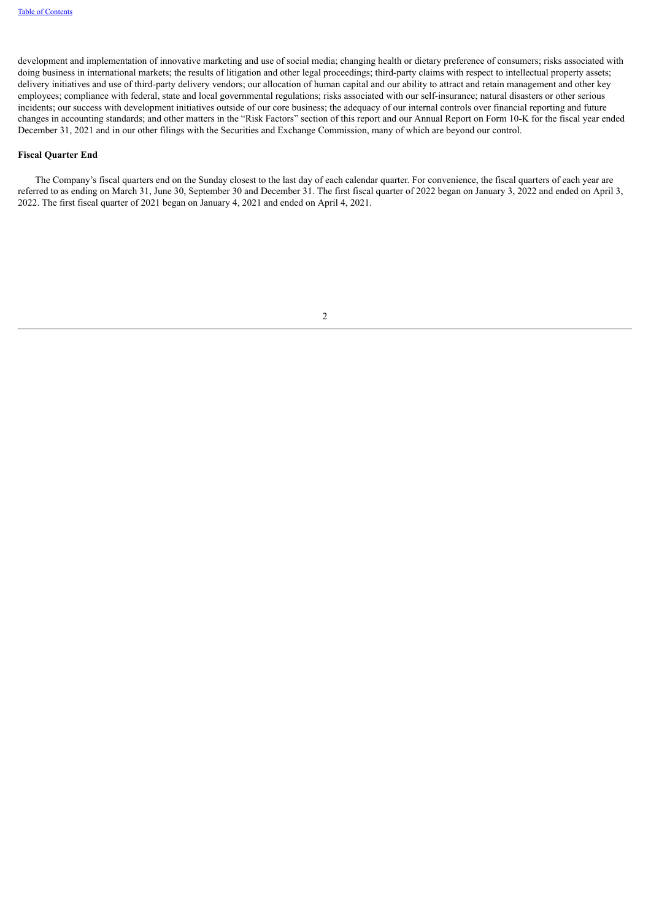development and implementation of innovative marketing and use of social media; changing health or dietary preference of consumers; risks associated with doing business in international markets; the results of litigation and other legal proceedings; third-party claims with respect to intellectual property assets; delivery initiatives and use of third-party delivery vendors; our allocation of human capital and our ability to attract and retain management and other key employees; compliance with federal, state and local governmental regulations; risks associated with our self-insurance; natural disasters or other serious incidents; our success with development initiatives outside of our core business; the adequacy of our internal controls over financial reporting and future changes in accounting standards; and other matters in the "Risk Factors" section of this report and our Annual Report on Form 10-K for the fiscal year ended December 31, 2021 and in our other filings with the Securities and Exchange Commission, many of which are beyond our control.

**Fiscal Quarter End**

The Company's fiscal quarters end on the Sunday closest to the last day of each calendar quarter. For convenience, the fiscal quarters of each year are referred to as ending on March 31, June 30, September 30 and December 31. The first fiscal quarter of 2022 began on January 3, 2022 and ended on April 3, 2022. The first fiscal quarter of 2021 began on January 4, 2021 and ended on April 4, 2021.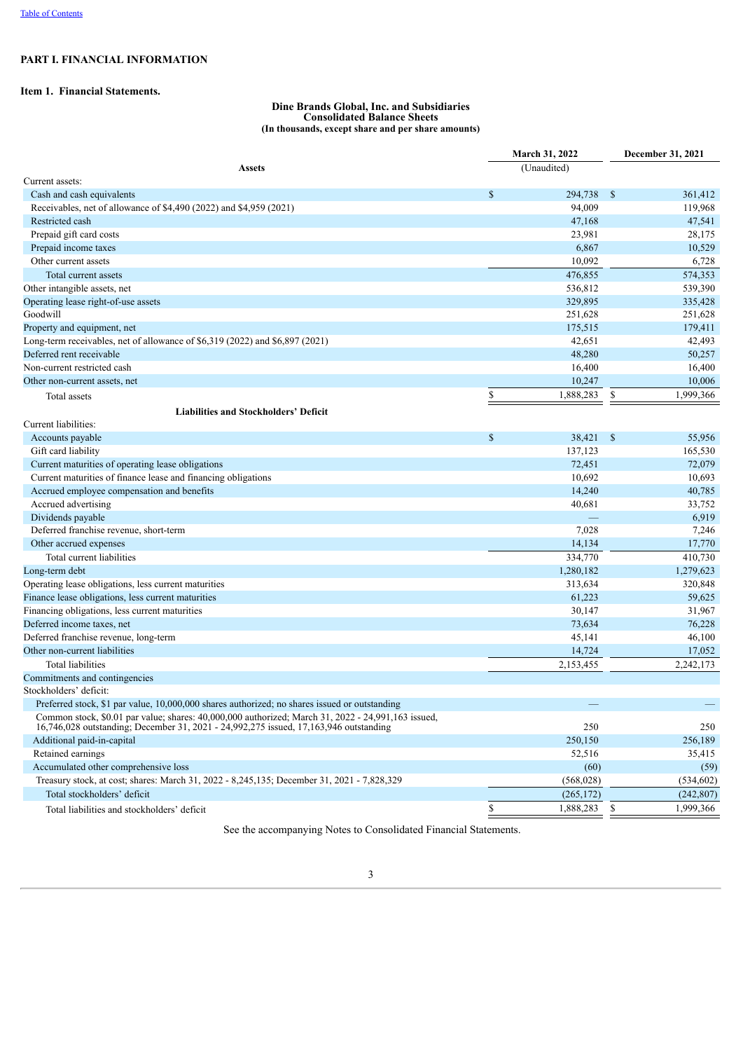[Table of Contents]

# PART I. FINANCIAL INFORMATION

## Item 1. Financial Statements.

**Dine Brands Global, Inc. and Subsidiaries**
**Consolidated Balance Sheets**
**(In thousands, except share and per share amounts)**

| | March 31, 2022 | December 31, 2021 |
|---|---|---|
| **Assets** | (Unaudited) | |
| Current assets: | | |
| Cash and cash equivalents | $ 294,738 | $ 361,412 |
| Receivables, net of allowance of $4,490 (2022) and $4,959 (2021) | 94,009 | 119,968 |
| Restricted cash | 47,168 | 47,541 |
| Prepaid gift card costs | 23,981 | 28,175 |
| Prepaid income taxes | 6,867 | 10,529 |
| Other current assets | 10,092 | 6,728 |
| Total current assets | 476,855 | 574,353 |
| Other intangible assets, net | 536,812 | 539,390 |
| Operating lease right-of-use assets | 329,895 | 335,428 |
| Goodwill | 251,628 | 251,628 |
| Property and equipment, net | 175,515 | 179,411 |
| Long-term receivables, net of allowance of $6,319 (2022) and $6,897 (2021) | 42,651 | 42,493 |
| Deferred rent receivable | 48,280 | 50,257 |
| Non-current restricted cash | 16,400 | 16,400 |
| Other non-current assets, net | 10,247 | 10,006 |
| Total assets | $ 1,888,283 | $ 1,999,366 |
| **Liabilities and Stockholders' Deficit** | | |
| Current liabilities: | | |
| Accounts payable | $ 38,421 | $ 55,956 |
| Gift card liability | 137,123 | 165,530 |
| Current maturities of operating lease obligations | 72,451 | 72,079 |
| Current maturities of finance lease and financing obligations | 10,692 | 10,693 |
| Accrued employee compensation and benefits | 14,240 | 40,785 |
| Accrued advertising | 40,681 | 33,752 |
| Dividends payable | — | 6,919 |
| Deferred franchise revenue, short-term | 7,028 | 7,246 |
| Other accrued expenses | 14,134 | 17,770 |
| Total current liabilities | 334,770 | 410,730 |
| Long-term debt | 1,280,182 | 1,279,623 |
| Operating lease obligations, less current maturities | 313,634 | 320,848 |
| Finance lease obligations, less current maturities | 61,223 | 59,625 |
| Financing obligations, less current maturities | 30,147 | 31,967 |
| Deferred income taxes, net | 73,634 | 76,228 |
| Deferred franchise revenue, long-term | 45,141 | 46,100 |
| Other non-current liabilities | 14,724 | 17,052 |
| Total liabilities | 2,153,455 | 2,242,173 |
| Commitments and contingencies | | |
| Stockholders' deficit: | | |
| Preferred stock, $1 par value, 10,000,000 shares authorized; no shares issued or outstanding | — | — |
| Common stock, $0.01 par value; shares: 40,000,000 authorized; March 31, 2022 - 24,991,163 issued, 16,746,028 outstanding; December 31, 2021 - 24,992,275 issued, 17,163,946 outstanding | 250 | 250 |
| Additional paid-in-capital | 250,150 | 256,189 |
| Retained earnings | 52,516 | 35,415 |
| Accumulated other comprehensive loss | (60) | (59) |
| Treasury stock, at cost; shares: March 31, 2022 - 8,245,135; December 31, 2021 - 7,828,329 | (568,028) | (534,602) |
| Total stockholders' deficit | (265,172) | (242,807) |
| Total liabilities and stockholders' deficit | $ 1,888,283 | $ 1,999,366 |

See the accompanying Notes to Consolidated Financial Statements.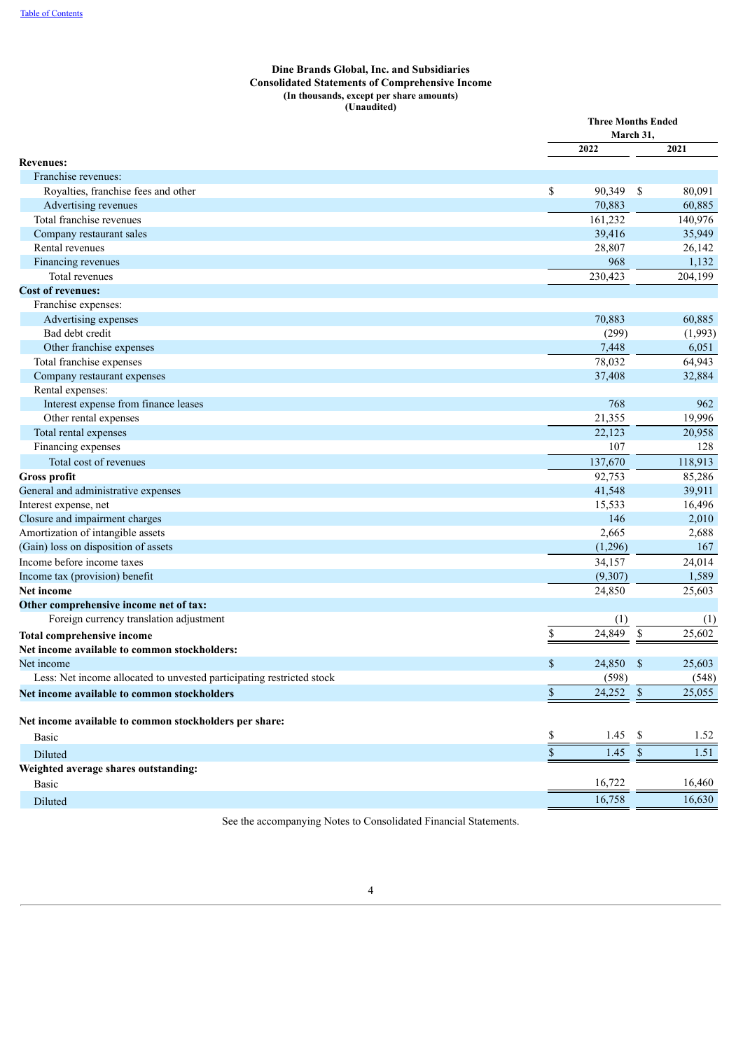**Dine Brands Global, Inc. and Subsidiaries**
**Consolidated Statements of Comprehensive Income**
**(In thousands, except per share amounts)**
**(Unaudited)**

| | Three Months Ended March 31, | |
|---|---|---|
| | **2022** | **2021** |
| **Revenues:** | | |
| Franchise revenues: | | |
| Royalties, franchise fees and other | $ 90,349 | $ 80,091 |
| Advertising revenues | 70,883 | 60,885 |
| Total franchise revenues | 161,232 | 140,976 |
| Company restaurant sales | 39,416 | 35,949 |
| Rental revenues | 28,807 | 26,142 |
| Financing revenues | 968 | 1,132 |
| Total revenues | 230,423 | 204,199 |
| **Cost of revenues:** | | |
| Franchise expenses: | | |
| Advertising expenses | 70,883 | 60,885 |
| Bad debt credit | (299) | (1,993) |
| Other franchise expenses | 7,448 | 6,051 |
| Total franchise expenses | 78,032 | 64,943 |
| Company restaurant expenses | 37,408 | 32,884 |
| Rental expenses: | | |
| Interest expense from finance leases | 768 | 962 |
| Other rental expenses | 21,355 | 19,996 |
| Total rental expenses | 22,123 | 20,958 |
| Financing expenses | 107 | 128 |
| Total cost of revenues | 137,670 | 118,913 |
| **Gross profit** | 92,753 | 85,286 |
| General and administrative expenses | 41,548 | 39,911 |
| Interest expense, net | 15,533 | 16,496 |
| Closure and impairment charges | 146 | 2,010 |
| Amortization of intangible assets | 2,665 | 2,688 |
| (Gain) loss on disposition of assets | (1,296) | 167 |
| Income before income taxes | 34,157 | 24,014 |
| Income tax (provision) benefit | (9,307) | 1,589 |
| **Net income** | 24,850 | 25,603 |
| **Other comprehensive income net of tax:** | | |
| Foreign currency translation adjustment | (1) | (1) |
| **Total comprehensive income** | $ 24,849 | $ 25,602 |
| **Net income available to common stockholders:** | | |
| Net income | $ 24,850 | $ 25,603 |
| Less: Net income allocated to unvested participating restricted stock | (598) | (548) |
| **Net income available to common stockholders** | $ 24,252 | $ 25,055 |
| | | |
| **Net income available to common stockholders per share:** | | |
| Basic | $ 1.45 | $ 1.52 |
| Diluted | $ 1.45 | $ 1.51 |
| **Weighted average shares outstanding:** | | |
| Basic | 16,722 | 16,460 |
| Diluted | 16,758 | 16,630 |

See the accompanying Notes to Consolidated Financial Statements.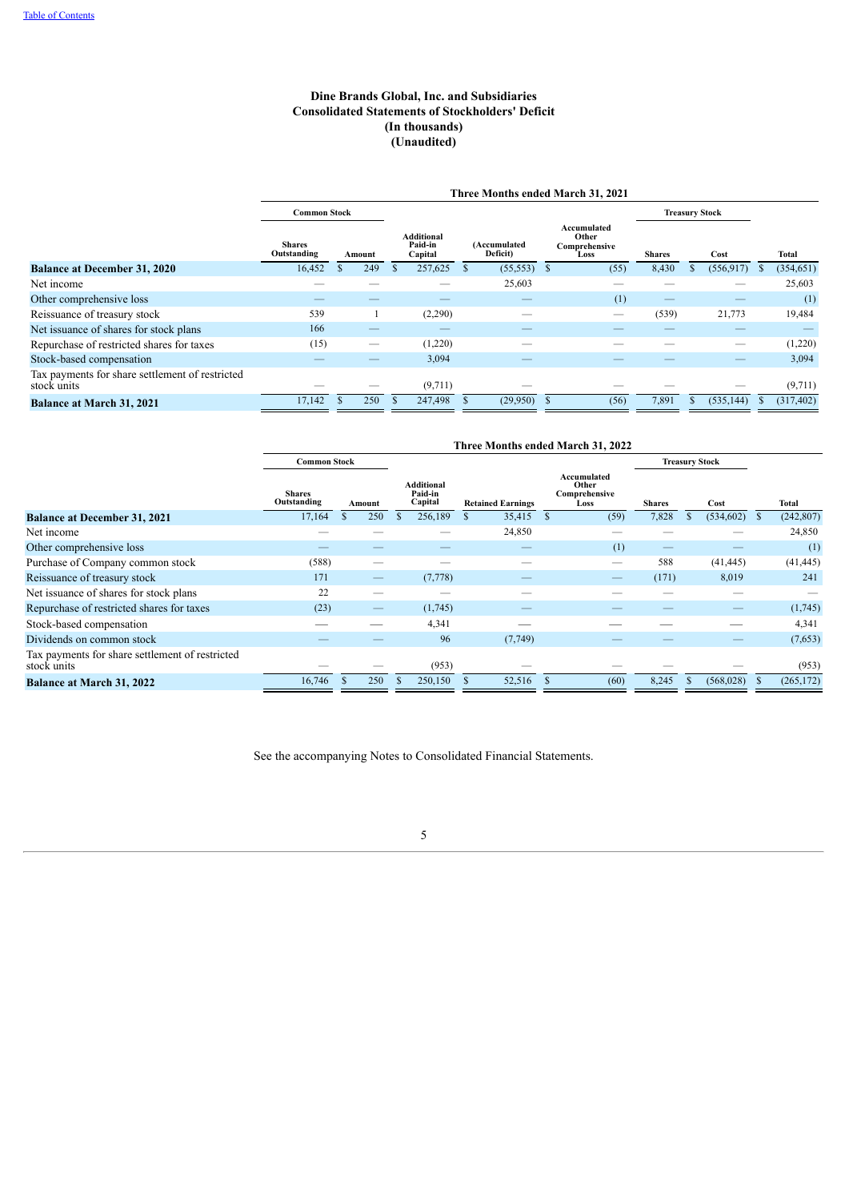**Dine Brands Global, Inc. and Subsidiaries**
**Consolidated Statements of Stockholders' Deficit**
**(In thousands)**
**(Unaudited)**

| | Three Months ended March 31, 2021 | | | | | | | |
|---|---|---|---|---|---|---|---|---|
| | Common Stock | | | | | Treasury Stock | | |
| | Shares Outstanding | Amount | Additional Paid-in Capital | (Accumulated Deficit) | Accumulated Other Comprehensive Loss | Shares | Cost | Total |
| **Balance at December 31, 2020** | 16,452 | $ 249 | $ 257,625 | $ (55,553) | $ (55) | 8,430 | $ (556,917) | $ (354,651) |
| Net income | — | — | — | 25,603 | — | — | — | 25,603 |
| Other comprehensive loss | — | — | — | — | (1) | — | — | (1) |
| Reissuance of treasury stock | 539 | 1 | (2,290) | — | — | (539) | 21,773 | 19,484 |
| Net issuance of shares for stock plans | 166 | — | — | — | — | — | — | — |
| Repurchase of restricted shares for taxes | (15) | — | (1,220) | — | — | — | — | (1,220) |
| Stock-based compensation | — | — | 3,094 | — | — | — | — | 3,094 |
| Tax payments for share settlement of restricted stock units | — | — | (9,711) | — | — | — | — | (9,711) |
| **Balance at March 31, 2021** | 17,142 | $ 250 | $ 247,498 | $ (29,950) | $ (56) | 7,891 | $ (535,144) | $ (317,402) |

| | Three Months ended March 31, 2022 | | | | | | | |
|---|---|---|---|---|---|---|---|---|
| | Common Stock | | | | | Treasury Stock | | |
| | Shares Outstanding | Amount | Additional Paid-in Capital | Retained Earnings | Accumulated Other Comprehensive Loss | Shares | Cost | Total |
| **Balance at December 31, 2021** | 17,164 | $ 250 | $ 256,189 | $ 35,415 | $ (59) | 7,828 | $ (534,602) | $ (242,807) |
| Net income | — | — | — | 24,850 | — | — | — | 24,850 |
| Other comprehensive loss | — | — | — | — | (1) | — | — | (1) |
| Purchase of Company common stock | (588) | — | — | — | — | 588 | (41,445) | (41,445) |
| Reissuance of treasury stock | 171 | — | (7,778) | — | — | (171) | 8,019 | 241 |
| Net issuance of shares for stock plans | 22 | — | — | — | — | — | — | — |
| Repurchase of restricted shares for taxes | (23) | — | (1,745) | — | — | — | — | (1,745) |
| Stock-based compensation | — | — | 4,341 | — | — | — | — | 4,341 |
| Dividends on common stock | — | — | 96 | (7,749) | — | — | — | (7,653) |
| Tax payments for share settlement of restricted stock units | — | — | (953) | — | — | — | — | (953) |
| **Balance at March 31, 2022** | 16,746 | $ 250 | $ 250,150 | $ 52,516 | $ (60) | 8,245 | $ (568,028) | $ (265,172) |

See the accompanying Notes to Consolidated Financial Statements.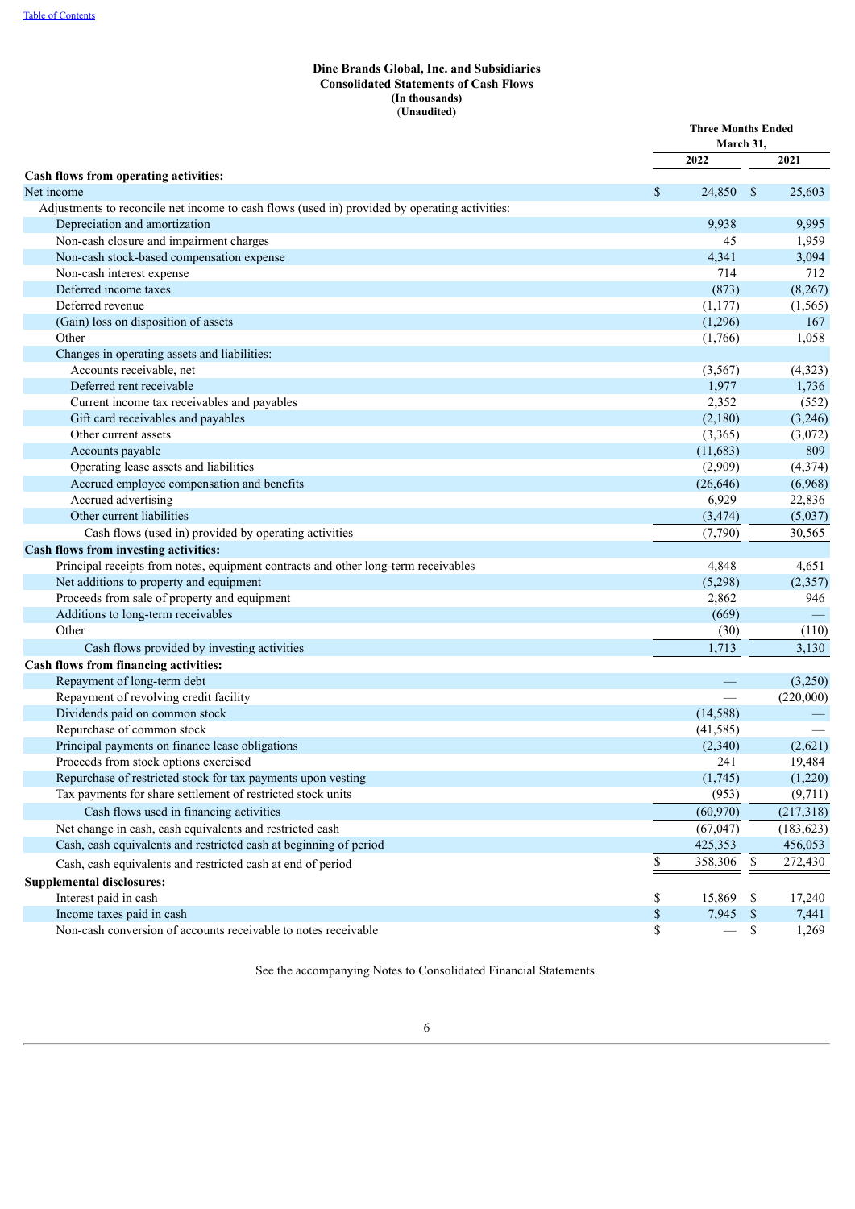Table of Contents

**Dine Brands Global, Inc. and Subsidiaries**
**Consolidated Statements of Cash Flows**
**(In thousands)**
**(Unaudited)**

| | Three Months Ended March 31, | |
|---|---|---|
| | **2022** | **2021** |
| **Cash flows from operating activities:** | | |
| Net income | $ 24,850 | $ 25,603 |
| Adjustments to reconcile net income to cash flows (used in) provided by operating activities: | | |
| Depreciation and amortization | 9,938 | 9,995 |
| Non-cash closure and impairment charges | 45 | 1,959 |
| Non-cash stock-based compensation expense | 4,341 | 3,094 |
| Non-cash interest expense | 714 | 712 |
| Deferred income taxes | (873) | (8,267) |
| Deferred revenue | (1,177) | (1,565) |
| (Gain) loss on disposition of assets | (1,296) | 167 |
| Other | (1,766) | 1,058 |
| Changes in operating assets and liabilities: | | |
| Accounts receivable, net | (3,567) | (4,323) |
| Deferred rent receivable | 1,977 | 1,736 |
| Current income tax receivables and payables | 2,352 | (552) |
| Gift card receivables and payables | (2,180) | (3,246) |
| Other current assets | (3,365) | (3,072) |
| Accounts payable | (11,683) | 809 |
| Operating lease assets and liabilities | (2,909) | (4,374) |
| Accrued employee compensation and benefits | (26,646) | (6,968) |
| Accrued advertising | 6,929 | 22,836 |
| Other current liabilities | (3,474) | (5,037) |
| Cash flows (used in) provided by operating activities | (7,790) | 30,565 |
| **Cash flows from investing activities:** | | |
| Principal receipts from notes, equipment contracts and other long-term receivables | 4,848 | 4,651 |
| Net additions to property and equipment | (5,298) | (2,357) |
| Proceeds from sale of property and equipment | 2,862 | 946 |
| Additions to long-term receivables | (669) | — |
| Other | (30) | (110) |
| Cash flows provided by investing activities | 1,713 | 3,130 |
| **Cash flows from financing activities:** | | |
| Repayment of long-term debt | — | (3,250) |
| Repayment of revolving credit facility | — | (220,000) |
| Dividends paid on common stock | (14,588) | — |
| Repurchase of common stock | (41,585) | — |
| Principal payments on finance lease obligations | (2,340) | (2,621) |
| Proceeds from stock options exercised | 241 | 19,484 |
| Repurchase of restricted stock for tax payments upon vesting | (1,745) | (1,220) |
| Tax payments for share settlement of restricted stock units | (953) | (9,711) |
| Cash flows used in financing activities | (60,970) | (217,318) |
| Net change in cash, cash equivalents and restricted cash | (67,047) | (183,623) |
| Cash, cash equivalents and restricted cash at beginning of period | 425,353 | 456,053 |
| Cash, cash equivalents and restricted cash at end of period | $ 358,306 | $ 272,430 |
| **Supplemental disclosures:** | | |
| Interest paid in cash | $ 15,869 | $ 17,240 |
| Income taxes paid in cash | $ 7,945 | $ 7,441 |
| Non-cash conversion of accounts receivable to notes receivable | $ — | $ 1,269 |

See the accompanying Notes to Consolidated Financial Statements.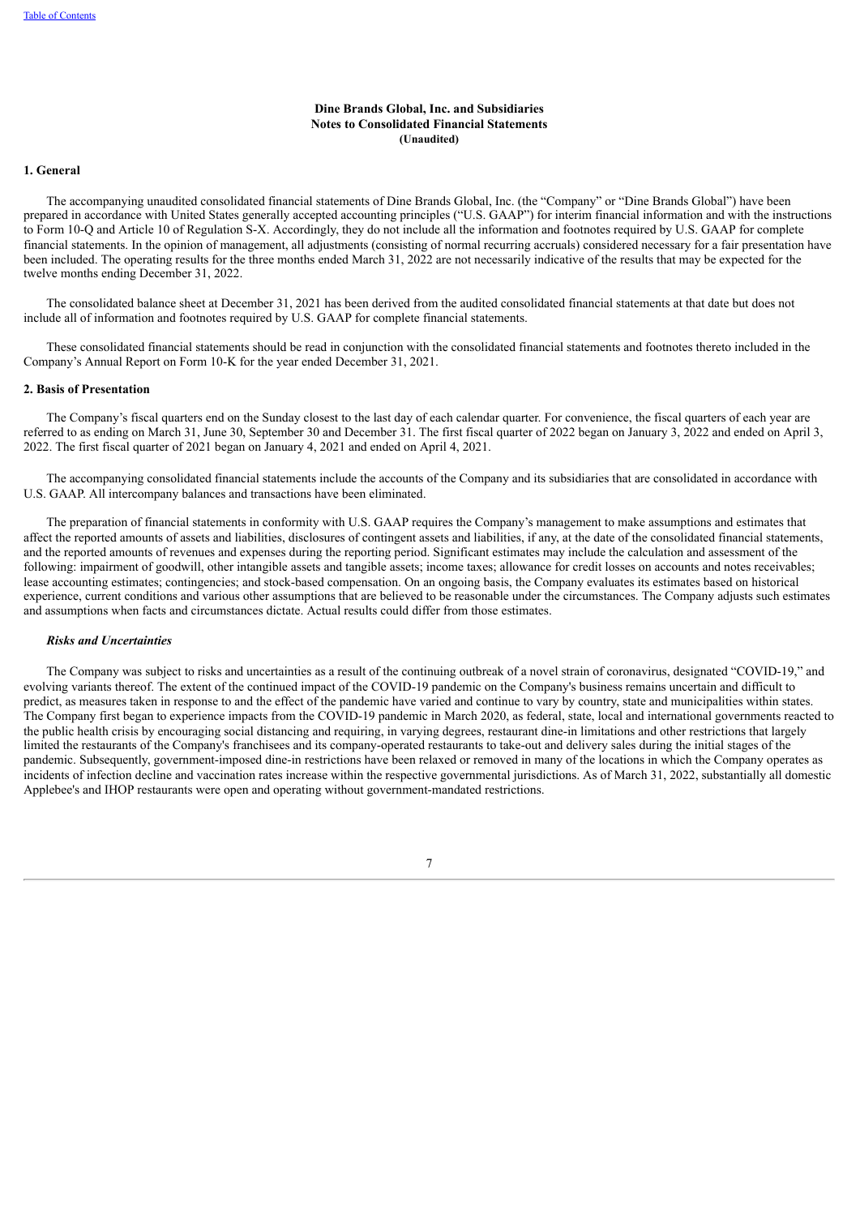**Dine Brands Global, Inc. and Subsidiaries**
**Notes to Consolidated Financial Statements**
**(Unaudited)**

## 1. General

The accompanying unaudited consolidated financial statements of Dine Brands Global, Inc. (the "Company" or "Dine Brands Global") have been prepared in accordance with United States generally accepted accounting principles ("U.S. GAAP") for interim financial information and with the instructions to Form 10-Q and Article 10 of Regulation S-X. Accordingly, they do not include all the information and footnotes required by U.S. GAAP for complete financial statements. In the opinion of management, all adjustments (consisting of normal recurring accruals) considered necessary for a fair presentation have been included. The operating results for the three months ended March 31, 2022 are not necessarily indicative of the results that may be expected for the twelve months ending December 31, 2022.

The consolidated balance sheet at December 31, 2021 has been derived from the audited consolidated financial statements at that date but does not include all of information and footnotes required by U.S. GAAP for complete financial statements.

These consolidated financial statements should be read in conjunction with the consolidated financial statements and footnotes thereto included in the Company's Annual Report on Form 10-K for the year ended December 31, 2021.

## 2. Basis of Presentation

The Company's fiscal quarters end on the Sunday closest to the last day of each calendar quarter. For convenience, the fiscal quarters of each year are referred to as ending on March 31, June 30, September 30 and December 31. The first fiscal quarter of 2022 began on January 3, 2022 and ended on April 3, 2022. The first fiscal quarter of 2021 began on January 4, 2021 and ended on April 4, 2021.

The accompanying consolidated financial statements include the accounts of the Company and its subsidiaries that are consolidated in accordance with U.S. GAAP. All intercompany balances and transactions have been eliminated.

The preparation of financial statements in conformity with U.S. GAAP requires the Company's management to make assumptions and estimates that affect the reported amounts of assets and liabilities, disclosures of contingent assets and liabilities, if any, at the date of the consolidated financial statements, and the reported amounts of revenues and expenses during the reporting period. Significant estimates may include the calculation and assessment of the following: impairment of goodwill, other intangible assets and tangible assets; income taxes; allowance for credit losses on accounts and notes receivables; lease accounting estimates; contingencies; and stock-based compensation. On an ongoing basis, the Company evaluates its estimates based on historical experience, current conditions and various other assumptions that are believed to be reasonable under the circumstances. The Company adjusts such estimates and assumptions when facts and circumstances dictate. Actual results could differ from those estimates.

### *Risks and Uncertainties*

The Company was subject to risks and uncertainties as a result of the continuing outbreak of a novel strain of coronavirus, designated "COVID-19," and evolving variants thereof. The extent of the continued impact of the COVID-19 pandemic on the Company's business remains uncertain and difficult to predict, as measures taken in response to and the effect of the pandemic have varied and continue to vary by country, state and municipalities within states. The Company first began to experience impacts from the COVID-19 pandemic in March 2020, as federal, state, local and international governments reacted to the public health crisis by encouraging social distancing and requiring, in varying degrees, restaurant dine-in limitations and other restrictions that largely limited the restaurants of the Company's franchisees and its company-operated restaurants to take-out and delivery sales during the initial stages of the pandemic. Subsequently, government-imposed dine-in restrictions have been relaxed or removed in many of the locations in which the Company operates as incidents of infection decline and vaccination rates increase within the respective governmental jurisdictions. As of March 31, 2022, substantially all domestic Applebee's and IHOP restaurants were open and operating without government-mandated restrictions.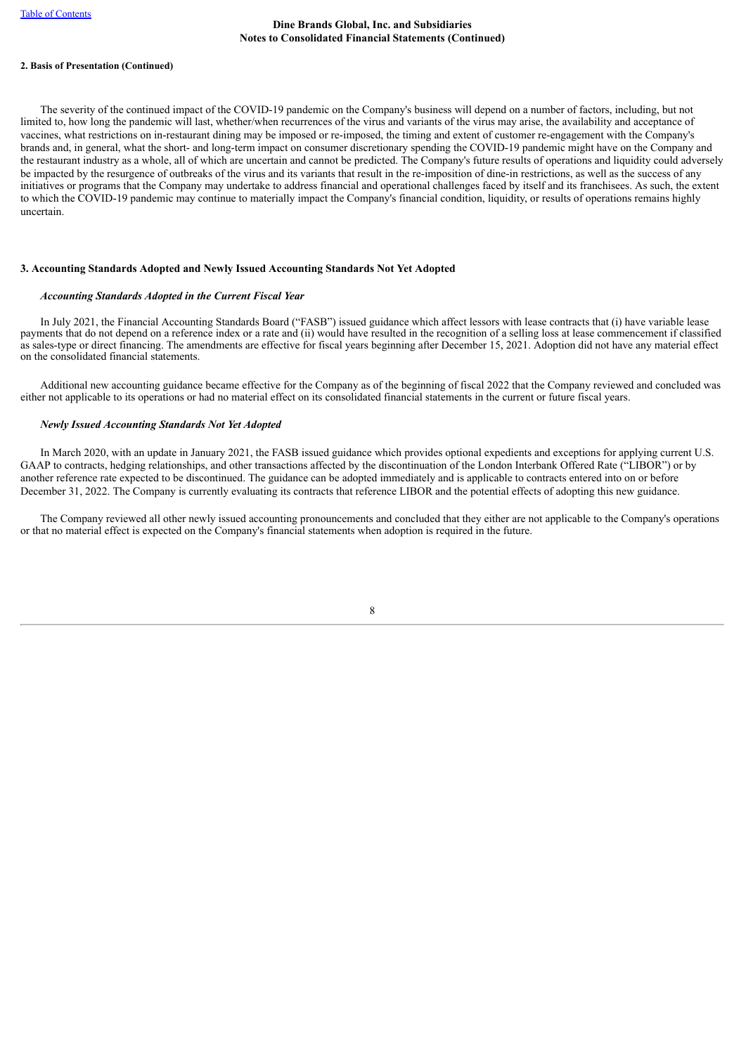**2. Basis of Presentation (Continued)**

The severity of the continued impact of the COVID-19 pandemic on the Company's business will depend on a number of factors, including, but not limited to, how long the pandemic will last, whether/when recurrences of the virus and variants of the virus may arise, the availability and acceptance of vaccines, what restrictions on in-restaurant dining may be imposed or re-imposed, the timing and extent of customer re-engagement with the Company's brands and, in general, what the short- and long-term impact on consumer discretionary spending the COVID-19 pandemic might have on the Company and the restaurant industry as a whole, all of which are uncertain and cannot be predicted. The Company's future results of operations and liquidity could adversely be impacted by the resurgence of outbreaks of the virus and its variants that result in the re-imposition of dine-in restrictions, as well as the success of any initiatives or programs that the Company may undertake to address financial and operational challenges faced by itself and its franchisees. As such, the extent to which the COVID-19 pandemic may continue to materially impact the Company's financial condition, liquidity, or results of operations remains highly uncertain.

## 3. Accounting Standards Adopted and Newly Issued Accounting Standards Not Yet Adopted

***Accounting Standards Adopted in the Current Fiscal Year***

In July 2021, the Financial Accounting Standards Board ("FASB") issued guidance which affect lessors with lease contracts that (i) have variable lease payments that do not depend on a reference index or a rate and (ii) would have resulted in the recognition of a selling loss at lease commencement if classified as sales-type or direct financing. The amendments are effective for fiscal years beginning after December 15, 2021. Adoption did not have any material effect on the consolidated financial statements.

Additional new accounting guidance became effective for the Company as of the beginning of fiscal 2022 that the Company reviewed and concluded was either not applicable to its operations or had no material effect on its consolidated financial statements in the current or future fiscal years.

***Newly Issued Accounting Standards Not Yet Adopted***

In March 2020, with an update in January 2021, the FASB issued guidance which provides optional expedients and exceptions for applying current U.S. GAAP to contracts, hedging relationships, and other transactions affected by the discontinuation of the London Interbank Offered Rate ("LIBOR") or by another reference rate expected to be discontinued. The guidance can be adopted immediately and is applicable to contracts entered into on or before December 31, 2022. The Company is currently evaluating its contracts that reference LIBOR and the potential effects of adopting this new guidance.

The Company reviewed all other newly issued accounting pronouncements and concluded that they either are not applicable to the Company's operations or that no material effect is expected on the Company's financial statements when adoption is required in the future.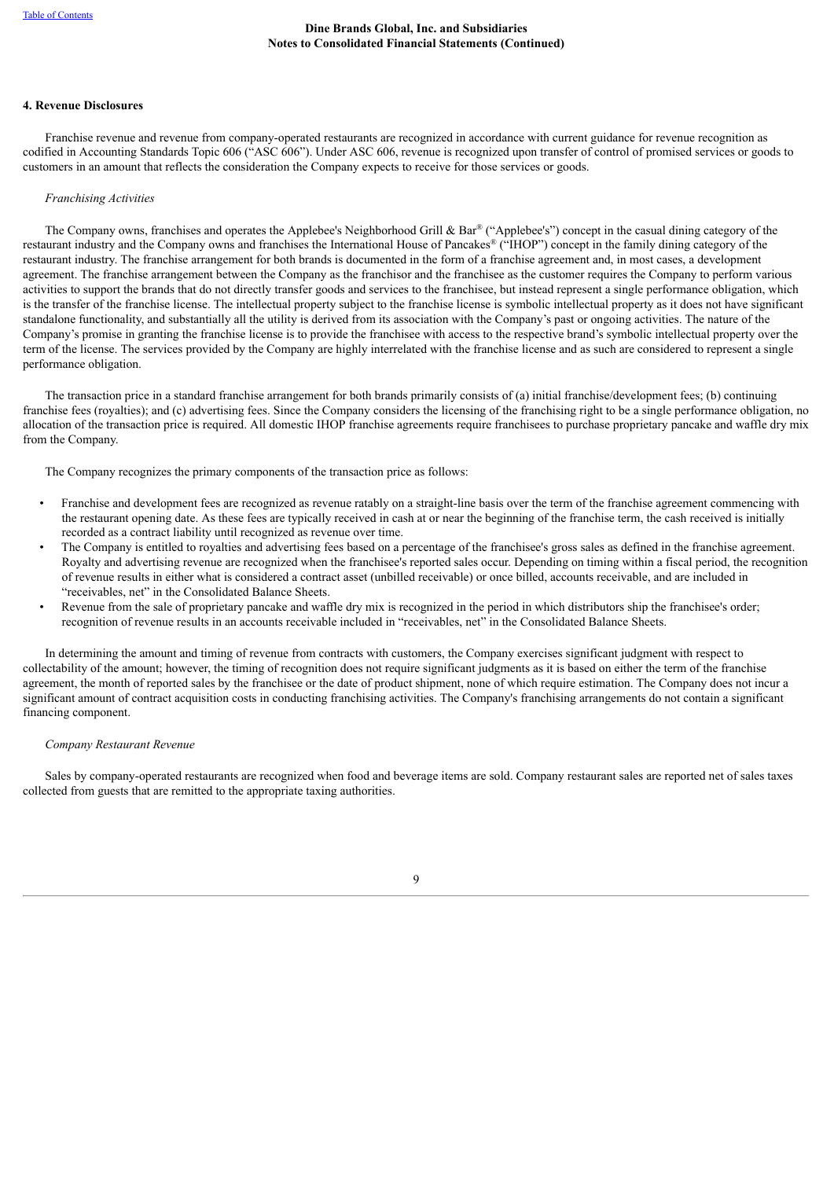Dine Brands Global, Inc. and Subsidiaries
Notes to Consolidated Financial Statements (Continued)

**4. Revenue Disclosures**

Franchise revenue and revenue from company-operated restaurants are recognized in accordance with current guidance for revenue recognition as codified in Accounting Standards Topic 606 ("ASC 606"). Under ASC 606, revenue is recognized upon transfer of control of promised services or goods to customers in an amount that reflects the consideration the Company expects to receive for those services or goods.

*Franchising Activities*

The Company owns, franchises and operates the Applebee's Neighborhood Grill & Bar® ("Applebee's") concept in the casual dining category of the restaurant industry and the Company owns and franchises the International House of Pancakes® ("IHOP") concept in the family dining category of the restaurant industry. The franchise arrangement for both brands is documented in the form of a franchise agreement and, in most cases, a development agreement. The franchise arrangement between the Company as the franchisor and the franchisee as the customer requires the Company to perform various activities to support the brands that do not directly transfer goods and services to the franchisee, but instead represent a single performance obligation, which is the transfer of the franchise license. The intellectual property subject to the franchise license is symbolic intellectual property as it does not have significant standalone functionality, and substantially all the utility is derived from its association with the Company's past or ongoing activities. The nature of the Company's promise in granting the franchise license is to provide the franchisee with access to the respective brand's symbolic intellectual property over the term of the license. The services provided by the Company are highly interrelated with the franchise license and as such are considered to represent a single performance obligation.

The transaction price in a standard franchise arrangement for both brands primarily consists of (a) initial franchise/development fees; (b) continuing franchise fees (royalties); and (c) advertising fees. Since the Company considers the licensing of the franchising right to be a single performance obligation, no allocation of the transaction price is required. All domestic IHOP franchise agreements require franchisees to purchase proprietary pancake and waffle dry mix from the Company.

The Company recognizes the primary components of the transaction price as follows:

- Franchise and development fees are recognized as revenue ratably on a straight-line basis over the term of the franchise agreement commencing with the restaurant opening date. As these fees are typically received in cash at or near the beginning of the franchise term, the cash received is initially recorded as a contract liability until recognized as revenue over time.
- The Company is entitled to royalties and advertising fees based on a percentage of the franchisee's gross sales as defined in the franchise agreement. Royalty and advertising revenue are recognized when the franchisee's reported sales occur. Depending on timing within a fiscal period, the recognition of revenue results in either what is considered a contract asset (unbilled receivable) or once billed, accounts receivable, and are included in "receivables, net" in the Consolidated Balance Sheets.
- Revenue from the sale of proprietary pancake and waffle dry mix is recognized in the period in which distributors ship the franchisee's order; recognition of revenue results in an accounts receivable included in "receivables, net" in the Consolidated Balance Sheets.

In determining the amount and timing of revenue from contracts with customers, the Company exercises significant judgment with respect to collectability of the amount; however, the timing of recognition does not require significant judgments as it is based on either the term of the franchise agreement, the month of reported sales by the franchisee or the date of product shipment, none of which require estimation. The Company does not incur a significant amount of contract acquisition costs in conducting franchising activities. The Company's franchising arrangements do not contain a significant financing component.

*Company Restaurant Revenue*

Sales by company-operated restaurants are recognized when food and beverage items are sold. Company restaurant sales are reported net of sales taxes collected from guests that are remitted to the appropriate taxing authorities.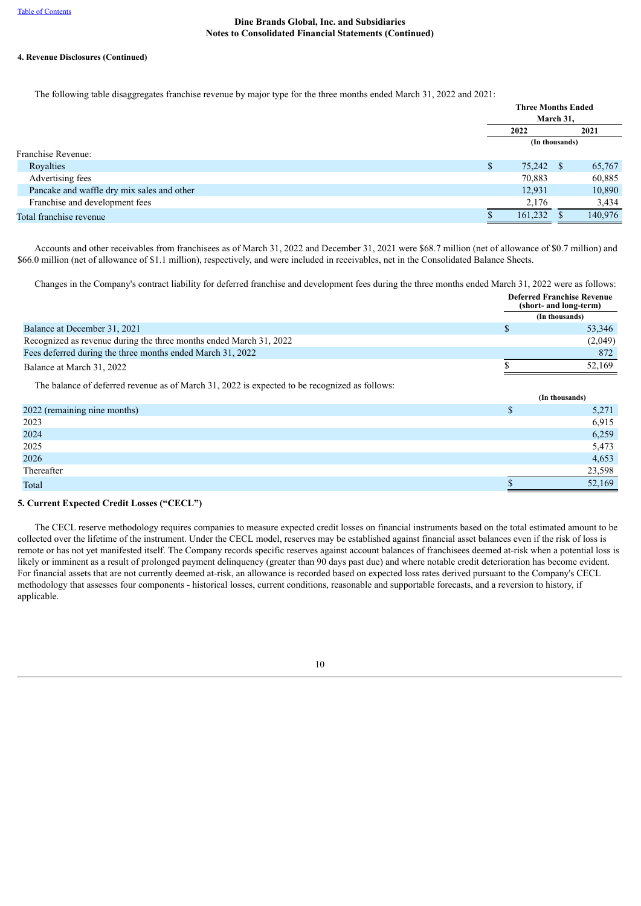**4. Revenue Disclosures (Continued)**

The following table disaggregates franchise revenue by major type for the three months ended March 31, 2022 and 2021:

| | Three Months Ended March 31, | |
|---|---|---|
| | 2022 | 2021 |
| | (In thousands) | |
| Franchise Revenue: | | |
| Royalties | $ 75,242 | $ 65,767 |
| Advertising fees | 70,883 | 60,885 |
| Pancake and waffle dry mix sales and other | 12,931 | 10,890 |
| Franchise and development fees | 2,176 | 3,434 |
| Total franchise revenue | $ 161,232 | $ 140,976 |

Accounts and other receivables from franchisees as of March 31, 2022 and December 31, 2021 were $68.7 million (net of allowance of $0.7 million) and $66.0 million (net of allowance of $1.1 million), respectively, and were included in receivables, net in the Consolidated Balance Sheets.

Changes in the Company's contract liability for deferred franchise and development fees during the three months ended March 31, 2022 were as follows:

| | Deferred Franchise Revenue (short- and long-term) |
|---|---|
| | (In thousands) |
| Balance at December 31, 2021 | $ 53,346 |
| Recognized as revenue during the three months ended March 31, 2022 | (2,049) |
| Fees deferred during the three months ended March 31, 2022 | 872 |
| Balance at March 31, 2022 | $ 52,169 |

The balance of deferred revenue as of March 31, 2022 is expected to be recognized as follows:

| | (In thousands) |
|---|---|
| 2022 (remaining nine months) | $ 5,271 |
| 2023 | 6,915 |
| 2024 | 6,259 |
| 2025 | 5,473 |
| 2026 | 4,653 |
| Thereafter | 23,598 |
| Total | $ 52,169 |

**5. Current Expected Credit Losses ("CECL")**

The CECL reserve methodology requires companies to measure expected credit losses on financial instruments based on the total estimated amount to be collected over the lifetime of the instrument. Under the CECL model, reserves may be established against financial asset balances even if the risk of loss is remote or has not yet manifested itself. The Company records specific reserves against account balances of franchisees deemed at-risk when a potential loss is likely or imminent as a result of prolonged payment delinquency (greater than 90 days past due) and where notable credit deterioration has become evident. For financial assets that are not currently deemed at-risk, an allowance is recorded based on expected loss rates derived pursuant to the Company's CECL methodology that assesses four components - historical losses, current conditions, reasonable and supportable forecasts, and a reversion to history, if applicable.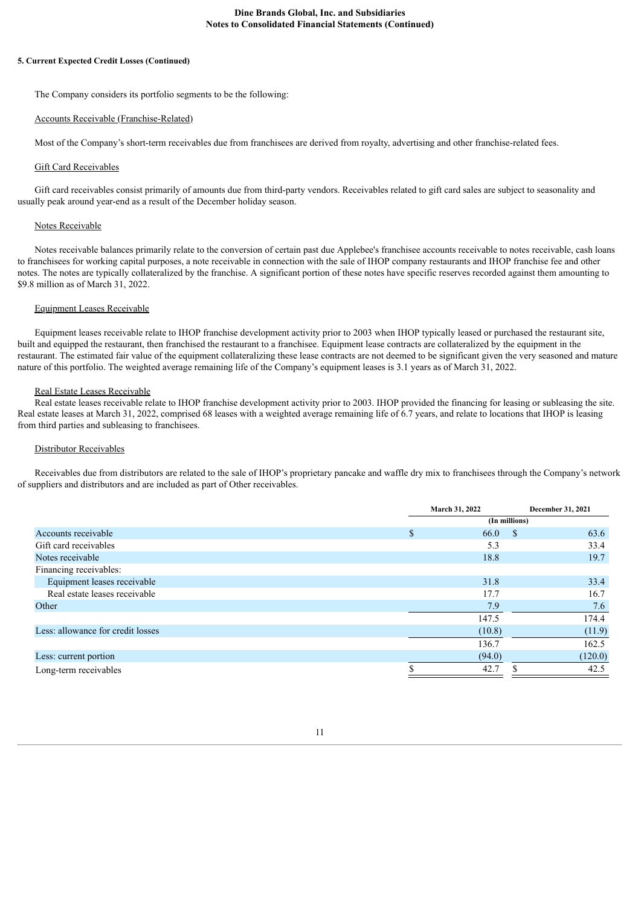**5. Current Expected Credit Losses (Continued)**

The Company considers its portfolio segments to be the following:

Accounts Receivable (Franchise-Related)

Most of the Company's short-term receivables due from franchisees are derived from royalty, advertising and other franchise-related fees.

Gift Card Receivables

Gift card receivables consist primarily of amounts due from third-party vendors. Receivables related to gift card sales are subject to seasonality and usually peak around year-end as a result of the December holiday season.

Notes Receivable

Notes receivable balances primarily relate to the conversion of certain past due Applebee's franchisee accounts receivable to notes receivable, cash loans to franchisees for working capital purposes, a note receivable in connection with the sale of IHOP company restaurants and IHOP franchise fee and other notes. The notes are typically collateralized by the franchise. A significant portion of these notes have specific reserves recorded against them amounting to $9.8 million as of March 31, 2022.

Equipment Leases Receivable

Equipment leases receivable relate to IHOP franchise development activity prior to 2003 when IHOP typically leased or purchased the restaurant site, built and equipped the restaurant, then franchised the restaurant to a franchisee. Equipment lease contracts are collateralized by the equipment in the restaurant. The estimated fair value of the equipment collateralizing these lease contracts are not deemed to be significant given the very seasoned and mature nature of this portfolio. The weighted average remaining life of the Company's equipment leases is 3.1 years as of March 31, 2022.

Real Estate Leases Receivable

Real estate leases receivable relate to IHOP franchise development activity prior to 2003. IHOP provided the financing for leasing or subleasing the site. Real estate leases at March 31, 2022, comprised 68 leases with a weighted average remaining life of 6.7 years, and relate to locations that IHOP is leasing from third parties and subleasing to franchisees.

Distributor Receivables

Receivables due from distributors are related to the sale of IHOP's proprietary pancake and waffle dry mix to franchisees through the Company's network of suppliers and distributors and are included as part of Other receivables.

| | March 31, 2022 | December 31, 2021 |
|---|---|---|
| | (In millions) | |
| Accounts receivable | $ 66.0 | $ 63.6 |
| Gift card receivables | 5.3 | 33.4 |
| Notes receivable | 18.8 | 19.7 |
| Financing receivables: | | |
| Equipment leases receivable | 31.8 | 33.4 |
| Real estate leases receivable | 17.7 | 16.7 |
| Other | 7.9 | 7.6 |
| | 147.5 | 174.4 |
| Less: allowance for credit losses | (10.8) | (11.9) |
| | 136.7 | 162.5 |
| Less: current portion | (94.0) | (120.0) |
| Long-term receivables | $ 42.7 | $ 42.5 |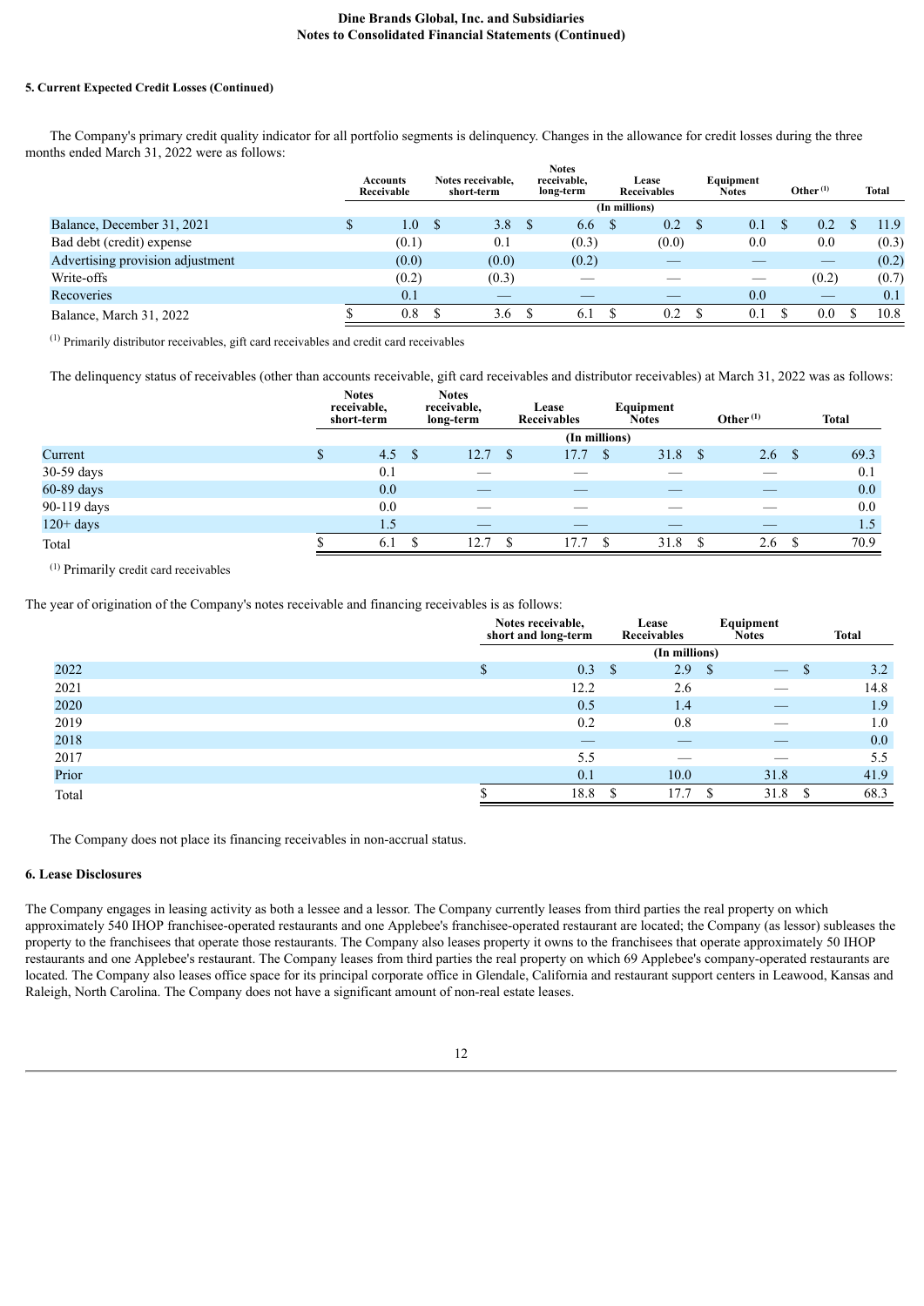**5. Current Expected Credit Losses (Continued)**

The Company's primary credit quality indicator for all portfolio segments is delinquency. Changes in the allowance for credit losses during the three months ended March 31, 2022 were as follows:

| | Accounts Receivable | Notes receivable, short-term | Notes receivable, long-term | Lease Receivables | Equipment Notes | Other [(1)] | Total |
|---|---|---|---|---|---|---|---|
| | | | | (In millions) | | | |
| Balance, December 31, 2021 | $ 1.0 | $ 3.8 | $ 6.6 | $ 0.2 | $ 0.1 | $ 0.2 | $ 11.9 |
| Bad debt (credit) expense | (0.1) | 0.1 | (0.3) | (0.0) | 0.0 | 0.0 | (0.3) |
| Advertising provision adjustment | (0.0) | (0.0) | (0.2) | — | — | — | (0.2) |
| Write-offs | (0.2) | (0.3) | — | — | — | (0.2) | (0.7) |
| Recoveries | 0.1 | — | — | — | 0.0 | — | 0.1 |
| Balance, March 31, 2022 | $ 0.8 | $ 3.6 | $ 6.1 | $ 0.2 | $ 0.1 | $ 0.0 | $ 10.8 |

[(1)] Primarily distributor receivables, gift card receivables and credit card receivables

The delinquency status of receivables (other than accounts receivable, gift card receivables and distributor receivables) at March 31, 2022 was as follows:

| | Notes receivable, short-term | Notes receivable, long-term | Lease Receivables | Equipment Notes | Other [(1)] | Total |
|---|---|---|---|---|---|---|
| | | | (In millions) | | | |
| Current | $ 4.5 | $ 12.7 | $ 17.7 | $ 31.8 | $ 2.6 | $ 69.3 |
| 30-59 days | 0.1 | — | — | — | — | 0.1 |
| 60-89 days | 0.0 | — | — | — | — | 0.0 |
| 90-119 days | 0.0 | — | — | — | — | 0.0 |
| 120+ days | 1.5 | — | — | — | — | 1.5 |
| Total | $ 6.1 | $ 12.7 | $ 17.7 | $ 31.8 | $ 2.6 | $ 70.9 |

[(1)] Primarily credit card receivables

The year of origination of the Company's notes receivable and financing receivables is as follows:

| | Notes receivable, short and long-term | Lease Receivables | Equipment Notes | Total |
|---|---|---|---|---|
| | | (In millions) | | |
| 2022 | $ 0.3 | $ 2.9 | $ — | $ 3.2 |
| 2021 | 12.2 | 2.6 | — | 14.8 |
| 2020 | 0.5 | 1.4 | — | 1.9 |
| 2019 | 0.2 | 0.8 | — | 1.0 |
| 2018 | — | — | — | 0.0 |
| 2017 | 5.5 | — | — | 5.5 |
| Prior | 0.1 | 10.0 | 31.8 | 41.9 |
| Total | $ 18.8 | $ 17.7 | $ 31.8 | $ 68.3 |

The Company does not place its financing receivables in non-accrual status.

**6. Lease Disclosures**

The Company engages in leasing activity as both a lessee and a lessor. The Company currently leases from third parties the real property on which approximately 540 IHOP franchisee-operated restaurants and one Applebee's franchisee-operated restaurant are located; the Company (as lessor) subleases the property to the franchisees that operate those restaurants. The Company also leases property it owns to the franchisees that operate approximately 50 IHOP restaurants and one Applebee's restaurant. The Company leases from third parties the real property on which 69 Applebee's company-operated restaurants are located. The Company also leases office space for its principal corporate office in Glendale, California and restaurant support centers in Leawood, Kansas and Raleigh, North Carolina. The Company does not have a significant amount of non-real estate leases.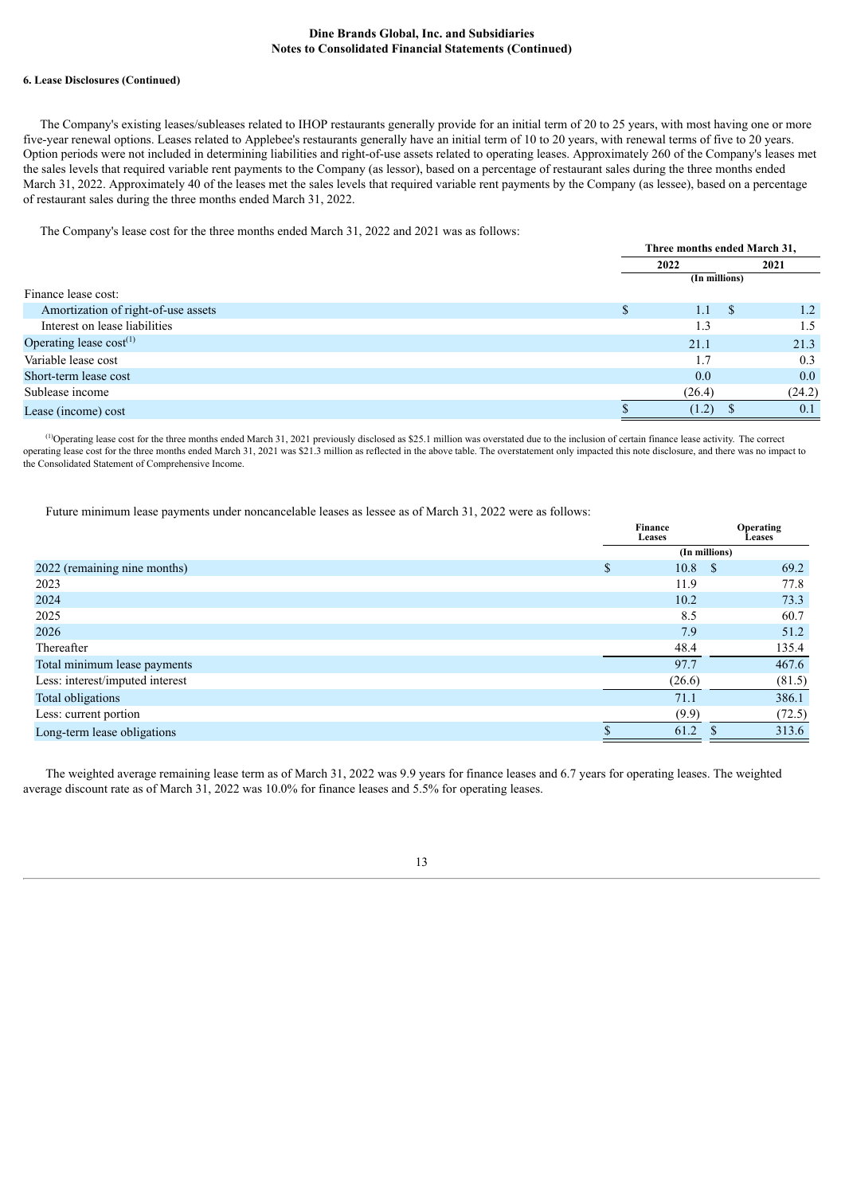**6. Lease Disclosures (Continued)**

The Company's existing leases/subleases related to IHOP restaurants generally provide for an initial term of 20 to 25 years, with most having one or more five-year renewal options. Leases related to Applebee's restaurants generally have an initial term of 10 to 20 years, with renewal terms of five to 20 years. Option periods were not included in determining liabilities and right-of-use assets related to operating leases. Approximately 260 of the Company's leases met the sales levels that required variable rent payments to the Company (as lessor), based on a percentage of restaurant sales during the three months ended March 31, 2022. Approximately 40 of the leases met the sales levels that required variable rent payments by the Company (as lessee), based on a percentage of restaurant sales during the three months ended March 31, 2022.

The Company's lease cost for the three months ended March 31, 2022 and 2021 was as follows:

| | Three months ended March 31, | |
|---|---|---|
| | 2022 | 2021 |
| | (In millions) | |
| Finance lease cost: | | |
| Amortization of right-of-use assets | $ 1.1 | $ 1.2 |
| Interest on lease liabilities | 1.3 | 1.5 |
| Operating lease cost[(1)] | 21.1 | 21.3 |
| Variable lease cost | 1.7 | 0.3 |
| Short-term lease cost | 0.0 | 0.0 |
| Sublease income | (26.4) | (24.2) |
| Lease (income) cost | $ (1.2) | $ 0.1 |

[(1)]Operating lease cost for the three months ended March 31, 2021 previously disclosed as $25.1 million was overstated due to the inclusion of certain finance lease activity. The correct operating lease cost for the three months ended March 31, 2021 was $21.3 million as reflected in the above table. The overstatement only impacted this note disclosure, and there was no impact to the Consolidated Statement of Comprehensive Income.

Future minimum lease payments under noncancelable leases as lessee as of March 31, 2022 were as follows:

| | Finance Leases | Operating Leases |
|---|---|---|
| | (In millions) | |
| 2022 (remaining nine months) | $ 10.8 | $ 69.2 |
| 2023 | 11.9 | 77.8 |
| 2024 | 10.2 | 73.3 |
| 2025 | 8.5 | 60.7 |
| 2026 | 7.9 | 51.2 |
| Thereafter | 48.4 | 135.4 |
| Total minimum lease payments | 97.7 | 467.6 |
| Less: interest/imputed interest | (26.6) | (81.5) |
| Total obligations | 71.1 | 386.1 |
| Less: current portion | (9.9) | (72.5) |
| Long-term lease obligations | $ 61.2 | $ 313.6 |

The weighted average remaining lease term as of March 31, 2022 was 9.9 years for finance leases and 6.7 years for operating leases. The weighted average discount rate as of March 31, 2022 was 10.0% for finance leases and 5.5% for operating leases.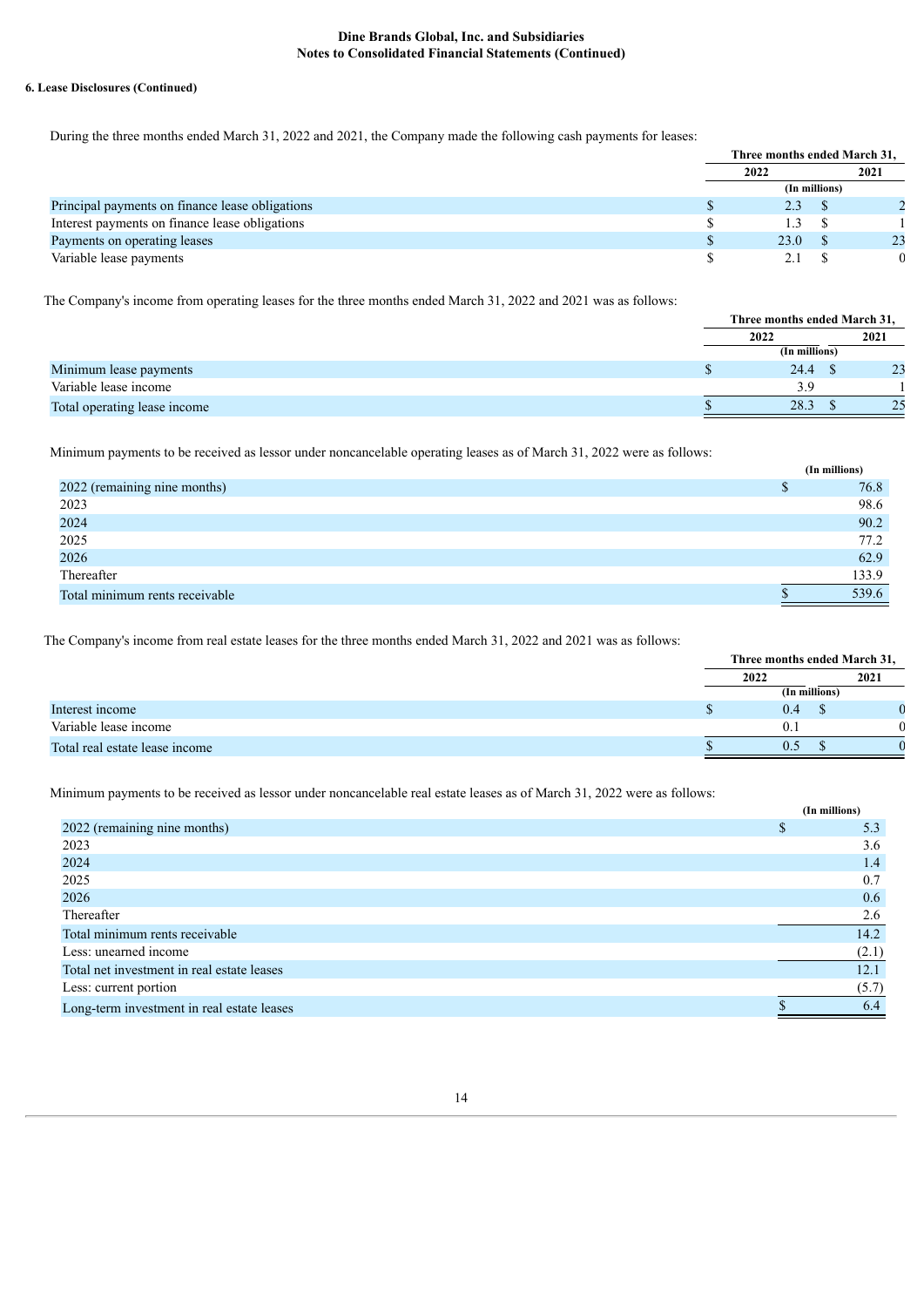**6. Lease Disclosures (Continued)**

During the three months ended March 31, 2022 and 2021, the Company made the following cash payments for leases:

| | Three months ended March 31, | |
|---|---|---|
| | 2022 | 2021 |
| | (In millions) | |
| Principal payments on finance lease obligations | $ 2.3 | $ 2 |
| Interest payments on finance lease obligations | $ 1.3 | $ 1 |
| Payments on operating leases | $ 23.0 | $ 23 |
| Variable lease payments | $ 2.1 | $ 0 |

The Company's income from operating leases for the three months ended March 31, 2022 and 2021 was as follows:

| | Three months ended March 31, | |
|---|---|---|
| | 2022 | 2021 |
| | (In millions) | |
| Minimum lease payments | $ 24.4 | $ 23 |
| Variable lease income | 3.9 | 1 |
| Total operating lease income | $ 28.3 | $ 25 |

Minimum payments to be received as lessor under noncancelable operating leases as of March 31, 2022 were as follows:

| | (In millions) |
|---|---|
| 2022 (remaining nine months) | $ 76.8 |
| 2023 | 98.6 |
| 2024 | 90.2 |
| 2025 | 77.2 |
| 2026 | 62.9 |
| Thereafter | 133.9 |
| Total minimum rents receivable | $ 539.6 |

The Company's income from real estate leases for the three months ended March 31, 2022 and 2021 was as follows:

| | Three months ended March 31, | |
|---|---|---|
| | 2022 | 2021 |
| | (In millions) | |
| Interest income | $ 0.4 | $ 0 |
| Variable lease income | 0.1 | 0 |
| Total real estate lease income | $ 0.5 | $ 0 |

Minimum payments to be received as lessor under noncancelable real estate leases as of March 31, 2022 were as follows:

| | (In millions) |
|---|---|
| 2022 (remaining nine months) | $ 5.3 |
| 2023 | 3.6 |
| 2024 | 1.4 |
| 2025 | 0.7 |
| 2026 | 0.6 |
| Thereafter | 2.6 |
| Total minimum rents receivable | 14.2 |
| Less: unearned income | (2.1) |
| Total net investment in real estate leases | 12.1 |
| Less: current portion | (5.7) |
| Long-term investment in real estate leases | $ 6.4 |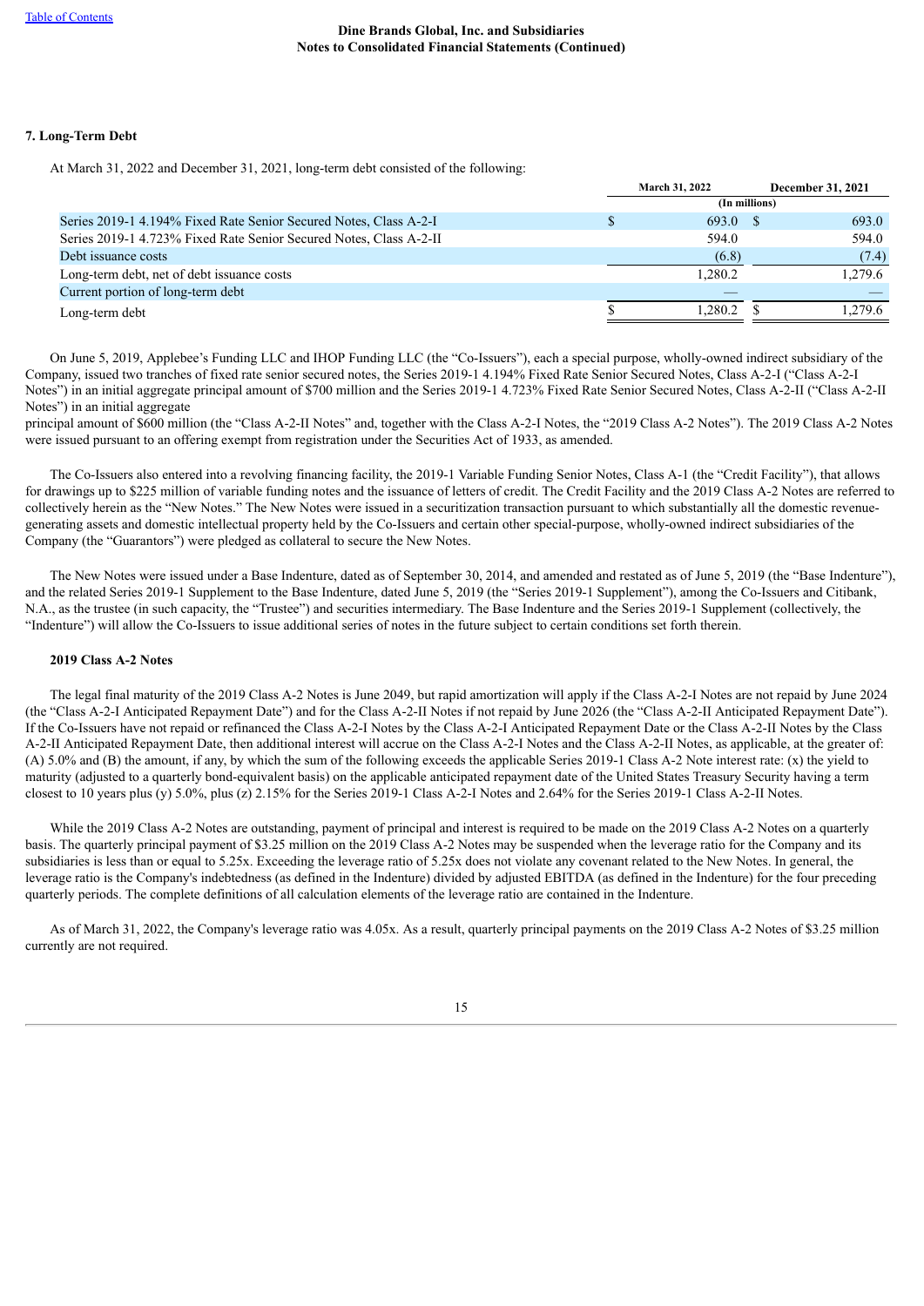### 7. Long-Term Debt

At March 31, 2022 and December 31, 2021, long-term debt consisted of the following:

| | March 31, 2022 | December 31, 2021 |
|---|---|---|
| | (In millions) | |
| Series 2019-1 4.194% Fixed Rate Senior Secured Notes, Class A-2-I | $ 693.0 | $ 693.0 |
| Series 2019-1 4.723% Fixed Rate Senior Secured Notes, Class A-2-II | 594.0 | 594.0 |
| Debt issuance costs | (6.8) | (7.4) |
| Long-term debt, net of debt issuance costs | 1,280.2 | 1,279.6 |
| Current portion of long-term debt | — | — |
| Long-term debt | $ 1,280.2 | $ 1,279.6 |

On June 5, 2019, Applebee's Funding LLC and IHOP Funding LLC (the "Co-Issuers"), each a special purpose, wholly-owned indirect subsidiary of the Company, issued two tranches of fixed rate senior secured notes, the Series 2019-1 4.194% Fixed Rate Senior Secured Notes, Class A-2-I ("Class A-2-I Notes") in an initial aggregate principal amount of $700 million and the Series 2019-1 4.723% Fixed Rate Senior Secured Notes, Class A-2-II ("Class A-2-II Notes") in an initial aggregate principal amount of $600 million (the "Class A-2-II Notes" and, together with the Class A-2-I Notes, the "2019 Class A-2 Notes"). The 2019 Class A-2 Notes were issued pursuant to an offering exempt from registration under the Securities Act of 1933, as amended.

The Co-Issuers also entered into a revolving financing facility, the 2019-1 Variable Funding Senior Notes, Class A-1 (the "Credit Facility"), that allows for drawings up to $225 million of variable funding notes and the issuance of letters of credit. The Credit Facility and the 2019 Class A-2 Notes are referred to collectively herein as the "New Notes." The New Notes were issued in a securitization transaction pursuant to which substantially all the domestic revenue-generating assets and domestic intellectual property held by the Co-Issuers and certain other special-purpose, wholly-owned indirect subsidiaries of the Company (the "Guarantors") were pledged as collateral to secure the New Notes.

The New Notes were issued under a Base Indenture, dated as of September 30, 2014, and amended and restated as of June 5, 2019 (the "Base Indenture"), and the related Series 2019-1 Supplement to the Base Indenture, dated June 5, 2019 (the "Series 2019-1 Supplement"), among the Co-Issuers and Citibank, N.A., as the trustee (in such capacity, the "Trustee") and securities intermediary. The Base Indenture and the Series 2019-1 Supplement (collectively, the "Indenture") will allow the Co-Issuers to issue additional series of notes in the future subject to certain conditions set forth therein.

#### 2019 Class A-2 Notes

The legal final maturity of the 2019 Class A-2 Notes is June 2049, but rapid amortization will apply if the Class A-2-I Notes are not repaid by June 2024 (the "Class A-2-I Anticipated Repayment Date") and for the Class A-2-II Notes if not repaid by June 2026 (the "Class A-2-II Anticipated Repayment Date"). If the Co-Issuers have not repaid or refinanced the Class A-2-I Notes by the Class A-2-I Anticipated Repayment Date or the Class A-2-II Notes by the Class A-2-II Anticipated Repayment Date, then additional interest will accrue on the Class A-2-I Notes and the Class A-2-II Notes, as applicable, at the greater of: (A) 5.0% and (B) the amount, if any, by which the sum of the following exceeds the applicable Series 2019-1 Class A-2 Note interest rate: (x) the yield to maturity (adjusted to a quarterly bond-equivalent basis) on the applicable anticipated repayment date of the United States Treasury Security having a term closest to 10 years plus (y) 5.0%, plus (z) 2.15% for the Series 2019-1 Class A-2-I Notes and 2.64% for the Series 2019-1 Class A-2-II Notes.

While the 2019 Class A-2 Notes are outstanding, payment of principal and interest is required to be made on the 2019 Class A-2 Notes on a quarterly basis. The quarterly principal payment of $3.25 million on the 2019 Class A-2 Notes may be suspended when the leverage ratio for the Company and its subsidiaries is less than or equal to 5.25x. Exceeding the leverage ratio of 5.25x does not violate any covenant related to the New Notes. In general, the leverage ratio is the Company's indebtedness (as defined in the Indenture) divided by adjusted EBITDA (as defined in the Indenture) for the four preceding quarterly periods. The complete definitions of all calculation elements of the leverage ratio are contained in the Indenture.

As of March 31, 2022, the Company's leverage ratio was 4.05x. As a result, quarterly principal payments on the 2019 Class A-2 Notes of $3.25 million currently are not required.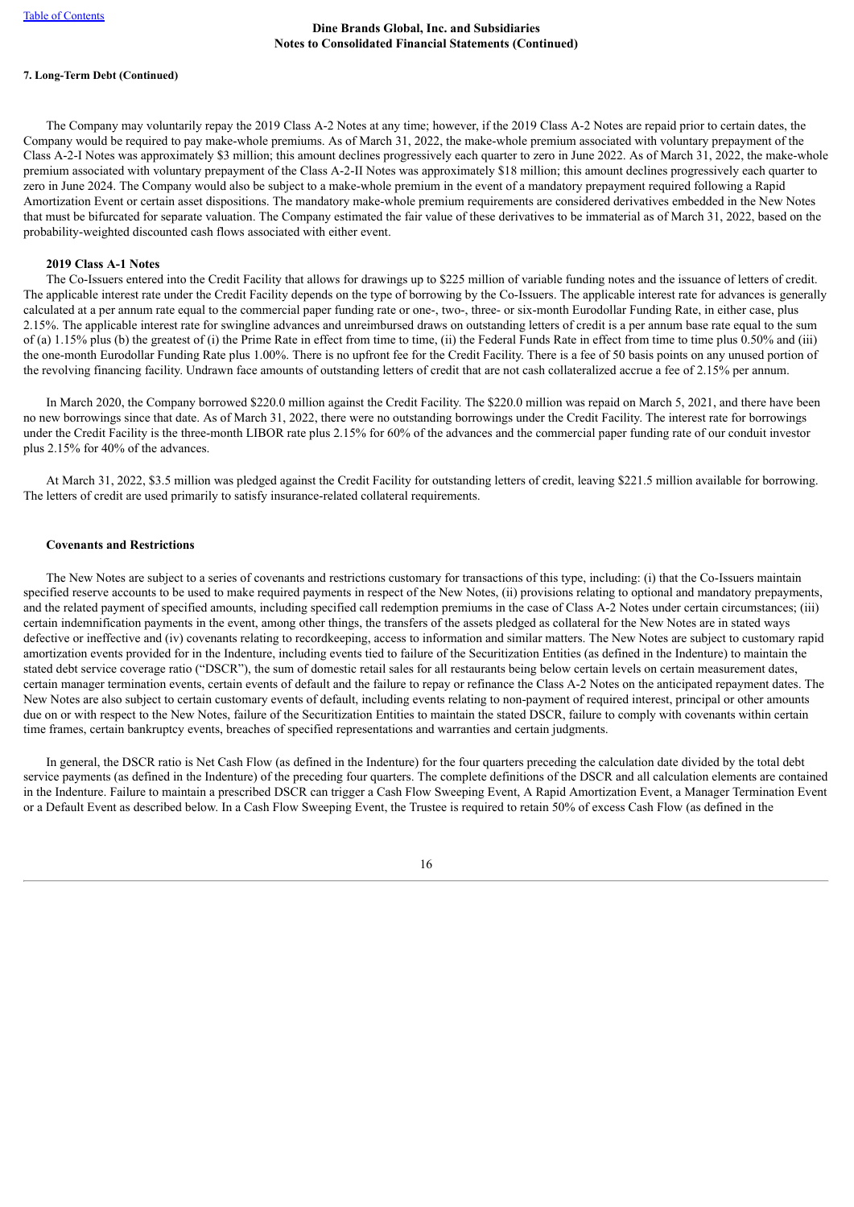**7. Long-Term Debt (Continued)**

The Company may voluntarily repay the 2019 Class A-2 Notes at any time; however, if the 2019 Class A-2 Notes are repaid prior to certain dates, the Company would be required to pay make-whole premiums. As of March 31, 2022, the make-whole premium associated with voluntary prepayment of the Class A-2-I Notes was approximately $3 million; this amount declines progressively each quarter to zero in June 2022. As of March 31, 2022, the make-whole premium associated with voluntary prepayment of the Class A-2-II Notes was approximately $18 million; this amount declines progressively each quarter to zero in June 2024. The Company would also be subject to a make-whole premium in the event of a mandatory prepayment required following a Rapid Amortization Event or certain asset dispositions. The mandatory make-whole premium requirements are considered derivatives embedded in the New Notes that must be bifurcated for separate valuation. The Company estimated the fair value of these derivatives to be immaterial as of March 31, 2022, based on the probability-weighted discounted cash flows associated with either event.

**2019 Class A-1 Notes**

The Co-Issuers entered into the Credit Facility that allows for drawings up to $225 million of variable funding notes and the issuance of letters of credit. The applicable interest rate under the Credit Facility depends on the type of borrowing by the Co-Issuers. The applicable interest rate for advances is generally calculated at a per annum rate equal to the commercial paper funding rate or one-, two-, three- or six-month Eurodollar Funding Rate, in either case, plus 2.15%. The applicable interest rate for swingline advances and unreimbursed draws on outstanding letters of credit is a per annum base rate equal to the sum of (a) 1.15% plus (b) the greatest of (i) the Prime Rate in effect from time to time, (ii) the Federal Funds Rate in effect from time to time plus 0.50% and (iii) the one-month Eurodollar Funding Rate plus 1.00%. There is no upfront fee for the Credit Facility. There is a fee of 50 basis points on any unused portion of the revolving financing facility. Undrawn face amounts of outstanding letters of credit that are not cash collateralized accrue a fee of 2.15% per annum.

In March 2020, the Company borrowed $220.0 million against the Credit Facility. The $220.0 million was repaid on March 5, 2021, and there have been no new borrowings since that date. As of March 31, 2022, there were no outstanding borrowings under the Credit Facility. The interest rate for borrowings under the Credit Facility is the three-month LIBOR rate plus 2.15% for 60% of the advances and the commercial paper funding rate of our conduit investor plus 2.15% for 40% of the advances.

At March 31, 2022, $3.5 million was pledged against the Credit Facility for outstanding letters of credit, leaving $221.5 million available for borrowing. The letters of credit are used primarily to satisfy insurance-related collateral requirements.

**Covenants and Restrictions**

The New Notes are subject to a series of covenants and restrictions customary for transactions of this type, including: (i) that the Co-Issuers maintain specified reserve accounts to be used to make required payments in respect of the New Notes, (ii) provisions relating to optional and mandatory prepayments, and the related payment of specified amounts, including specified call redemption premiums in the case of Class A-2 Notes under certain circumstances; (iii) certain indemnification payments in the event, among other things, the transfers of the assets pledged as collateral for the New Notes are in stated ways defective or ineffective and (iv) covenants relating to recordkeeping, access to information and similar matters. The New Notes are subject to customary rapid amortization events provided for in the Indenture, including events tied to failure of the Securitization Entities (as defined in the Indenture) to maintain the stated debt service coverage ratio ("DSCR"), the sum of domestic retail sales for all restaurants being below certain levels on certain measurement dates, certain manager termination events, certain events of default and the failure to repay or refinance the Class A-2 Notes on the anticipated repayment dates. The New Notes are also subject to certain customary events of default, including events relating to non-payment of required interest, principal or other amounts due on or with respect to the New Notes, failure of the Securitization Entities to maintain the stated DSCR, failure to comply with covenants within certain time frames, certain bankruptcy events, breaches of specified representations and warranties and certain judgments.

In general, the DSCR ratio is Net Cash Flow (as defined in the Indenture) for the four quarters preceding the calculation date divided by the total debt service payments (as defined in the Indenture) of the preceding four quarters. The complete definitions of the DSCR and all calculation elements are contained in the Indenture. Failure to maintain a prescribed DSCR can trigger a Cash Flow Sweeping Event, A Rapid Amortization Event, a Manager Termination Event or a Default Event as described below. In a Cash Flow Sweeping Event, the Trustee is required to retain 50% of excess Cash Flow (as defined in the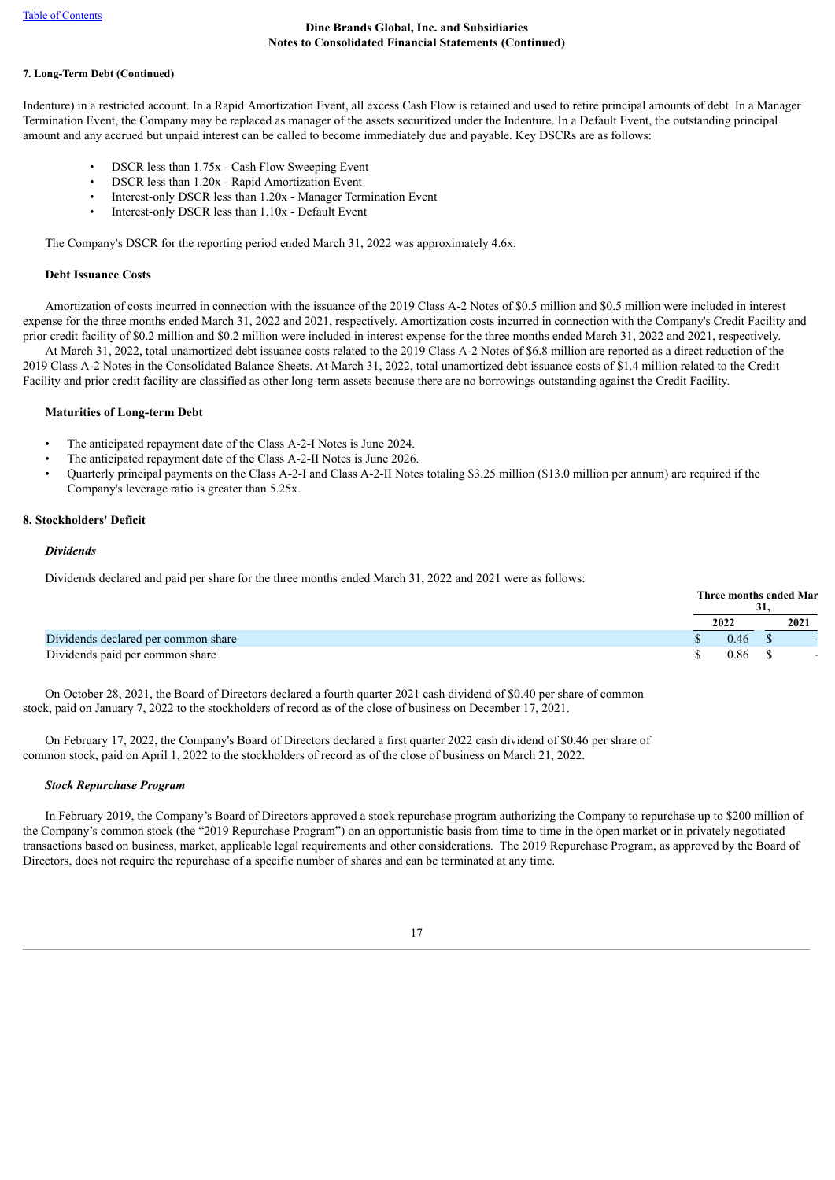#### 7. Long-Term Debt (Continued)

Indenture) in a restricted account. In a Rapid Amortization Event, all excess Cash Flow is retained and used to retire principal amounts of debt. In a Manager Termination Event, the Company may be replaced as manager of the assets securitized under the Indenture. In a Default Event, the outstanding principal amount and any accrued but unpaid interest can be called to become immediately due and payable. Key DSCRs are as follows:

- DSCR less than 1.75x - Cash Flow Sweeping Event
- DSCR less than 1.20x - Rapid Amortization Event
- Interest-only DSCR less than 1.20x - Manager Termination Event
- Interest-only DSCR less than 1.10x - Default Event

The Company's DSCR for the reporting period ended March 31, 2022 was approximately 4.6x.

#### Debt Issuance Costs

Amortization of costs incurred in connection with the issuance of the 2019 Class A-2 Notes of $0.5 million and $0.5 million were included in interest expense for the three months ended March 31, 2022 and 2021, respectively. Amortization costs incurred in connection with the Company's Credit Facility and prior credit facility of $0.2 million and $0.2 million were included in interest expense for the three months ended March 31, 2022 and 2021, respectively.

At March 31, 2022, total unamortized debt issuance costs related to the 2019 Class A-2 Notes of $6.8 million are reported as a direct reduction of the 2019 Class A-2 Notes in the Consolidated Balance Sheets. At March 31, 2022, total unamortized debt issuance costs of $1.4 million related to the Credit Facility and prior credit facility are classified as other long-term assets because there are no borrowings outstanding against the Credit Facility.

#### Maturities of Long-term Debt

- The anticipated repayment date of the Class A-2-I Notes is June 2024.
- The anticipated repayment date of the Class A-2-II Notes is June 2026.
- Quarterly principal payments on the Class A-2-I and Class A-2-II Notes totaling $3.25 million ($13.0 million per annum) are required if the Company's leverage ratio is greater than 5.25x.

## 8. Stockholders' Deficit

### *Dividends*

Dividends declared and paid per share for the three months ended March 31, 2022 and 2021 were as follows:

| | Three months ended March 31, | |
|---|---|---|
| | 2022 | 2021 |
| Dividends declared per common share | $ 0.46 | $ — |
| Dividends paid per common share | $ 0.86 | $ — |

On October 28, 2021, the Board of Directors declared a fourth quarter 2021 cash dividend of $0.40 per share of common stock, paid on January 7, 2022 to the stockholders of record as of the close of business on December 17, 2021.

On February 17, 2022, the Company's Board of Directors declared a first quarter 2022 cash dividend of $0.46 per share of common stock, paid on April 1, 2022 to the stockholders of record as of the close of business on March 21, 2022.

### *Stock Repurchase Program*

In February 2019, the Company's Board of Directors approved a stock repurchase program authorizing the Company to repurchase up to $200 million of the Company's common stock (the "2019 Repurchase Program") on an opportunistic basis from time to time in the open market or in privately negotiated transactions based on business, market, applicable legal requirements and other considerations. The 2019 Repurchase Program, as approved by the Board of Directors, does not require the repurchase of a specific number of shares and can be terminated at any time.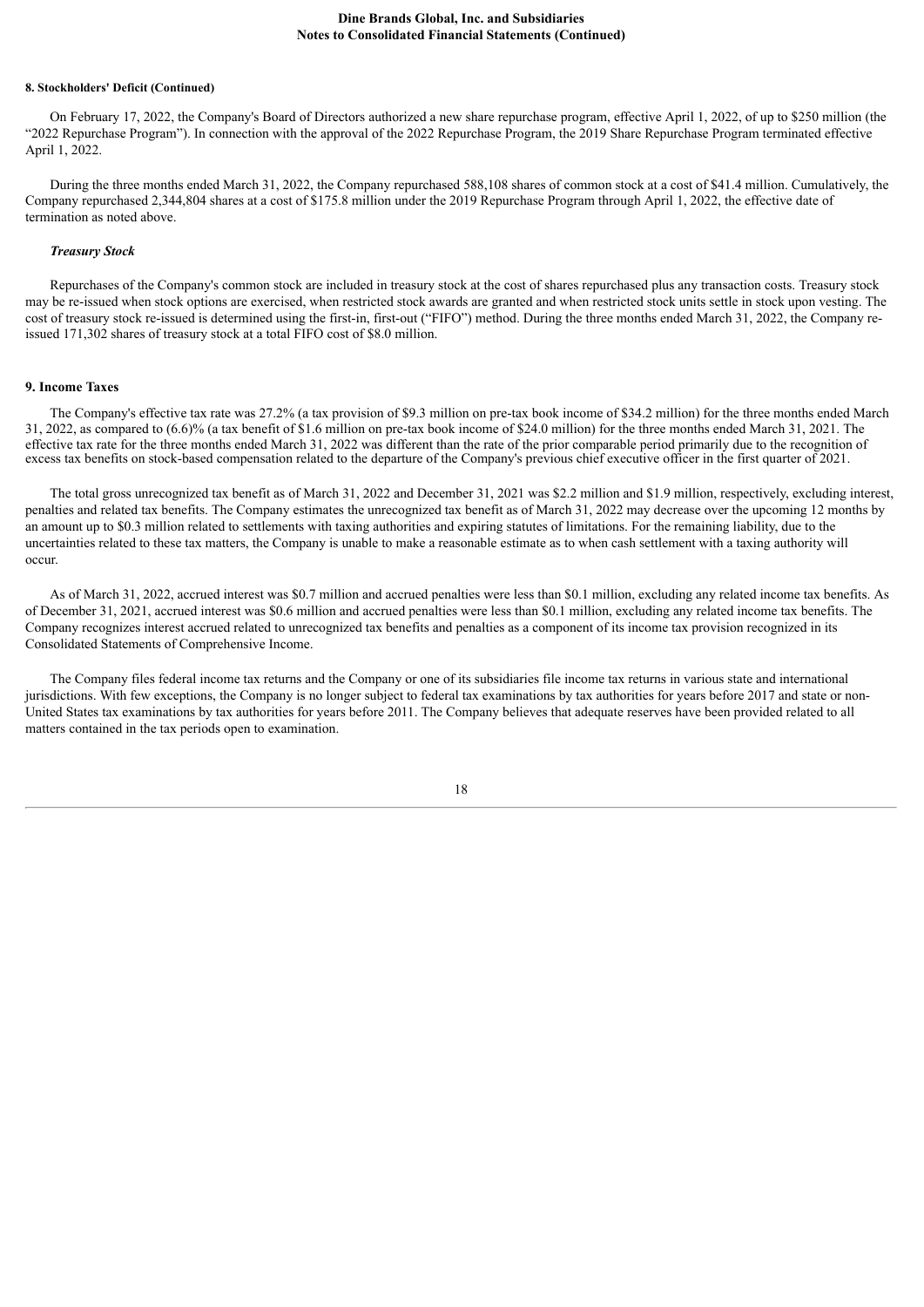#### 8. Stockholders' Deficit (Continued)

On February 17, 2022, the Company's Board of Directors authorized a new share repurchase program, effective April 1, 2022, of up to $250 million (the "2022 Repurchase Program"). In connection with the approval of the 2022 Repurchase Program, the 2019 Share Repurchase Program terminated effective April 1, 2022.

During the three months ended March 31, 2022, the Company repurchased 588,108 shares of common stock at a cost of $41.4 million. Cumulatively, the Company repurchased 2,344,804 shares at a cost of $175.8 million under the 2019 Repurchase Program through April 1, 2022, the effective date of termination as noted above.

***Treasury Stock***

Repurchases of the Company's common stock are included in treasury stock at the cost of shares repurchased plus any transaction costs. Treasury stock may be re-issued when stock options are exercised, when restricted stock awards are granted and when restricted stock units settle in stock upon vesting. The cost of treasury stock re-issued is determined using the first-in, first-out ("FIFO") method. During the three months ended March 31, 2022, the Company re-issued 171,302 shares of treasury stock at a total FIFO cost of $8.0 million.

#### 9. Income Taxes

The Company's effective tax rate was 27.2% (a tax provision of $9.3 million on pre-tax book income of $34.2 million) for the three months ended March 31, 2022, as compared to (6.6)% (a tax benefit of $1.6 million on pre-tax book income of $24.0 million) for the three months ended March 31, 2021. The effective tax rate for the three months ended March 31, 2022 was different than the rate of the prior comparable period primarily due to the recognition of excess tax benefits on stock-based compensation related to the departure of the Company's previous chief executive officer in the first quarter of 2021.

The total gross unrecognized tax benefit as of March 31, 2022 and December 31, 2021 was $2.2 million and $1.9 million, respectively, excluding interest, penalties and related tax benefits. The Company estimates the unrecognized tax benefit as of March 31, 2022 may decrease over the upcoming 12 months by an amount up to $0.3 million related to settlements with taxing authorities and expiring statutes of limitations. For the remaining liability, due to the uncertainties related to these tax matters, the Company is unable to make a reasonable estimate as to when cash settlement with a taxing authority will occur.

As of March 31, 2022, accrued interest was $0.7 million and accrued penalties were less than $0.1 million, excluding any related income tax benefits. As of December 31, 2021, accrued interest was $0.6 million and accrued penalties were less than $0.1 million, excluding any related income tax benefits. The Company recognizes interest accrued related to unrecognized tax benefits and penalties as a component of its income tax provision recognized in its Consolidated Statements of Comprehensive Income.

The Company files federal income tax returns and the Company or one of its subsidiaries file income tax returns in various state and international jurisdictions. With few exceptions, the Company is no longer subject to federal tax examinations by tax authorities for years before 2017 and state or non-United States tax examinations by tax authorities for years before 2011. The Company believes that adequate reserves have been provided related to all matters contained in the tax periods open to examination.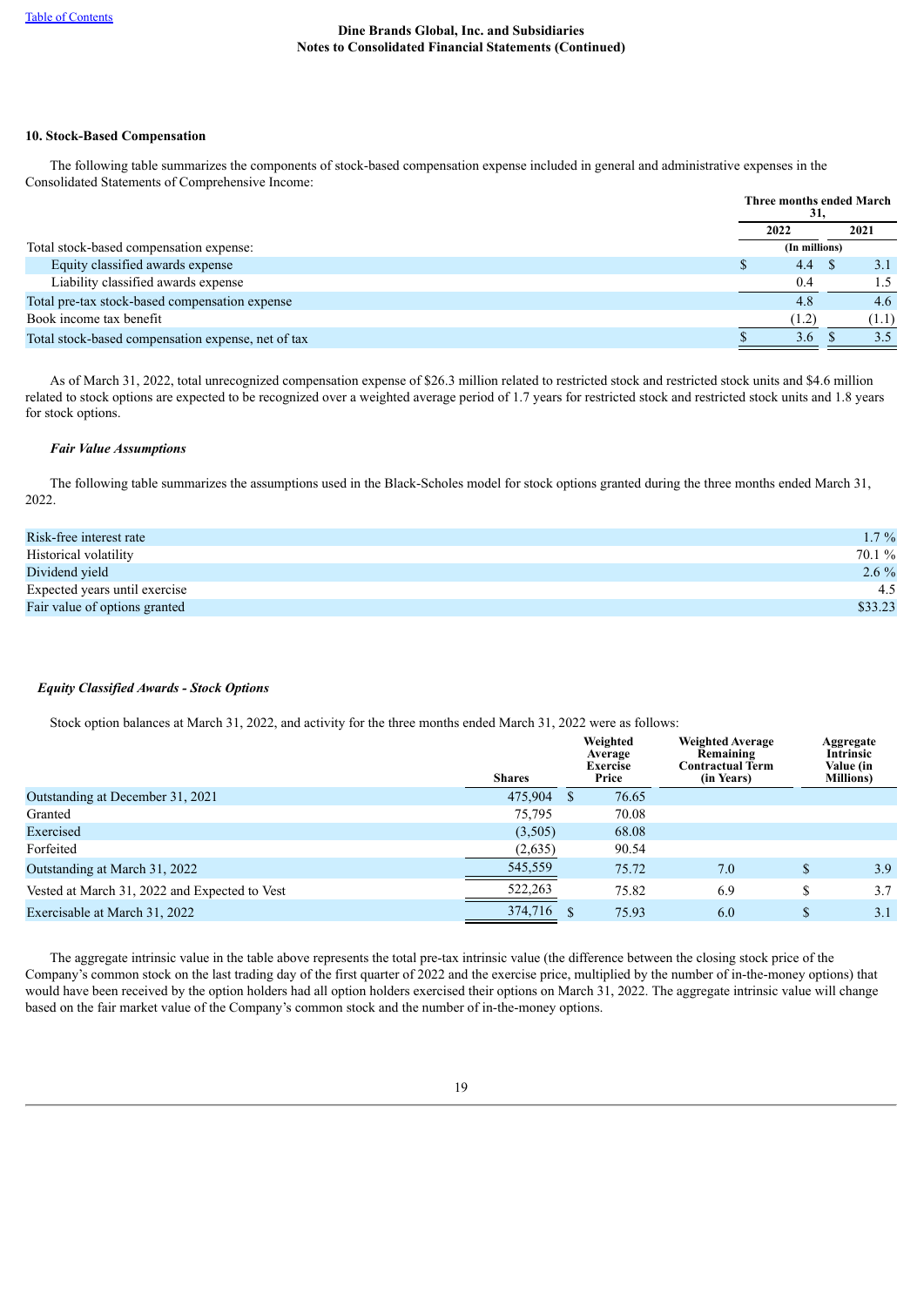Dine Brands Global, Inc. and Subsidiaries
Notes to Consolidated Financial Statements (Continued)

**10. Stock-Based Compensation**

The following table summarizes the components of stock-based compensation expense included in general and administrative expenses in the Consolidated Statements of Comprehensive Income:

| | Three months ended March 31, | |
|---|---|---|
| | 2022 | 2021 |
| Total stock-based compensation expense: | (In millions) | |
| Equity classified awards expense | $ 4.4 | $ 3.1 |
| Liability classified awards expense | 0.4 | 1.5 |
| Total pre-tax stock-based compensation expense | 4.8 | 4.6 |
| Book income tax benefit | (1.2) | (1.1) |
| Total stock-based compensation expense, net of tax | $ 3.6 | $ 3.5 |

As of March 31, 2022, total unrecognized compensation expense of $26.3 million related to restricted stock and restricted stock units and $4.6 million related to stock options are expected to be recognized over a weighted average period of 1.7 years for restricted stock and restricted stock units and 1.8 years for stock options.

***Fair Value Assumptions***

The following table summarizes the assumptions used in the Black-Scholes model for stock options granted during the three months ended March 31, 2022.

| | |
|---|---|
| Risk-free interest rate | 1.7 % |
| Historical volatility | 70.1 % |
| Dividend yield | 2.6 % |
| Expected years until exercise | 4.5 |
| Fair value of options granted | $33.23 |

***Equity Classified Awards - Stock Options***

Stock option balances at March 31, 2022, and activity for the three months ended March 31, 2022 were as follows:

| | Shares | Weighted Average Exercise Price | Weighted Average Remaining Contractual Term (in Years) | Aggregate Intrinsic Value (in Millions) |
|---|---|---|---|---|
| Outstanding at December 31, 2021 | 475,904 | $ 76.65 | | |
| Granted | 75,795 | 70.08 | | |
| Exercised | (3,505) | 68.08 | | |
| Forfeited | (2,635) | 90.54 | | |
| Outstanding at March 31, 2022 | 545,559 | 75.72 | 7.0 | $ 3.9 |
| Vested at March 31, 2022 and Expected to Vest | 522,263 | 75.82 | 6.9 | $ 3.7 |
| Exercisable at March 31, 2022 | 374,716 | $ 75.93 | 6.0 | $ 3.1 |

The aggregate intrinsic value in the table above represents the total pre-tax intrinsic value (the difference between the closing stock price of the Company's common stock on the last trading day of the first quarter of 2022 and the exercise price, multiplied by the number of in-the-money options) that would have been received by the option holders had all option holders exercised their options on March 31, 2022. The aggregate intrinsic value will change based on the fair market value of the Company's common stock and the number of in-the-money options.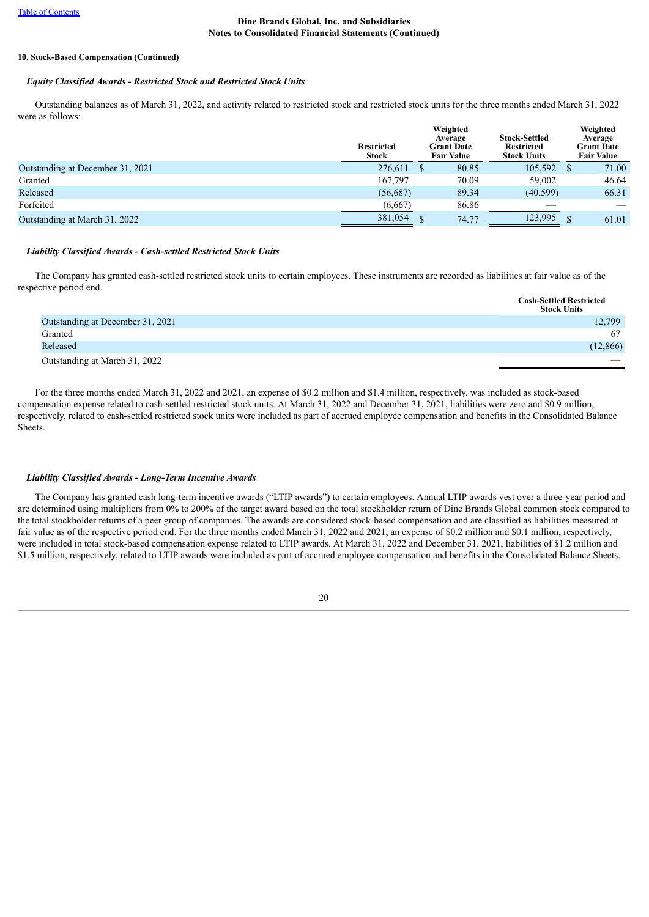**10. Stock-Based Compensation (Continued)**

***Equity Classified Awards - Restricted Stock and Restricted Stock Units***

Outstanding balances as of March 31, 2022, and activity related to restricted stock and restricted stock units for the three months ended March 31, 2022 were as follows:

| | Restricted Stock | Weighted Average Grant Date Fair Value | Stock-Settled Restricted Stock Units | Weighted Average Grant Date Fair Value |
|---|---|---|---|---|
| Outstanding at December 31, 2021 | 276,611 | $ 80.85 | 105,592 | $ 71.00 |
| Granted | 167,797 | 70.09 | 59,002 | 46.64 |
| Released | (56,687) | 89.34 | (40,599) | 66.31 |
| Forfeited | (6,667) | 86.86 | — | — |
| Outstanding at March 31, 2022 | 381,054 | $ 74.77 | 123,995 | $ 61.01 |

***Liability Classified Awards - Cash-settled Restricted Stock Units***

The Company has granted cash-settled restricted stock units to certain employees. These instruments are recorded as liabilities at fair value as of the respective period end.

| | Cash-Settled Restricted Stock Units |
|---|---|
| Outstanding at December 31, 2021 | 12,799 |
| Granted | 67 |
| Released | (12,866) |
| Outstanding at March 31, 2022 | — |

For the three months ended March 31, 2022 and 2021, an expense of $0.2 million and $1.4 million, respectively, was included as stock-based compensation expense related to cash-settled restricted stock units. At March 31, 2022 and December 31, 2021, liabilities were zero and $0.9 million, respectively, related to cash-settled restricted stock units were included as part of accrued employee compensation and benefits in the Consolidated Balance Sheets.

***Liability Classified Awards - Long-Term Incentive Awards***

The Company has granted cash long-term incentive awards ("LTIP awards") to certain employees. Annual LTIP awards vest over a three-year period and are determined using multipliers from 0% to 200% of the target award based on the total stockholder return of Dine Brands Global common stock compared to the total stockholder returns of a peer group of companies. The awards are considered stock-based compensation and are classified as liabilities measured at fair value as of the respective period end. For the three months ended March 31, 2022 and 2021, an expense of $0.2 million and $0.1 million, respectively, were included in total stock-based compensation expense related to LTIP awards. At March 31, 2022 and December 31, 2021, liabilities of $1.2 million and $1.5 million, respectively, related to LTIP awards were included as part of accrued employee compensation and benefits in the Consolidated Balance Sheets.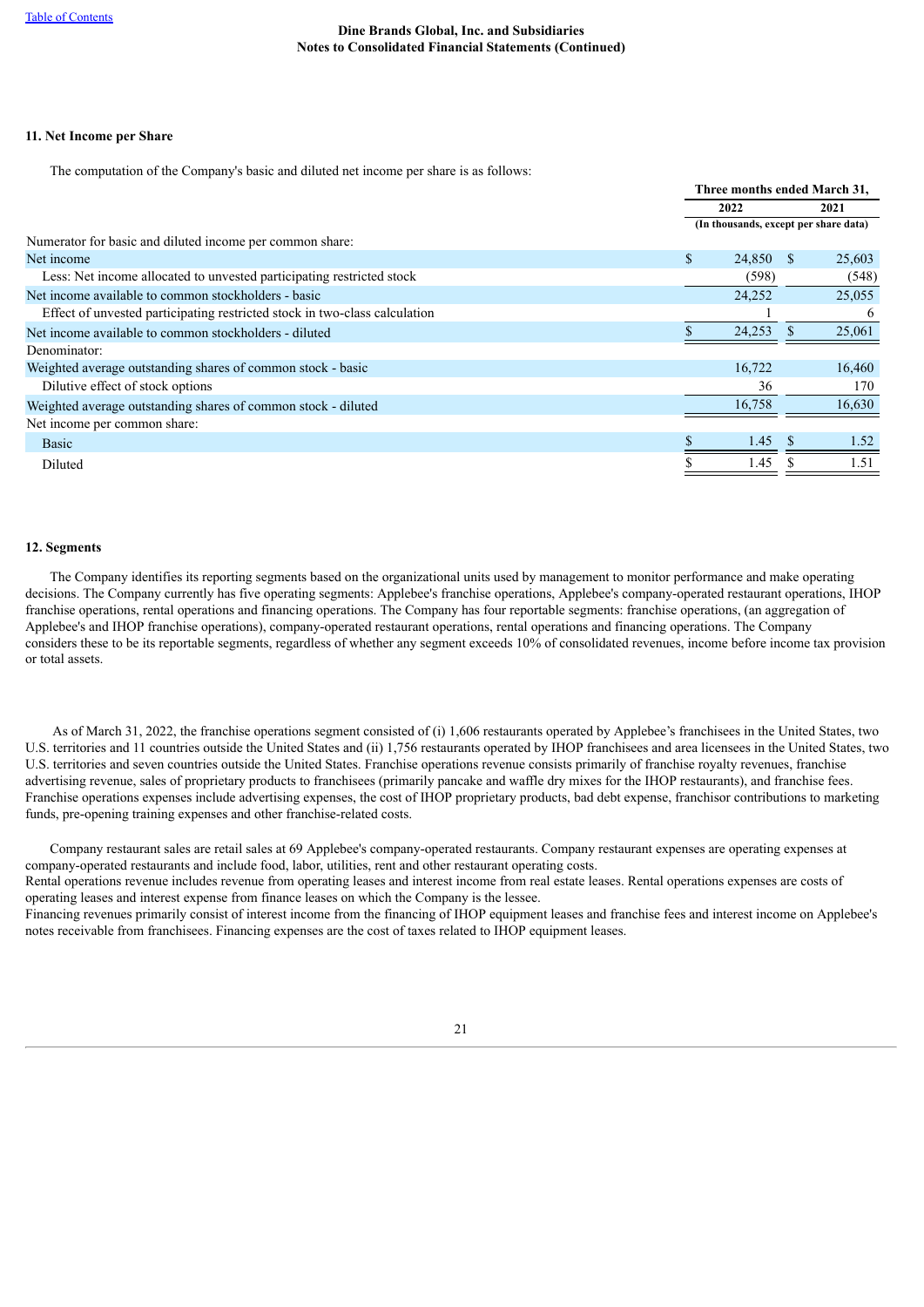## 11. Net Income per Share

The computation of the Company's basic and diluted net income per share is as follows:

| | Three months ended March 31, | |
|---|---|---|
| | 2022 | 2021 |
| | (In thousands, except per share data) | |
| Numerator for basic and diluted income per common share: | | |
| Net income | $ 24,850 | $ 25,603 |
| Less: Net income allocated to unvested participating restricted stock | (598) | (548) |
| Net income available to common stockholders - basic | 24,252 | 25,055 |
| Effect of unvested participating restricted stock in two-class calculation | 1 | 6 |
| Net income available to common stockholders - diluted | $ 24,253 | $ 25,061 |
| Denominator: | | |
| Weighted average outstanding shares of common stock - basic | 16,722 | 16,460 |
| Dilutive effect of stock options | 36 | 170 |
| Weighted average outstanding shares of common stock - diluted | 16,758 | 16,630 |
| Net income per common share: | | |
| Basic | $ 1.45 | $ 1.52 |
| Diluted | $ 1.45 | $ 1.51 |

## 12. Segments

The Company identifies its reporting segments based on the organizational units used by management to monitor performance and make operating decisions. The Company currently has five operating segments: Applebee's franchise operations, Applebee's company-operated restaurant operations, IHOP franchise operations, rental operations and financing operations. The Company has four reportable segments: franchise operations, (an aggregation of Applebee's and IHOP franchise operations), company-operated restaurant operations, rental operations and financing operations. The Company considers these to be its reportable segments, regardless of whether any segment exceeds 10% of consolidated revenues, income before income tax provision or total assets.

As of March 31, 2022, the franchise operations segment consisted of (i) 1,606 restaurants operated by Applebee's franchisees in the United States, two U.S. territories and 11 countries outside the United States and (ii) 1,756 restaurants operated by IHOP franchisees and area licensees in the United States, two U.S. territories and seven countries outside the United States. Franchise operations revenue consists primarily of franchise royalty revenues, franchise advertising revenue, sales of proprietary products to franchisees (primarily pancake and waffle dry mixes for the IHOP restaurants), and franchise fees. Franchise operations expenses include advertising expenses, the cost of IHOP proprietary products, bad debt expense, franchisor contributions to marketing funds, pre-opening training expenses and other franchise-related costs.

Company restaurant sales are retail sales at 69 Applebee's company-operated restaurants. Company restaurant expenses are operating expenses at company-operated restaurants and include food, labor, utilities, rent and other restaurant operating costs.

Rental operations revenue includes revenue from operating leases and interest income from real estate leases. Rental operations expenses are costs of operating leases and interest expense from finance leases on which the Company is the lessee.

Financing revenues primarily consist of interest income from the financing of IHOP equipment leases and franchise fees and interest income on Applebee's notes receivable from franchisees. Financing expenses are the cost of taxes related to IHOP equipment leases.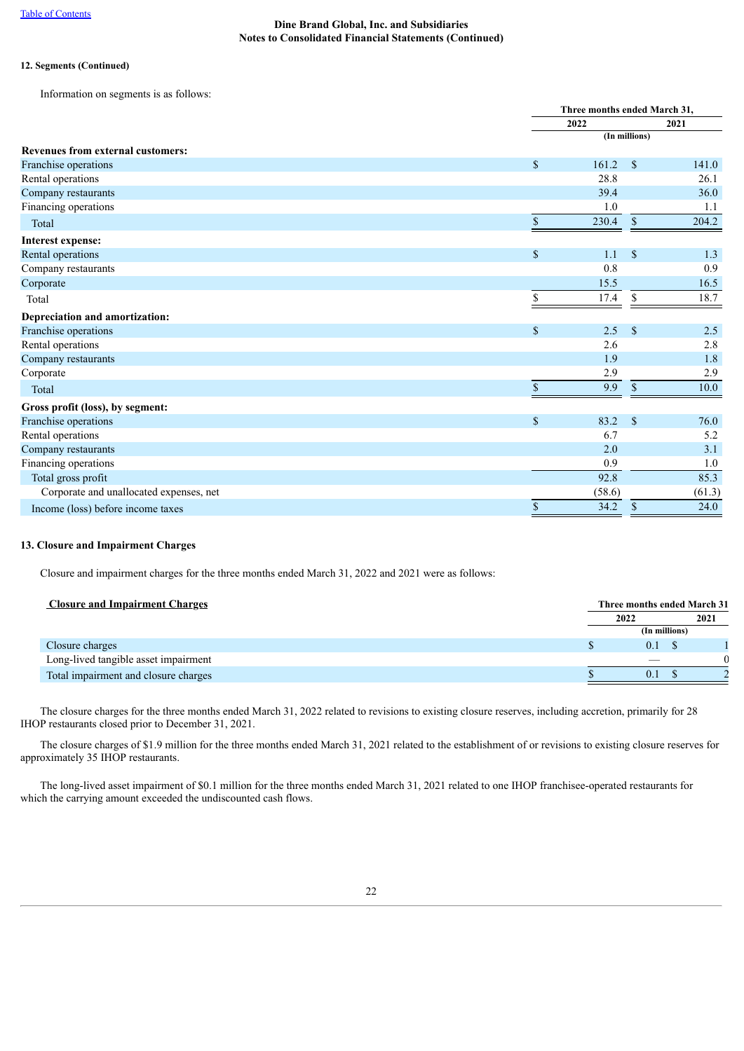Dine Brand Global, Inc. and Subsidiaries
Notes to Consolidated Financial Statements (Continued)

**12. Segments (Continued)**

Information on segments is as follows:

| | Three months ended March 31, | |
|---|---|---|
| | 2022 | 2021 |
| | (In millions) | |
| **Revenues from external customers:** | | |
| Franchise operations | $ 161.2 | $ 141.0 |
| Rental operations | 28.8 | 26.1 |
| Company restaurants | 39.4 | 36.0 |
| Financing operations | 1.0 | 1.1 |
| Total | $ 230.4 | $ 204.2 |
| **Interest expense:** | | |
| Rental operations | $ 1.1 | $ 1.3 |
| Company restaurants | 0.8 | 0.9 |
| Corporate | 15.5 | 16.5 |
| Total | $ 17.4 | $ 18.7 |
| **Depreciation and amortization:** | | |
| Franchise operations | $ 2.5 | $ 2.5 |
| Rental operations | 2.6 | 2.8 |
| Company restaurants | 1.9 | 1.8 |
| Corporate | 2.9 | 2.9 |
| Total | $ 9.9 | $ 10.0 |
| **Gross profit (loss), by segment:** | | |
| Franchise operations | $ 83.2 | $ 76.0 |
| Rental operations | 6.7 | 5.2 |
| Company restaurants | 2.0 | 3.1 |
| Financing operations | 0.9 | 1.0 |
| Total gross profit | 92.8 | 85.3 |
| Corporate and unallocated expenses, net | (58.6) | (61.3) |
| Income (loss) before income taxes | $ 34.2 | $ 24.0 |

**13. Closure and Impairment Charges**

Closure and impairment charges for the three months ended March 31, 2022 and 2021 were as follows:

| Closure and Impairment Charges | Three months ended March 31 | |
|---|---|---|
| | 2022 | 2021 |
| | (In millions) | |
| Closure charges | $ 0.1 | $ 1 |
| Long-lived tangible asset impairment | — | 0 |
| Total impairment and closure charges | $ 0.1 | $ 2 |

The closure charges for the three months ended March 31, 2022 related to revisions to existing closure reserves, including accretion, primarily for 28 IHOP restaurants closed prior to December 31, 2021.

The closure charges of $1.9 million for the three months ended March 31, 2021 related to the establishment of or revisions to existing closure reserves for approximately 35 IHOP restaurants.

The long-lived asset impairment of $0.1 million for the three months ended March 31, 2021 related to one IHOP franchisee-operated restaurants for which the carrying amount exceeded the undiscounted cash flows.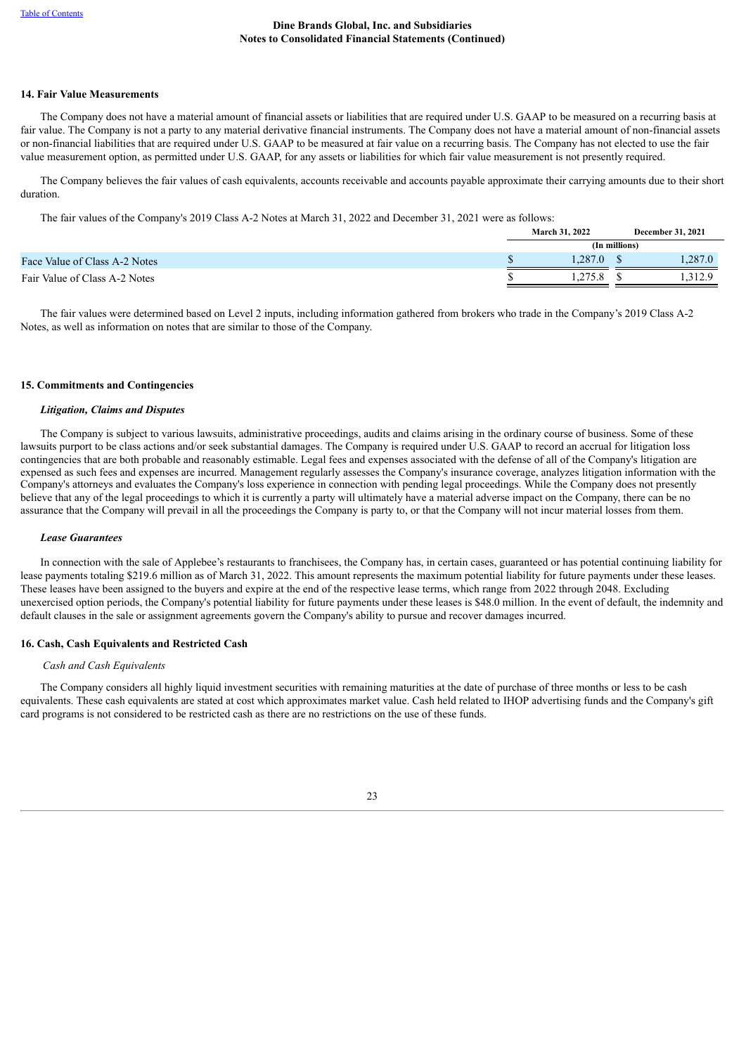## 14. Fair Value Measurements

The Company does not have a material amount of financial assets or liabilities that are required under U.S. GAAP to be measured on a recurring basis at fair value. The Company is not a party to any material derivative financial instruments. The Company does not have a material amount of non-financial assets or non-financial liabilities that are required under U.S. GAAP to be measured at fair value on a recurring basis. The Company has not elected to use the fair value measurement option, as permitted under U.S. GAAP, for any assets or liabilities for which fair value measurement is not presently required.

The Company believes the fair values of cash equivalents, accounts receivable and accounts payable approximate their carrying amounts due to their short duration.

The fair values of the Company's 2019 Class A-2 Notes at March 31, 2022 and December 31, 2021 were as follows:

| | March 31, 2022 | December 31, 2021 |
|---|---|---|
| | (In millions) | |
| Face Value of Class A-2 Notes | $ 1,287.0 | $ 1,287.0 |
| Fair Value of Class A-2 Notes | $ 1,275.8 | $ 1,312.9 |

The fair values were determined based on Level 2 inputs, including information gathered from brokers who trade in the Company's 2019 Class A-2 Notes, as well as information on notes that are similar to those of the Company.

## 15. Commitments and Contingencies

### *Litigation, Claims and Disputes*

The Company is subject to various lawsuits, administrative proceedings, audits and claims arising in the ordinary course of business. Some of these lawsuits purport to be class actions and/or seek substantial damages. The Company is required under U.S. GAAP to record an accrual for litigation loss contingencies that are both probable and reasonably estimable. Legal fees and expenses associated with the defense of all of the Company's litigation are expensed as such fees and expenses are incurred. Management regularly assesses the Company's insurance coverage, analyzes litigation information with the Company's attorneys and evaluates the Company's loss experience in connection with pending legal proceedings. While the Company does not presently believe that any of the legal proceedings to which it is currently a party will ultimately have a material adverse impact on the Company, there can be no assurance that the Company will prevail in all the proceedings the Company is party to, or that the Company will not incur material losses from them.

### *Lease Guarantees*

In connection with the sale of Applebee's restaurants to franchisees, the Company has, in certain cases, guaranteed or has potential continuing liability for lease payments totaling $219.6 million as of March 31, 2022. This amount represents the maximum potential liability for future payments under these leases. These leases have been assigned to the buyers and expire at the end of the respective lease terms, which range from 2022 through 2048. Excluding unexercised option periods, the Company's potential liability for future payments under these leases is $48.0 million. In the event of default, the indemnity and default clauses in the sale or assignment agreements govern the Company's ability to pursue and recover damages incurred.

## 16. Cash, Cash Equivalents and Restricted Cash

*Cash and Cash Equivalents*

The Company considers all highly liquid investment securities with remaining maturities at the date of purchase of three months or less to be cash equivalents. These cash equivalents are stated at cost which approximates market value. Cash held related to IHOP advertising funds and the Company's gift card programs is not considered to be restricted cash as there are no restrictions on the use of these funds.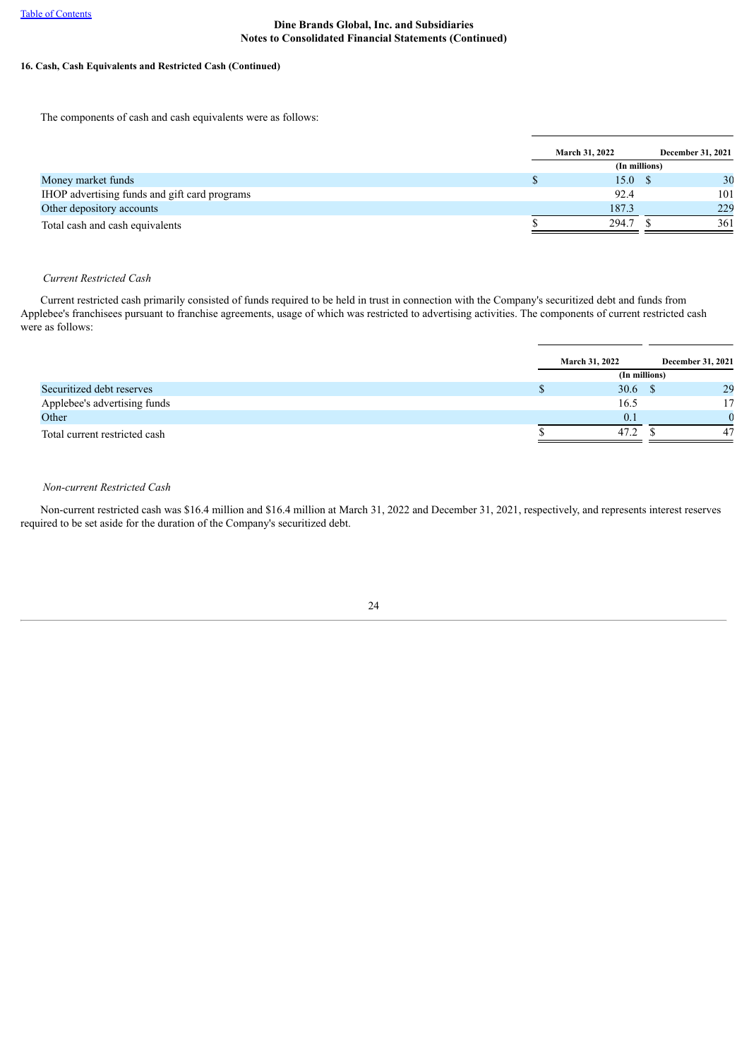**Dine Brands Global, Inc. and Subsidiaries**
**Notes to Consolidated Financial Statements (Continued)**

**16. Cash, Cash Equivalents and Restricted Cash (Continued)**

The components of cash and cash equivalents were as follows:

| | March 31, 2022 | | December 31, 2021 |
|---|---|---|---|
| | (In millions) | | |
| Money market funds | $ 15.0 | $ | 30 |
| IHOP advertising funds and gift card programs | 92.4 | | 101 |
| Other depository accounts | 187.3 | | 229 |
| Total cash and cash equivalents | $ 294.7 | $ | 361 |

*Current Restricted Cash*

Current restricted cash primarily consisted of funds required to be held in trust in connection with the Company's securitized debt and funds from Applebee's franchisees pursuant to franchise agreements, usage of which was restricted to advertising activities. The components of current restricted cash were as follows:

| | March 31, 2022 | | December 31, 2021 |
|---|---|---|---|
| | (In millions) | | |
| Securitized debt reserves | $ 30.6 | $ | 29 |
| Applebee's advertising funds | 16.5 | | 17 |
| Other | 0.1 | | 0 |
| Total current restricted cash | $ 47.2 | $ | 47 |

*Non-current Restricted Cash*

Non-current restricted cash was $16.4 million and $16.4 million at March 31, 2022 and December 31, 2021, respectively, and represents interest reserves required to be set aside for the duration of the Company's securitized debt.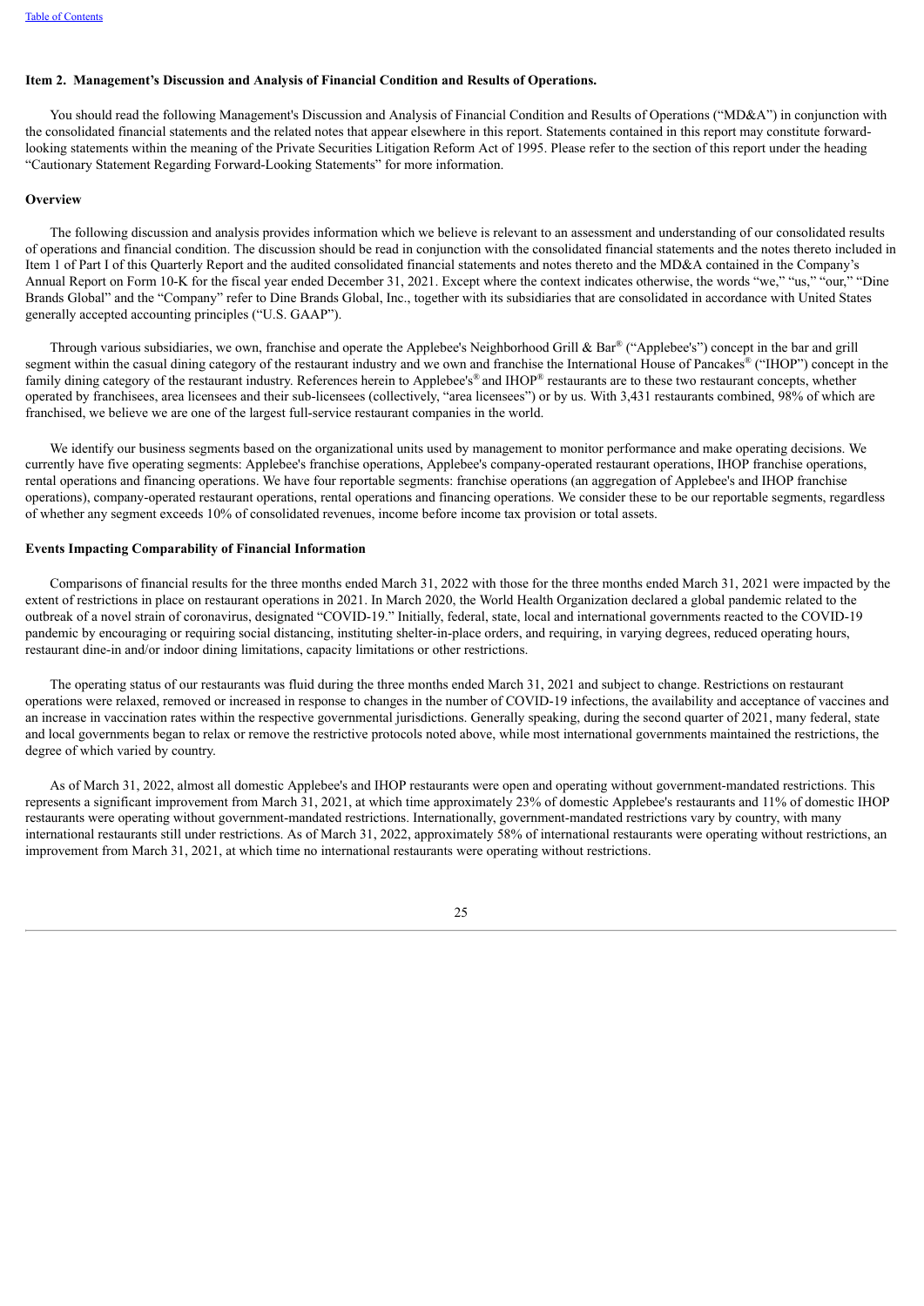**Item 2. Management's Discussion and Analysis of Financial Condition and Results of Operations.**

You should read the following Management's Discussion and Analysis of Financial Condition and Results of Operations ("MD&A") in conjunction with the consolidated financial statements and the related notes that appear elsewhere in this report. Statements contained in this report may constitute forward-looking statements within the meaning of the Private Securities Litigation Reform Act of 1995. Please refer to the section of this report under the heading "Cautionary Statement Regarding Forward-Looking Statements" for more information.

**Overview**

The following discussion and analysis provides information which we believe is relevant to an assessment and understanding of our consolidated results of operations and financial condition. The discussion should be read in conjunction with the consolidated financial statements and the notes thereto included in Item 1 of Part I of this Quarterly Report and the audited consolidated financial statements and notes thereto and the MD&A contained in the Company's Annual Report on Form 10-K for the fiscal year ended December 31, 2021. Except where the context indicates otherwise, the words "we," "us," "our," "Dine Brands Global" and the "Company" refer to Dine Brands Global, Inc., together with its subsidiaries that are consolidated in accordance with United States generally accepted accounting principles ("U.S. GAAP").

Through various subsidiaries, we own, franchise and operate the Applebee's Neighborhood Grill & Bar® ("Applebee's") concept in the bar and grill segment within the casual dining category of the restaurant industry and we own and franchise the International House of Pancakes® ("IHOP") concept in the family dining category of the restaurant industry. References herein to Applebee's® and IHOP® restaurants are to these two restaurant concepts, whether operated by franchisees, area licensees and their sub-licensees (collectively, "area licensees") or by us. With 3,431 restaurants combined, 98% of which are franchised, we believe we are one of the largest full-service restaurant companies in the world.

We identify our business segments based on the organizational units used by management to monitor performance and make operating decisions. We currently have five operating segments: Applebee's franchise operations, Applebee's company-operated restaurant operations, IHOP franchise operations, rental operations and financing operations. We have four reportable segments: franchise operations (an aggregation of Applebee's and IHOP franchise operations), company-operated restaurant operations, rental operations and financing operations. We consider these to be our reportable segments, regardless of whether any segment exceeds 10% of consolidated revenues, income before income tax provision or total assets.

**Events Impacting Comparability of Financial Information**

Comparisons of financial results for the three months ended March 31, 2022 with those for the three months ended March 31, 2021 were impacted by the extent of restrictions in place on restaurant operations in 2021. In March 2020, the World Health Organization declared a global pandemic related to the outbreak of a novel strain of coronavirus, designated "COVID-19." Initially, federal, state, local and international governments reacted to the COVID-19 pandemic by encouraging or requiring social distancing, instituting shelter-in-place orders, and requiring, in varying degrees, reduced operating hours, restaurant dine-in and/or indoor dining limitations, capacity limitations or other restrictions.

The operating status of our restaurants was fluid during the three months ended March 31, 2021 and subject to change. Restrictions on restaurant operations were relaxed, removed or increased in response to changes in the number of COVID-19 infections, the availability and acceptance of vaccines and an increase in vaccination rates within the respective governmental jurisdictions. Generally speaking, during the second quarter of 2021, many federal, state and local governments began to relax or remove the restrictive protocols noted above, while most international governments maintained the restrictions, the degree of which varied by country.

As of March 31, 2022, almost all domestic Applebee's and IHOP restaurants were open and operating without government-mandated restrictions. This represents a significant improvement from March 31, 2021, at which time approximately 23% of domestic Applebee's restaurants and 11% of domestic IHOP restaurants were operating without government-mandated restrictions. Internationally, government-mandated restrictions vary by country, with many international restaurants still under restrictions. As of March 31, 2022, approximately 58% of international restaurants were operating without restrictions, an improvement from March 31, 2021, at which time no international restaurants were operating without restrictions.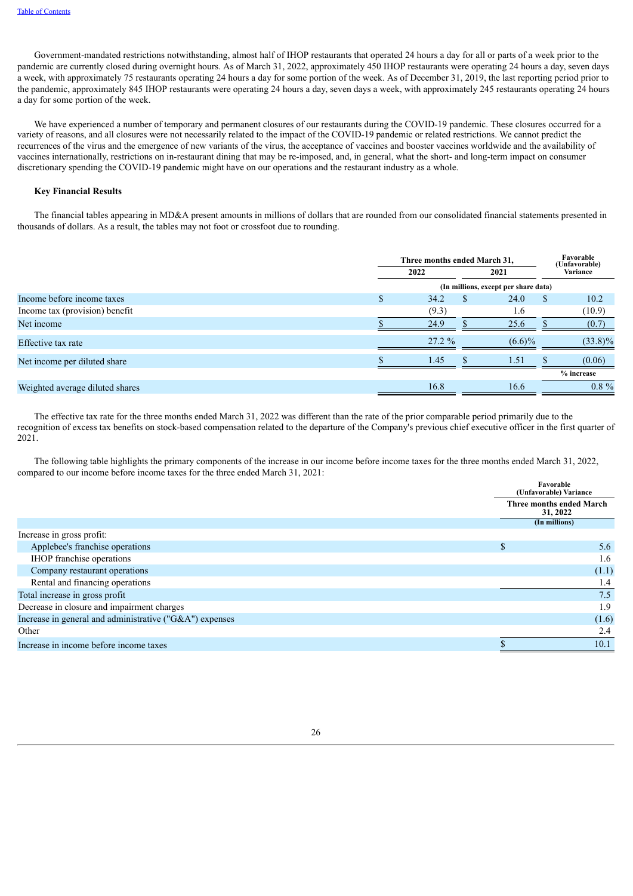Government-mandated restrictions notwithstanding, almost half of IHOP restaurants that operated 24 hours a day for all or parts of a week prior to the pandemic are currently closed during overnight hours. As of March 31, 2022, approximately 450 IHOP restaurants were operating 24 hours a day, seven days a week, with approximately 75 restaurants operating 24 hours a day for some portion of the week. As of December 31, 2019, the last reporting period prior to the pandemic, approximately 845 IHOP restaurants were operating 24 hours a day, seven days a week, with approximately 245 restaurants operating 24 hours a day for some portion of the week.

We have experienced a number of temporary and permanent closures of our restaurants during the COVID-19 pandemic. These closures occurred for a variety of reasons, and all closures were not necessarily related to the impact of the COVID-19 pandemic or related restrictions. We cannot predict the recurrences of the virus and the emergence of new variants of the virus, the acceptance of vaccines and booster vaccines worldwide and the availability of vaccines internationally, restrictions on in-restaurant dining that may be re-imposed, and, in general, what the short- and long-term impact on consumer discretionary spending the COVID-19 pandemic might have on our operations and the restaurant industry as a whole.

**Key Financial Results**

The financial tables appearing in MD&A present amounts in millions of dollars that are rounded from our consolidated financial statements presented in thousands of dollars. As a result, the tables may not foot or crossfoot due to rounding.

| | Three months ended March 31, | | Favorable (Unfavorable) Variance |
|---|---|---|---|
| | 2022 | 2021 | |
| | (In millions, except per share data) | | |
| Income before income taxes | $ 34.2 | $ 24.0 | $ 10.2 |
| Income tax (provision) benefit | (9.3) | 1.6 | (10.9) |
| Net income | $ 24.9 | $ 25.6 | $ (0.7) |
| Effective tax rate | 27.2 % | (6.6)% | (33.8)% |
| Net income per diluted share | $ 1.45 | $ 1.51 | $ (0.06) |
| | | | % increase |
| Weighted average diluted shares | 16.8 | 16.6 | 0.8 % |

The effective tax rate for the three months ended March 31, 2022 was different than the rate of the prior comparable period primarily due to the recognition of excess tax benefits on stock-based compensation related to the departure of the Company's previous chief executive officer in the first quarter of 2021.

The following table highlights the primary components of the increase in our income before income taxes for the three months ended March 31, 2022, compared to our income before income taxes for the three ended March 31, 2021:

| | Favorable (Unfavorable) Variance |
|---|---|
| | Three months ended March 31, 2022 |
| | (In millions) |
| Increase in gross profit: | |
| Applebee's franchise operations | $ 5.6 |
| IHOP franchise operations | 1.6 |
| Company restaurant operations | (1.1) |
| Rental and financing operations | 1.4 |
| Total increase in gross profit | 7.5 |
| Decrease in closure and impairment charges | 1.9 |
| Increase in general and administrative ("G&A") expenses | (1.6) |
| Other | 2.4 |
| Increase in income before income taxes | $ 10.1 |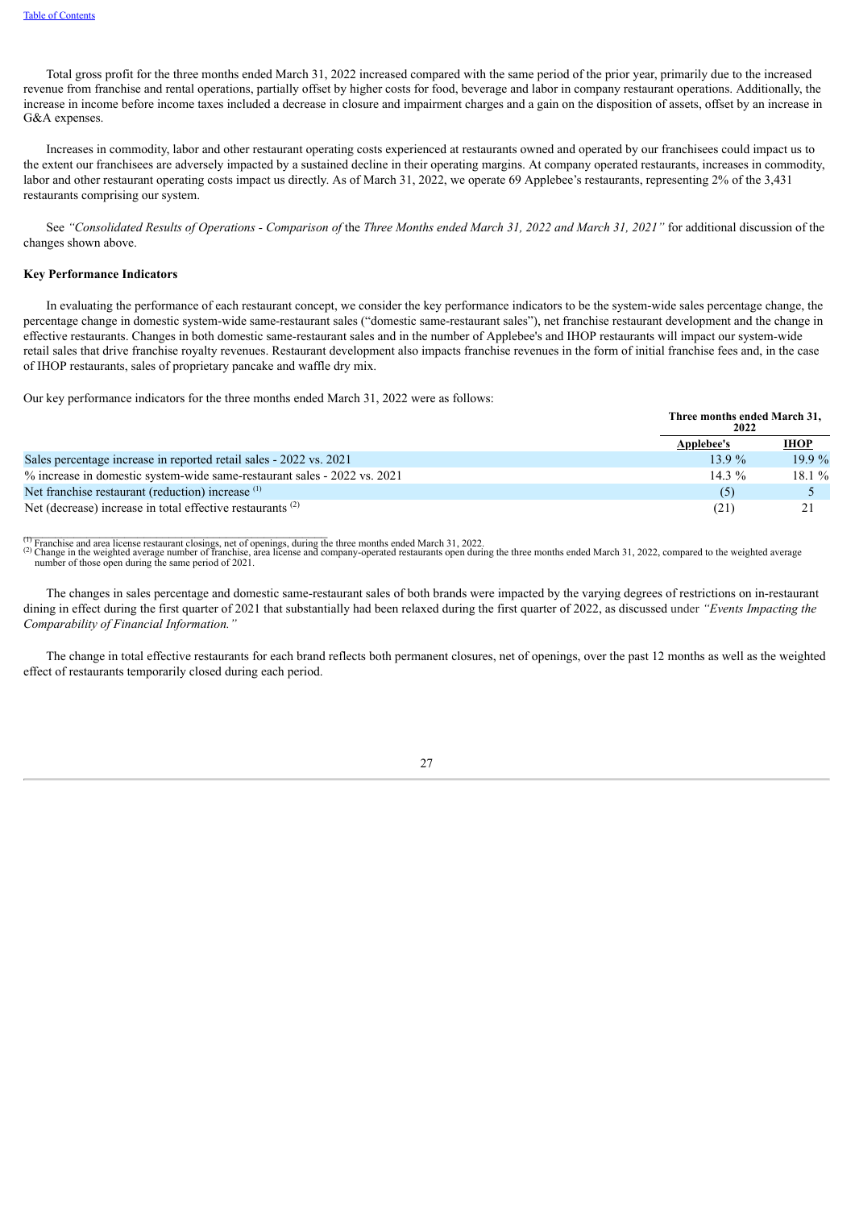Total gross profit for the three months ended March 31, 2022 increased compared with the same period of the prior year, primarily due to the increased revenue from franchise and rental operations, partially offset by higher costs for food, beverage and labor in company restaurant operations. Additionally, the increase in income before income taxes included a decrease in closure and impairment charges and a gain on the disposition of assets, offset by an increase in G&A expenses.

Increases in commodity, labor and other restaurant operating costs experienced at restaurants owned and operated by our franchisees could impact us to the extent our franchisees are adversely impacted by a sustained decline in their operating margins. At company operated restaurants, increases in commodity, labor and other restaurant operating costs impact us directly. As of March 31, 2022, we operate 69 Applebee's restaurants, representing 2% of the 3,431 restaurants comprising our system.

See *"Consolidated Results of Operations - Comparison of* the *Three Months ended March 31, 2022 and March 31, 2021"* for additional discussion of the changes shown above.

**Key Performance Indicators**

In evaluating the performance of each restaurant concept, we consider the key performance indicators to be the system-wide sales percentage change, the percentage change in domestic system-wide same-restaurant sales ("domestic same-restaurant sales"), net franchise restaurant development and the change in effective restaurants. Changes in both domestic same-restaurant sales and in the number of Applebee's and IHOP restaurants will impact our system-wide retail sales that drive franchise royalty revenues. Restaurant development also impacts franchise revenues in the form of initial franchise fees and, in the case of IHOP restaurants, sales of proprietary pancake and waffle dry mix.

Our key performance indicators for the three months ended March 31, 2022 were as follows:

| | Three months ended March 31, 2022 | |
|---|---|---|
| | **Applebee's** | **IHOP** |
| Sales percentage increase in reported retail sales - 2022 vs. 2021 | 13.9 % | 19.9 % |
| % increase in domestic system-wide same-restaurant sales - 2022 vs. 2021 | 14.3 % | 18.1 % |
| Net franchise restaurant (reduction) increase [1] | (5) | 5 |
| Net (decrease) increase in total effective restaurants [2] | (21) | 21 |

[1] Franchise and area license restaurant closings, net of openings, during the three months ended March 31, 2022.
[2] Change in the weighted average number of franchise, area license and company-operated restaurants open during the three months ended March 31, 2022, compared to the weighted average number of those open during the same period of 2021.

The changes in sales percentage and domestic same-restaurant sales of both brands were impacted by the varying degrees of restrictions on in-restaurant dining in effect during the first quarter of 2021 that substantially had been relaxed during the first quarter of 2022, as discussed under *"Events Impacting the Comparability of Financial Information."*

The change in total effective restaurants for each brand reflects both permanent closures, net of openings, over the past 12 months as well as the weighted effect of restaurants temporarily closed during each period.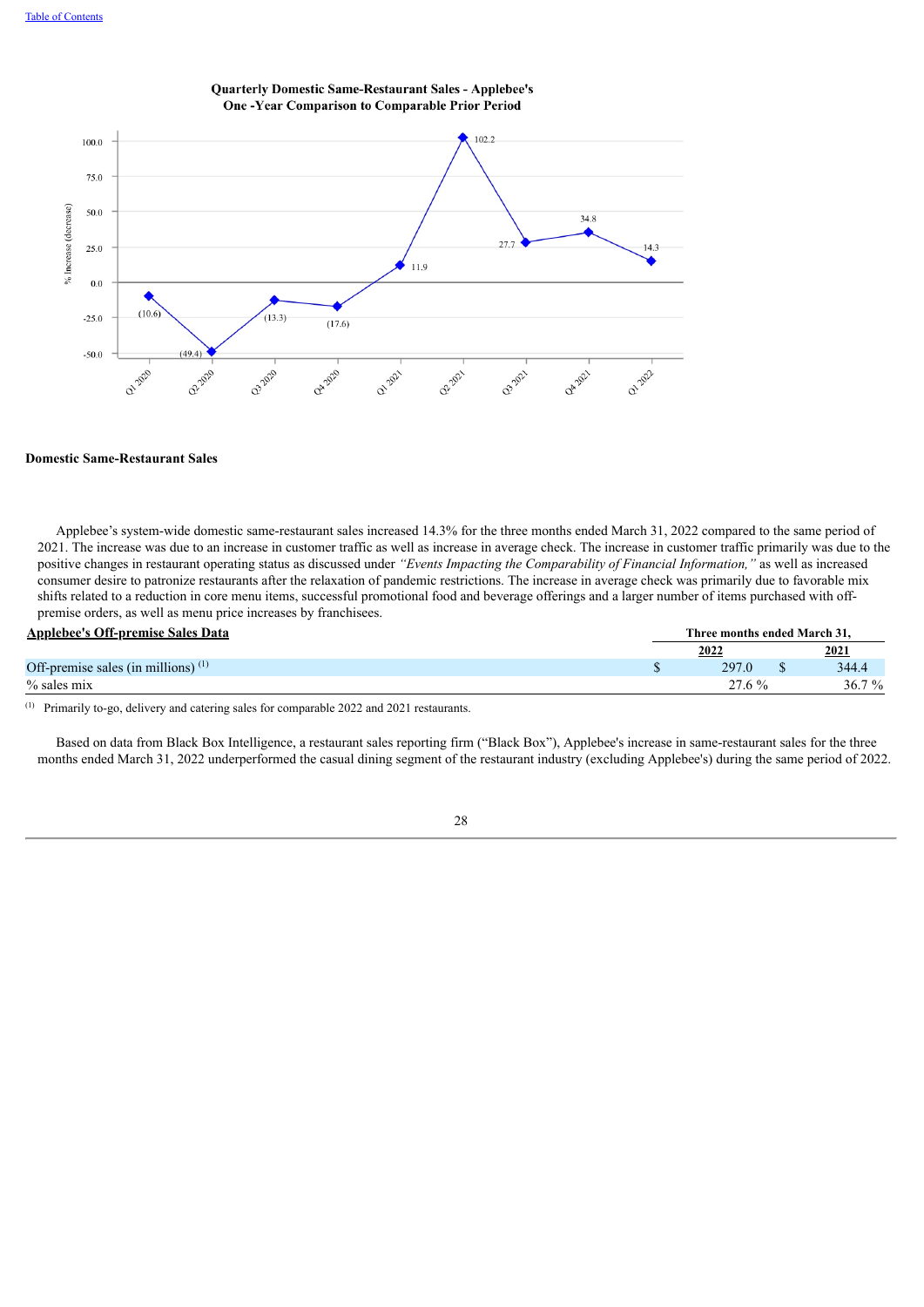**Quarterly Domestic Same-Restaurant Sales - Applebee's**
**One -Year Comparison to Comparable Prior Period**

| Quarter | % Increase (decrease) |
|---|---|
| Q1 2020 | (10.6) |
| Q2 2020 | (49.4) |
| Q3 2020 | (13.3) |
| Q4 2020 | (17.6) |
| Q1 2021 | 11.9 |
| Q2 2021 | 102.2 |
| Q3 2021 | 27.7 |
| Q4 2021 | 34.8 |
| Q1 2022 | 14.3 |

**Domestic Same-Restaurant Sales**

Applebee's system-wide domestic same-restaurant sales increased 14.3% for the three months ended March 31, 2022 compared to the same period of 2021. The increase was due to an increase in customer traffic as well as increase in average check. The increase in customer traffic primarily was due to the positive changes in restaurant operating status as discussed under *"Events Impacting the Comparability of Financial Information,"* as well as increased consumer desire to patronize restaurants after the relaxation of pandemic restrictions. The increase in average check was primarily due to favorable mix shifts related to a reduction in core menu items, successful promotional food and beverage offerings and a larger number of items purchased with off-premise orders, as well as menu price increases by franchisees.

| Applebee's Off-premise Sales Data | Three months ended March 31, | |
|---|---|---|
| | 2022 | 2021 |
| Off-premise sales (in millions) [(1)] | $ 297.0 | $ 344.4 |
| % sales mix | 27.6 % | 36.7 % |

(1) Primarily to-go, delivery and catering sales for comparable 2022 and 2021 restaurants.

Based on data from Black Box Intelligence, a restaurant sales reporting firm ("Black Box"), Applebee's increase in same-restaurant sales for the three months ended March 31, 2022 underperformed the casual dining segment of the restaurant industry (excluding Applebee's) during the same period of 2022.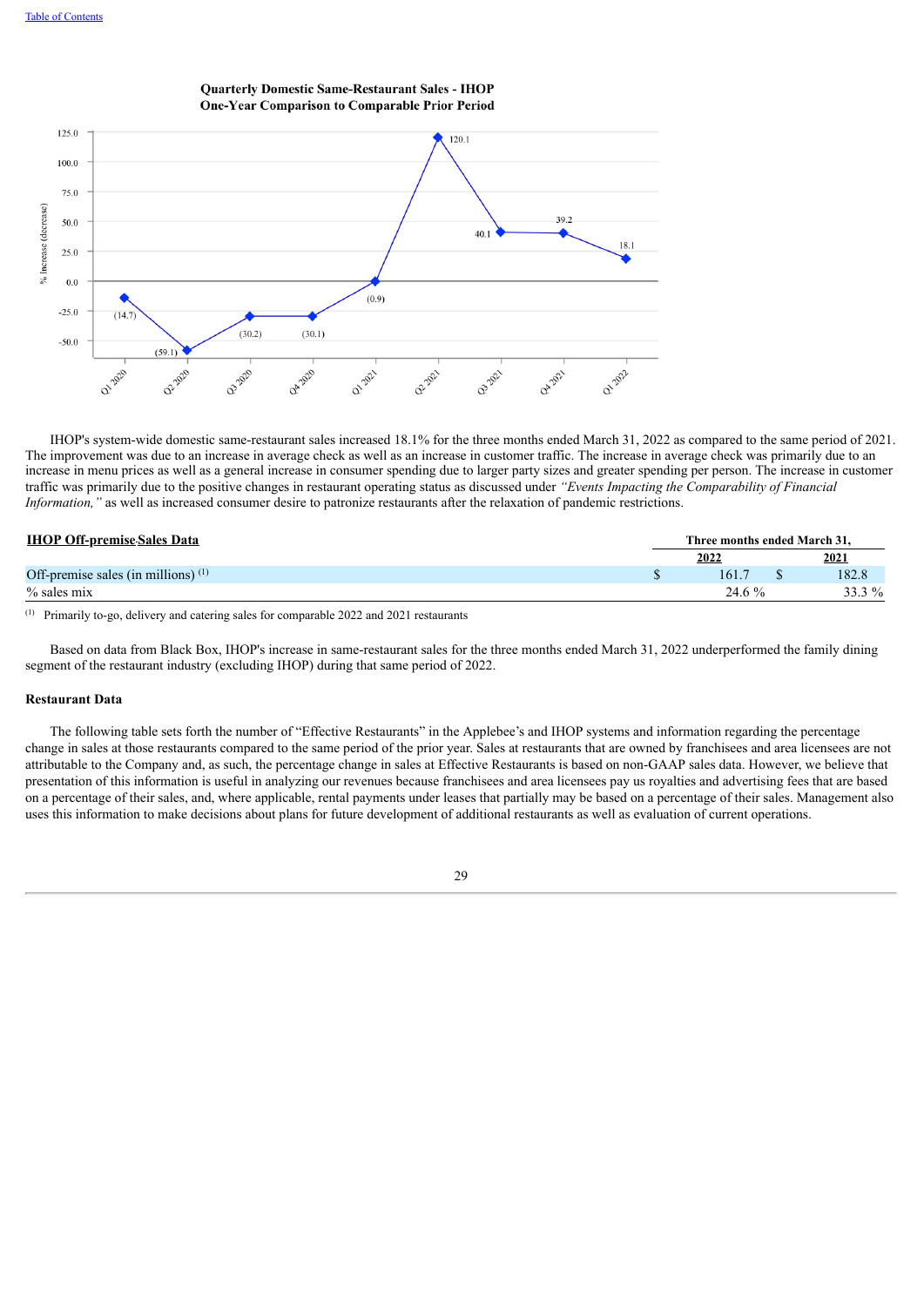**Quarterly Domestic Same-Restaurant Sales - IHOP**
**One-Year Comparison to Comparable Prior Period**

| Quarter | % Increase (decrease) |
|---|---|
| Q1 2020 | (14.7) |
| Q2 2020 | (59.1) |
| Q3 2020 | (30.2) |
| Q4 2020 | (30.1) |
| Q1 2021 | (0.9) |
| Q2 2021 | 120.1 |
| Q3 2021 | 40.1 |
| Q4 2021 | 39.2 |
| Q1 2022 | 18.1 |

IHOP's system-wide domestic same-restaurant sales increased 18.1% for the three months ended March 31, 2022 as compared to the same period of 2021. The improvement was due to an increase in average check as well as an increase in customer traffic. The increase in average check was primarily due to an increase in menu prices as well as a general increase in consumer spending due to larger party sizes and greater spending per person. The increase in customer traffic was primarily due to the positive changes in restaurant operating status as discussed under *"Events Impacting the Comparability of Financial Information,"* as well as increased consumer desire to patronize restaurants after the relaxation of pandemic restrictions.

| IHOP Off-premise Sales Data | Three months ended March 31, | |
|---|---|---|
| | 2022 | 2021 |
| Off-premise sales (in millions) [(1)] | $ 161.7 | $ 182.8 |
| % sales mix | 24.6 % | 33.3 % |

(1) Primarily to-go, delivery and catering sales for comparable 2022 and 2021 restaurants

Based on data from Black Box, IHOP's increase in same-restaurant sales for the three months ended March 31, 2022 underperformed the family dining segment of the restaurant industry (excluding IHOP) during that same period of 2022.

### Restaurant Data

The following table sets forth the number of "Effective Restaurants" in the Applebee's and IHOP systems and information regarding the percentage change in sales at those restaurants compared to the same period of the prior year. Sales at restaurants that are owned by franchisees and area licensees are not attributable to the Company and, as such, the percentage change in sales at Effective Restaurants is based on non-GAAP sales data. However, we believe that presentation of this information is useful in analyzing our revenues because franchisees and area licensees pay us royalties and advertising fees that are based on a percentage of their sales, and, where applicable, rental payments under leases that partially may be based on a percentage of their sales. Management also uses this information to make decisions about plans for future development of additional restaurants as well as evaluation of current operations.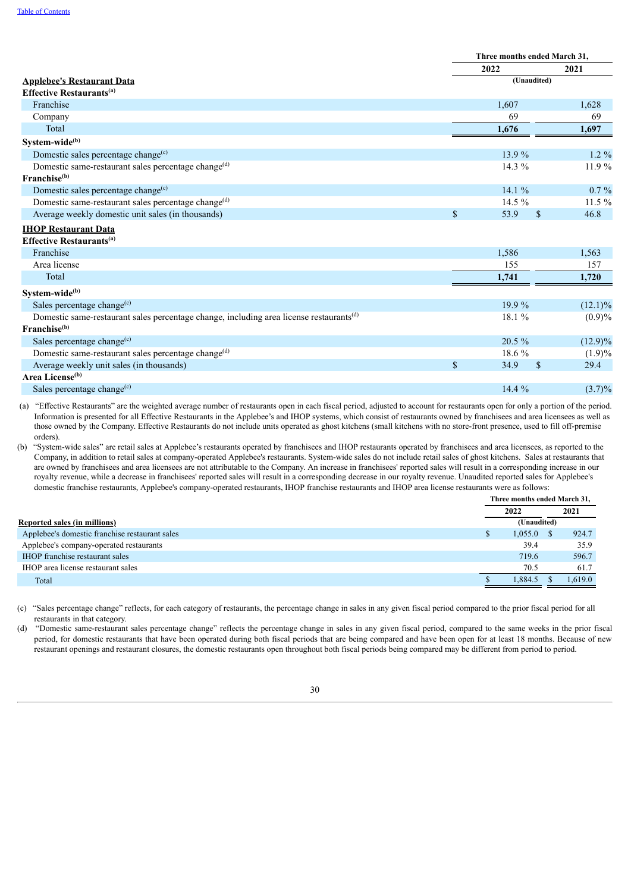| | Three months ended March 31, | |
|---|---|---|
| | 2022 | 2021 |
| **Applebee's Restaurant Data** | (Unaudited) | |
| **Effective Restaurants**[(a)] | | |
| Franchise | 1,607 | 1,628 |
| Company | 69 | 69 |
| Total | 1,676 | 1,697 |
| **System-wide**[(b)] | | |
| Domestic sales percentage change[(c)] | 13.9 % | 1.2 % |
| Domestic same-restaurant sales percentage change[(d)] | 14.3 % | 11.9 % |
| **Franchise**[(b)] | | |
| Domestic sales percentage change[(c)] | 14.1 % | 0.7 % |
| Domestic same-restaurant sales percentage change[(d)] | 14.5 % | 11.5 % |
| Average weekly domestic unit sales (in thousands) | $ 53.9 | $ 46.8 |
| **IHOP Restaurant Data** | | |
| **Effective Restaurants**[(a)] | | |
| Franchise | 1,586 | 1,563 |
| Area license | 155 | 157 |
| Total | 1,741 | 1,720 |
| **System-wide**[(b)] | | |
| Sales percentage change[(c)] | 19.9 % | (12.1)% |
| Domestic same-restaurant sales percentage change, including area license restaurants[(d)] | 18.1 % | (0.9)% |
| **Franchise**[(b)] | | |
| Sales percentage change[(c)] | 20.5 % | (12.9)% |
| Domestic same-restaurant sales percentage change[(d)] | 18.6 % | (1.9)% |
| Average weekly unit sales (in thousands) | $ 34.9 | $ 29.4 |
| **Area License**[(b)] | | |
| Sales percentage change[(c)] | 14.4 % | (3.7)% |

(a) "Effective Restaurants" are the weighted average number of restaurants open in each fiscal period, adjusted to account for restaurants open for only a portion of the period. Information is presented for all Effective Restaurants in the Applebee's and IHOP systems, which consist of restaurants owned by franchisees and area licensees as well as those owned by the Company. Effective Restaurants do not include units operated as ghost kitchens (small kitchens with no store-front presence, used to fill off-premise orders).

(b) "System-wide sales" are retail sales at Applebee's restaurants operated by franchisees and IHOP restaurants operated by franchisees and area licensees, as reported to the Company, in addition to retail sales at company-operated Applebee's restaurants. System-wide sales do not include retail sales of ghost kitchens. Sales at restaurants that are owned by franchisees and area licensees are not attributable to the Company. An increase in franchisees' reported sales will result in a corresponding increase in our royalty revenue, while a decrease in franchisees' reported sales will result in a corresponding decrease in our royalty revenue. Unaudited reported sales for Applebee's domestic franchise restaurants, Applebee's company-operated restaurants, IHOP franchise restaurants and IHOP area license restaurants were as follows:

| | Three months ended March 31, | |
|---|---|---|
| | 2022 | 2021 |
| **Reported sales (in millions)** | (Unaudited) | |
| Applebee's domestic franchise restaurant sales | $ 1,055.0 | $ 924.7 |
| Applebee's company-operated restaurants | 39.4 | 35.9 |
| IHOP franchise restaurant sales | 719.6 | 596.7 |
| IHOP area license restaurant sales | 70.5 | 61.7 |
| Total | $ 1,884.5 | $ 1,619.0 |

(c) "Sales percentage change" reflects, for each category of restaurants, the percentage change in sales in any given fiscal period compared to the prior fiscal period for all restaurants in that category.

(d) "Domestic same-restaurant sales percentage change" reflects the percentage change in sales in any given fiscal period, compared to the same weeks in the prior fiscal period, for domestic restaurants that have been operated during both fiscal periods that are being compared and have been open for at least 18 months. Because of new restaurant openings and restaurant closures, the domestic restaurants open throughout both fiscal periods being compared may be different from period to period.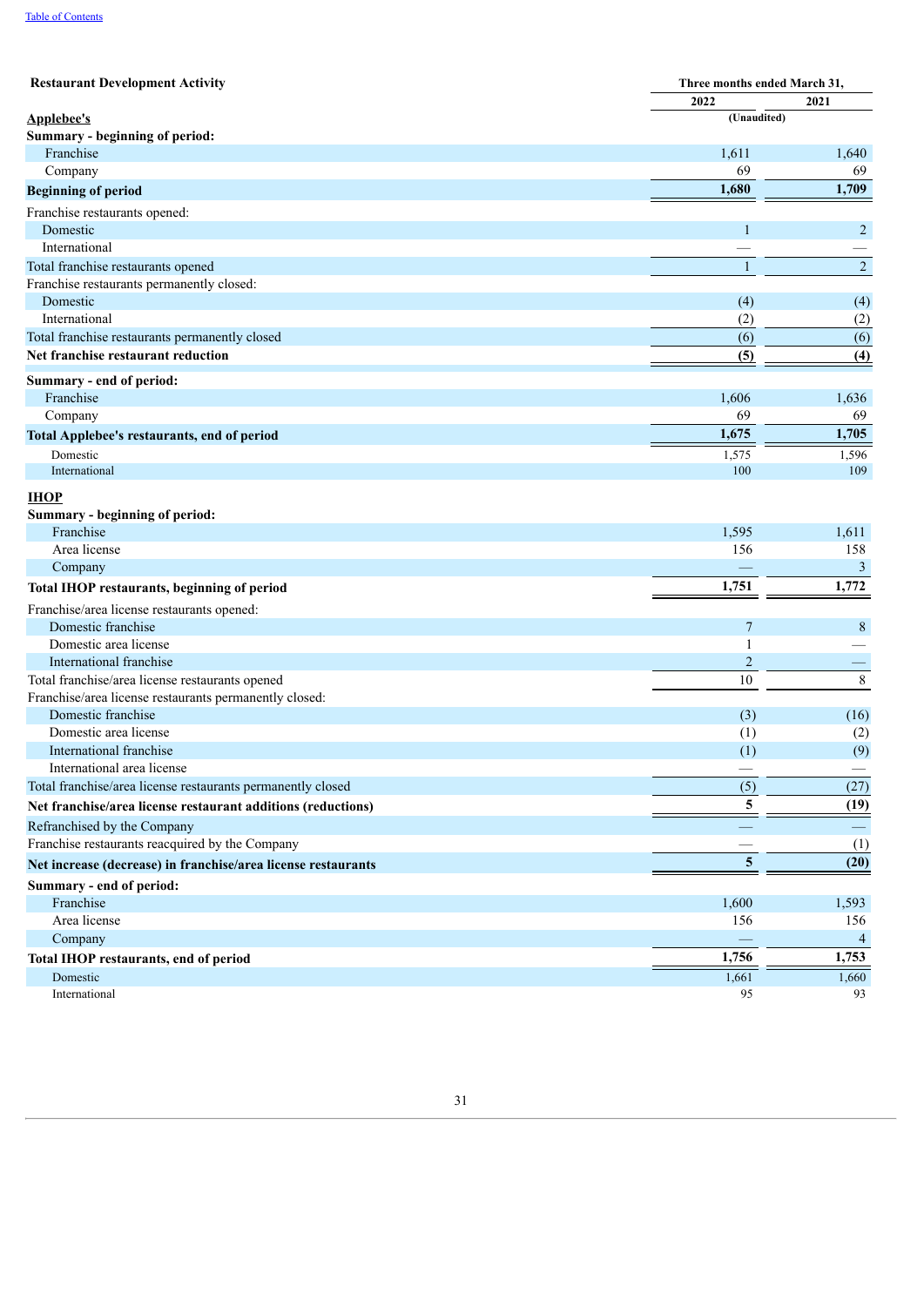| Restaurant Development Activity | Three months ended March 31, | |
|---|---|---|
| | 2022 | 2021 |
| **Applebee's** | (Unaudited) | |
| **Summary - beginning of period:** | | |
| Franchise | 1,611 | 1,640 |
| Company | 69 | 69 |
| **Beginning of period** | **1,680** | **1,709** |
| Franchise restaurants opened: | | |
| Domestic | 1 | 2 |
| International | — | — |
| Total franchise restaurants opened | 1 | 2 |
| Franchise restaurants permanently closed: | | |
| Domestic | (4) | (4) |
| International | (2) | (2) |
| Total franchise restaurants permanently closed | (6) | (6) |
| **Net franchise restaurant reduction** | **(5)** | **(4)** |
| **Summary - end of period:** | | |
| Franchise | 1,606 | 1,636 |
| Company | 69 | 69 |
| **Total Applebee's restaurants, end of period** | **1,675** | **1,705** |
| Domestic | 1,575 | 1,596 |
| International | 100 | 109 |
| **IHOP** | | |
| **Summary - beginning of period:** | | |
| Franchise | 1,595 | 1,611 |
| Area license | 156 | 158 |
| Company | — | 3 |
| **Total IHOP restaurants, beginning of period** | **1,751** | **1,772** |
| Franchise/area license restaurants opened: | | |
| Domestic franchise | 7 | 8 |
| Domestic area license | 1 | — |
| International franchise | 2 | — |
| Total franchise/area license restaurants opened | 10 | 8 |
| Franchise/area license restaurants permanently closed: | | |
| Domestic franchise | (3) | (16) |
| Domestic area license | (1) | (2) |
| International franchise | (1) | (9) |
| International area license | — | — |
| Total franchise/area license restaurants permanently closed | (5) | (27) |
| **Net franchise/area license restaurant additions (reductions)** | **5** | **(19)** |
| Refranchised by the Company | — | — |
| Franchise restaurants reacquired by the Company | — | (1) |
| **Net increase (decrease) in franchise/area license restaurants** | **5** | **(20)** |
| **Summary - end of period:** | | |
| Franchise | 1,600 | 1,593 |
| Area license | 156 | 156 |
| Company | — | 4 |
| **Total IHOP restaurants, end of period** | **1,756** | **1,753** |
| Domestic | 1,661 | 1,660 |
| International | 95 | 93 |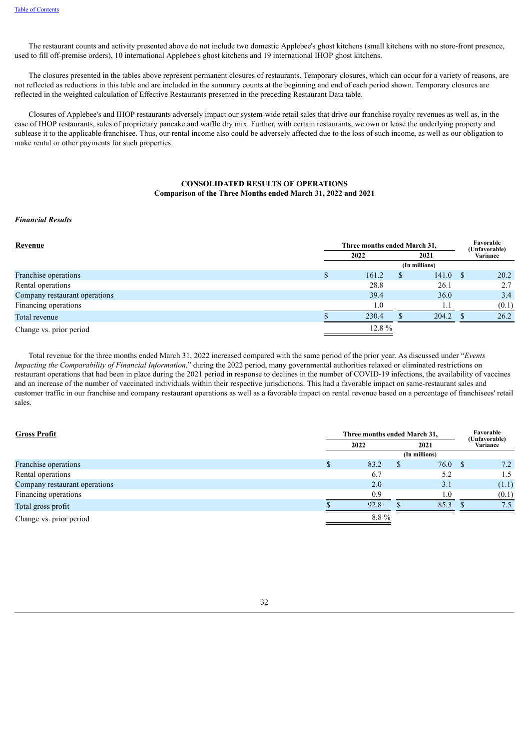The restaurant counts and activity presented above do not include two domestic Applebee's ghost kitchens (small kitchens with no store-front presence, used to fill off-premise orders), 10 international Applebee's ghost kitchens and 19 international IHOP ghost kitchens.

The closures presented in the tables above represent permanent closures of restaurants. Temporary closures, which can occur for a variety of reasons, are not reflected as reductions in this table and are included in the summary counts at the beginning and end of each period shown. Temporary closures are reflected in the weighted calculation of Effective Restaurants presented in the preceding Restaurant Data table.

Closures of Applebee's and IHOP restaurants adversely impact our system-wide retail sales that drive our franchise royalty revenues as well as, in the case of IHOP restaurants, sales of proprietary pancake and waffle dry mix. Further, with certain restaurants, we own or lease the underlying property and sublease it to the applicable franchisee. Thus, our rental income also could be adversely affected due to the loss of such income, as well as our obligation to make rental or other payments for such properties.

**CONSOLIDATED RESULTS OF OPERATIONS**
**Comparison of the Three Months ended March 31, 2022 and 2021**

*Financial Results*

| **Revenue** | Three months ended March 31, | | Favorable (Unfavorable) Variance |
|---|---|---|---|
| | 2022 | 2021 | |
| | (In millions) | | |
| Franchise operations | $ 161.2 | $ 141.0 | $ 20.2 |
| Rental operations | 28.8 | 26.1 | 2.7 |
| Company restaurant operations | 39.4 | 36.0 | 3.4 |
| Financing operations | 1.0 | 1.1 | (0.1) |
| Total revenue | $ 230.4 | $ 204.2 | $ 26.2 |
| Change vs. prior period | 12.8 % | | |

Total revenue for the three months ended March 31, 2022 increased compared with the same period of the prior year. As discussed under "*Events Impacting the Comparability of Financial Information*," during the 2022 period, many governmental authorities relaxed or eliminated restrictions on restaurant operations that had been in place during the 2021 period in response to declines in the number of COVID-19 infections, the availability of vaccines and an increase of the number of vaccinated individuals within their respective jurisdictions. This had a favorable impact on same-restaurant sales and customer traffic in our franchise and company restaurant operations as well as a favorable impact on rental revenue based on a percentage of franchisees' retail sales.

| **Gross Profit** | Three months ended March 31, | | Favorable (Unfavorable) Variance |
|---|---|---|---|
| | 2022 | 2021 | |
| | (In millions) | | |
| Franchise operations | $ 83.2 | $ 76.0 | $ 7.2 |
| Rental operations | 6.7 | 5.2 | 1.5 |
| Company restaurant operations | 2.0 | 3.1 | (1.1) |
| Financing operations | 0.9 | 1.0 | (0.1) |
| Total gross profit | $ 92.8 | $ 85.3 | $ 7.5 |
| Change vs. prior period | 8.8 % | | |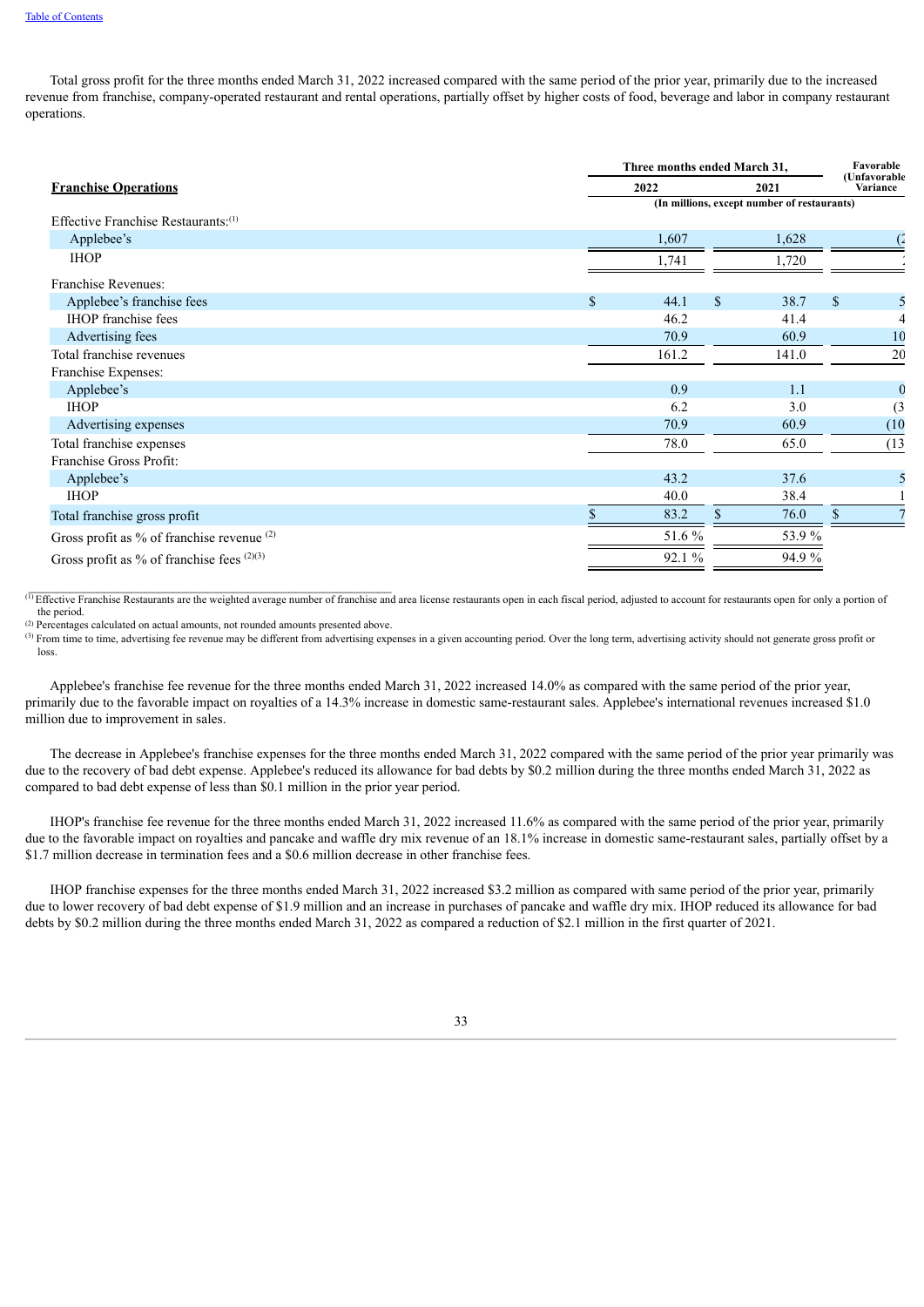Total gross profit for the three months ended March 31, 2022 increased compared with the same period of the prior year, primarily due to the increased revenue from franchise, company-operated restaurant and rental operations, partially offset by higher costs of food, beverage and labor in company restaurant operations.

| **Franchise Operations** | Three months ended March 31, 2022 | Three months ended March 31, 2021 | Favorable (Unfavorable) Variance |
|---|---|---|---|
| | (In millions, except number of restaurants) | | |
| Effective Franchise Restaurants:[1] | | | |
| Applebee's | 1,607 | 1,628 | (2 |
| IHOP | 1,741 | 1,720 | 2 |
| Franchise Revenues: | | | |
| Applebee's franchise fees | $ 44.1 | $ 38.7 | $ 5 |
| IHOP franchise fees | 46.2 | 41.4 | 4 |
| Advertising fees | 70.9 | 60.9 | 10 |
| Total franchise revenues | 161.2 | 141.0 | 20 |
| Franchise Expenses: | | | |
| Applebee's | 0.9 | 1.1 | 0 |
| IHOP | 6.2 | 3.0 | (3 |
| Advertising expenses | 70.9 | 60.9 | (10 |
| Total franchise expenses | 78.0 | 65.0 | (13 |
| Franchise Gross Profit: | | | |
| Applebee's | 43.2 | 37.6 | 5 |
| IHOP | 40.0 | 38.4 | 1 |
| Total franchise gross profit | $ 83.2 | $ 76.0 | $ 7 |
| Gross profit as % of franchise revenue [2] | 51.6 % | 53.9 % | |
| Gross profit as % of franchise fees [2][3] | 92.1 % | 94.9 % | |

[1] Effective Franchise Restaurants are the weighted average number of franchise and area license restaurants open in each fiscal period, adjusted to account for restaurants open for only a portion of the period.

[2] Percentages calculated on actual amounts, not rounded amounts presented above.

[3] From time to time, advertising fee revenue may be different from advertising expenses in a given accounting period. Over the long term, advertising activity should not generate gross profit or loss.

Applebee's franchise fee revenue for the three months ended March 31, 2022 increased 14.0% as compared with the same period of the prior year, primarily due to the favorable impact on royalties of a 14.3% increase in domestic same-restaurant sales. Applebee's international revenues increased $1.0 million due to improvement in sales.

The decrease in Applebee's franchise expenses for the three months ended March 31, 2022 compared with the same period of the prior year primarily was due to the recovery of bad debt expense. Applebee's reduced its allowance for bad debts by $0.2 million during the three months ended March 31, 2022 as compared to bad debt expense of less than $0.1 million in the prior year period.

IHOP's franchise fee revenue for the three months ended March 31, 2022 increased 11.6% as compared with the same period of the prior year, primarily due to the favorable impact on royalties and pancake and waffle dry mix revenue of an 18.1% increase in domestic same-restaurant sales, partially offset by a $1.7 million decrease in termination fees and a $0.6 million decrease in other franchise fees.

IHOP franchise expenses for the three months ended March 31, 2022 increased $3.2 million as compared with same period of the prior year, primarily due to lower recovery of bad debt expense of $1.9 million and an increase in purchases of pancake and waffle dry mix. IHOP reduced its allowance for bad debts by $0.2 million during the three months ended March 31, 2022 as compared a reduction of $2.1 million in the first quarter of 2021.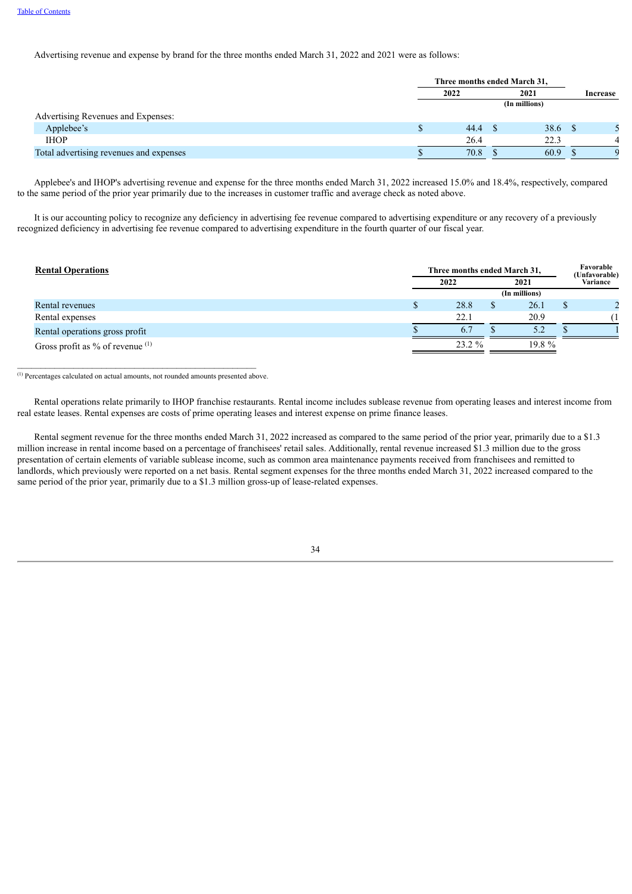Advertising revenue and expense by brand for the three months ended March 31, 2022 and 2021 were as follows:

| | Three months ended March 31, | | |
|---|---|---|---|
| | 2022 | 2021 | Increase |
| | (In millions) | | |
| Advertising Revenues and Expenses: | | | |
| Applebee’s | $ 44.4 | $ 38.6 | $ 5 |
| IHOP | 26.4 | 22.3 | 4 |
| Total advertising revenues and expenses | $ 70.8 | $ 60.9 | $ 9 |

Applebee's and IHOP's advertising revenue and expense for the three months ended March 31, 2022 increased 15.0% and 18.4%, respectively, compared to the same period of the prior year primarily due to the increases in customer traffic and average check as noted above.

It is our accounting policy to recognize any deficiency in advertising fee revenue compared to advertising expenditure or any recovery of a previously recognized deficiency in advertising fee revenue compared to advertising expenditure in the fourth quarter of our fiscal year.

| **Rental Operations** | Three months ended March 31, | | Favorable (Unfavorable) Variance |
|---|---|---|---|
| | 2022 | 2021 | |
| | (In millions) | | |
| Rental revenues | $ 28.8 | $ 26.1 | $ 2 |
| Rental expenses | 22.1 | 20.9 | (1 |
| Rental operations gross profit | $ 6.7 | $ 5.2 | $ 1 |
| Gross profit as % of revenue [(1)] | 23.2 % | 19.8 % | |

[(1)] Percentages calculated on actual amounts, not rounded amounts presented above.

Rental operations relate primarily to IHOP franchise restaurants. Rental income includes sublease revenue from operating leases and interest income from real estate leases. Rental expenses are costs of prime operating leases and interest expense on prime finance leases.

Rental segment revenue for the three months ended March 31, 2022 increased as compared to the same period of the prior year, primarily due to a $1.3 million increase in rental income based on a percentage of franchisees' retail sales. Additionally, rental revenue increased $1.3 million due to the gross presentation of certain elements of variable sublease income, such as common area maintenance payments received from franchisees and remitted to landlords, which previously were reported on a net basis. Rental segment expenses for the three months ended March 31, 2022 increased compared to the same period of the prior year, primarily due to a $1.3 million gross-up of lease-related expenses.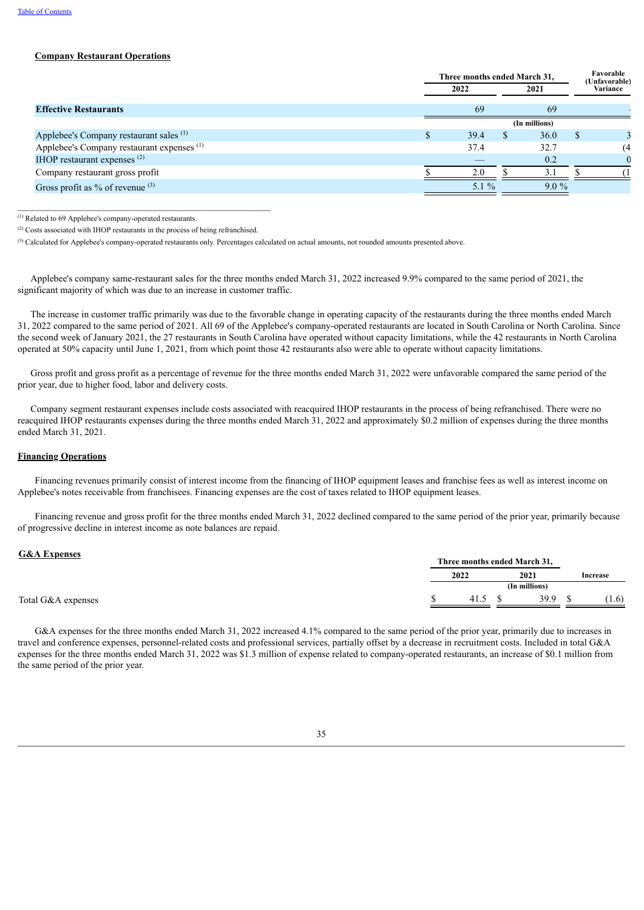**Company Restaurant Operations**

| | Three months ended March 31, | | Favorable (Unfavorable) Variance |
|---|---|---|---|
| | 2022 | 2021 | |
| **Effective Restaurants** | 69 | 69 | - |
| | | (In millions) | |
| Applebee's Company restaurant sales [1] | $ 39.4 | $ 36.0 | $ 3 |
| Applebee's Company restaurant expenses [1] | 37.4 | 32.7 | (4 |
| IHOP restaurant expenses [2] | — | 0.2 | 0 |
| Company restaurant gross profit | $ 2.0 | $ 3.1 | $ (1 |
| Gross profit as % of revenue [3] | 5.1 % | 9.0 % | |

[1] Related to 69 Applebee's company-operated restaurants.

[2] Costs associated with IHOP restaurants in the process of being refranchised.

[3] Calculated for Applebee's company-operated restaurants only. Percentages calculated on actual amounts, not rounded amounts presented above.

Applebee's company same-restaurant sales for the three months ended March 31, 2022 increased 9.9% compared to the same period of 2021, the significant majority of which was due to an increase in customer traffic.

The increase in customer traffic primarily was due to the favorable change in operating capacity of the restaurants during the three months ended March 31, 2022 compared to the same period of 2021. All 69 of the Applebee's company-operated restaurants are located in South Carolina or North Carolina. Since the second week of January 2021, the 27 restaurants in South Carolina have operated without capacity limitations, while the 42 restaurants in North Carolina operated at 50% capacity until June 1, 2021, from which point those 42 restaurants also were able to operate without capacity limitations.

Gross profit and gross profit as a percentage of revenue for the three months ended March 31, 2022 were unfavorable compared the same period of the prior year, due to higher food, labor and delivery costs.

Company segment restaurant expenses include costs associated with reacquired IHOP restaurants in the process of being refranchised. There were no reacquired IHOP restaurants expenses during the three months ended March 31, 2022 and approximately $0.2 million of expenses during the three months ended March 31, 2021.

**Financing Operations**

Financing revenues primarily consist of interest income from the financing of IHOP equipment leases and franchise fees as well as interest income on Applebee's notes receivable from franchisees. Financing expenses are the cost of taxes related to IHOP equipment leases.

Financing revenue and gross profit for the three months ended March 31, 2022 declined compared to the same period of the prior year, primarily because of progressive decline in interest income as note balances are repaid.

**G&A Expenses**

| | Three months ended March 31, | | |
|---|---|---|---|
| | 2022 | 2021 | Increase |
| | | (In millions) | |
| Total G&A expenses | $ 41.5 | $ 39.9 | $ (1.6) |

G&A expenses for the three months ended March 31, 2022 increased 4.1% compared to the same period of the prior year, primarily due to increases in travel and conference expenses, personnel-related costs and professional services, partially offset by a decrease in recruitment costs. Included in total G&A expenses for the three months ended March 31, 2022 was $1.3 million of expense related to company-operated restaurants, an increase of $0.1 million from the same period of the prior year.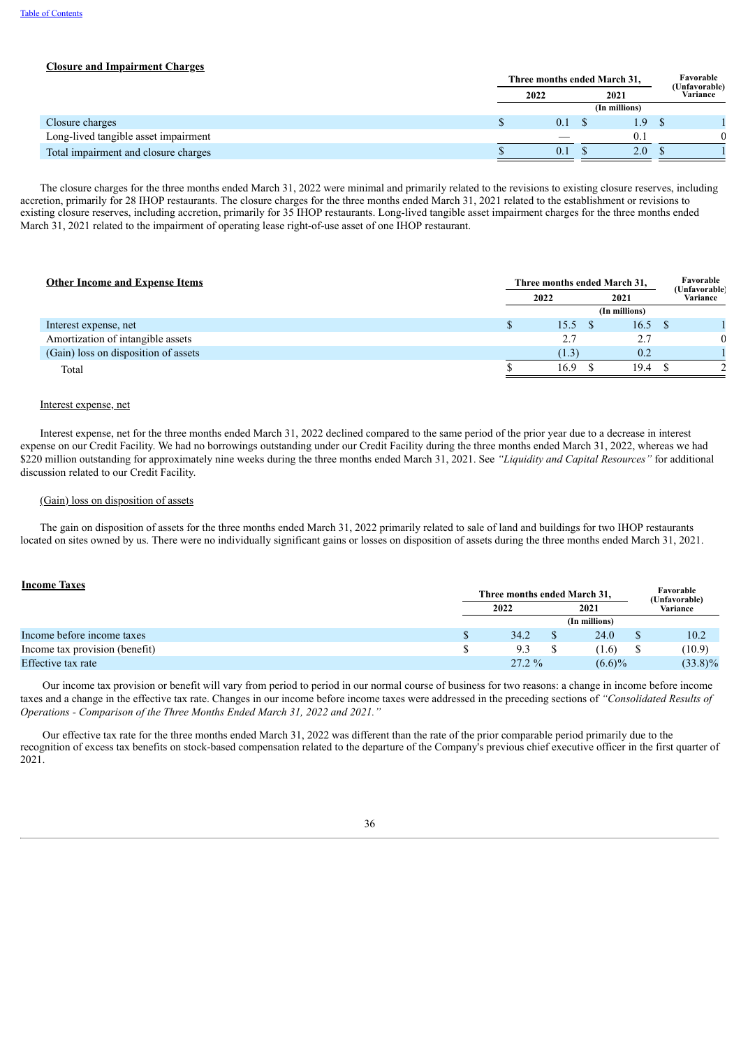**Closure and Impairment Charges**

| | Three months ended March 31, | | Favorable (Unfavorable) Variance |
|---|---|---|---|
| | 2022 | 2021 | |
| | (In millions) | | |
| Closure charges | $ 0.1 | $ 1.9 | $ 1 |
| Long-lived tangible asset impairment | — | 0.1 | 0 |
| Total impairment and closure charges | $ 0.1 | $ 2.0 | $ 1 |

The closure charges for the three months ended March 31, 2022 were minimal and primarily related to the revisions to existing closure reserves, including accretion, primarily for 28 IHOP restaurants. The closure charges for the three months ended March 31, 2021 related to the establishment or revisions to existing closure reserves, including accretion, primarily for 35 IHOP restaurants. Long-lived tangible asset impairment charges for the three months ended March 31, 2021 related to the impairment of operating lease right-of-use asset of one IHOP restaurant.

**Other Income and Expense Items**

| | Three months ended March 31, | | Favorable (Unfavorable) Variance |
|---|---|---|---|
| | 2022 | 2021 | |
| | (In millions) | | |
| Interest expense, net | $ 15.5 | $ 16.5 | $ 1 |
| Amortization of intangible assets | 2.7 | 2.7 | 0 |
| (Gain) loss on disposition of assets | (1.3) | 0.2 | 1 |
| Total | $ 16.9 | $ 19.4 | $ 2 |

Interest expense, net

Interest expense, net for the three months ended March 31, 2022 declined compared to the same period of the prior year due to a decrease in interest expense on our Credit Facility. We had no borrowings outstanding under our Credit Facility during the three months ended March 31, 2022, whereas we had $220 million outstanding for approximately nine weeks during the three months ended March 31, 2021. See *"Liquidity and Capital Resources"* for additional discussion related to our Credit Facility.

(Gain) loss on disposition of assets

The gain on disposition of assets for the three months ended March 31, 2022 primarily related to sale of land and buildings for two IHOP restaurants located on sites owned by us. There were no individually significant gains or losses on disposition of assets during the three months ended March 31, 2021.

**Income Taxes**

| | Three months ended March 31, | | Favorable (Unfavorable) Variance |
|---|---|---|---|
| | 2022 | 2021 | |
| | (In millions) | | |
| Income before income taxes | $ 34.2 | $ 24.0 | $ 10.2 |
| Income tax provision (benefit) | $ 9.3 | $ (1.6) | $ (10.9) |
| Effective tax rate | 27.2 % | (6.6)% | (33.8)% |

Our income tax provision or benefit will vary from period to period in our normal course of business for two reasons: a change in income before income taxes and a change in the effective tax rate. Changes in our income before income taxes were addressed in the preceding sections of *"Consolidated Results of Operations - Comparison of the Three Months Ended March 31, 2022 and 2021."*

Our effective tax rate for the three months ended March 31, 2022 was different than the rate of the prior comparable period primarily due to the recognition of excess tax benefits on stock-based compensation related to the departure of the Company's previous chief executive officer in the first quarter of 2021.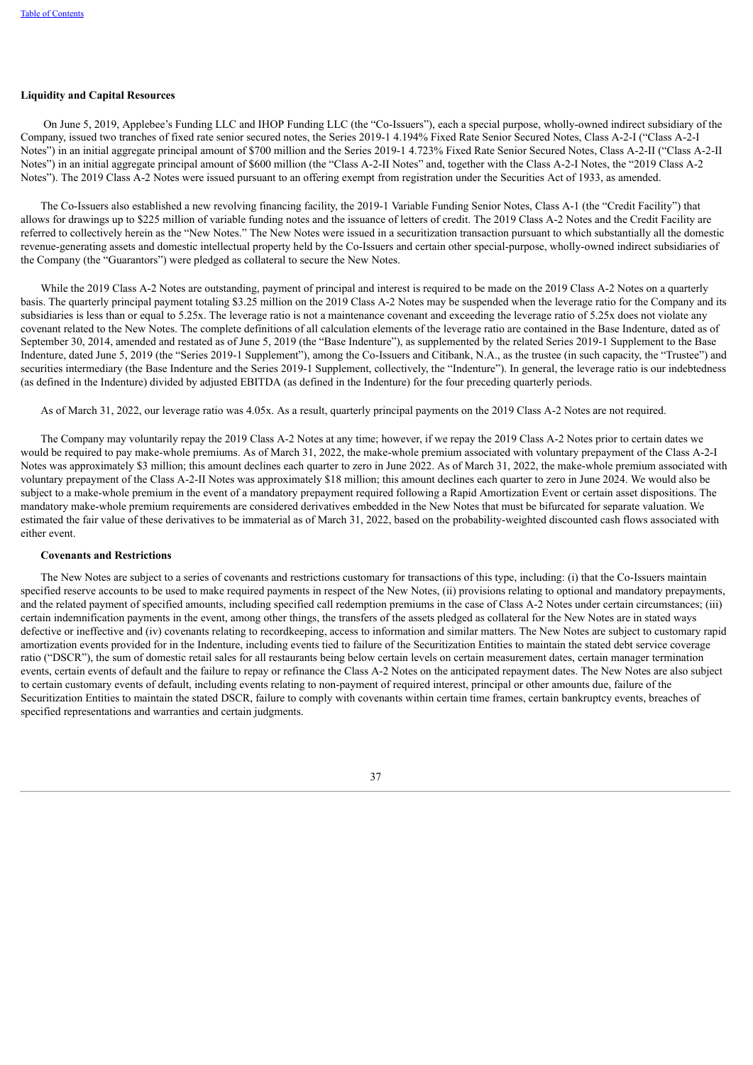**Liquidity and Capital Resources**

On June 5, 2019, Applebee's Funding LLC and IHOP Funding LLC (the "Co-Issuers"), each a special purpose, wholly-owned indirect subsidiary of the Company, issued two tranches of fixed rate senior secured notes, the Series 2019-1 4.194% Fixed Rate Senior Secured Notes, Class A-2-I ("Class A-2-I Notes") in an initial aggregate principal amount of $700 million and the Series 2019-1 4.723% Fixed Rate Senior Secured Notes, Class A-2-II ("Class A-2-II Notes") in an initial aggregate principal amount of $600 million (the "Class A-2-II Notes" and, together with the Class A-2-I Notes, the "2019 Class A-2 Notes"). The 2019 Class A-2 Notes were issued pursuant to an offering exempt from registration under the Securities Act of 1933, as amended.

The Co-Issuers also established a new revolving financing facility, the 2019-1 Variable Funding Senior Notes, Class A-1 (the "Credit Facility") that allows for drawings up to $225 million of variable funding notes and the issuance of letters of credit. The 2019 Class A-2 Notes and the Credit Facility are referred to collectively herein as the "New Notes." The New Notes were issued in a securitization transaction pursuant to which substantially all the domestic revenue-generating assets and domestic intellectual property held by the Co-Issuers and certain other special-purpose, wholly-owned indirect subsidiaries of the Company (the "Guarantors") were pledged as collateral to secure the New Notes.

While the 2019 Class A-2 Notes are outstanding, payment of principal and interest is required to be made on the 2019 Class A-2 Notes on a quarterly basis. The quarterly principal payment totaling $3.25 million on the 2019 Class A-2 Notes may be suspended when the leverage ratio for the Company and its subsidiaries is less than or equal to 5.25x. The leverage ratio is not a maintenance covenant and exceeding the leverage ratio of 5.25x does not violate any covenant related to the New Notes. The complete definitions of all calculation elements of the leverage ratio are contained in the Base Indenture, dated as of September 30, 2014, amended and restated as of June 5, 2019 (the "Base Indenture"), as supplemented by the related Series 2019-1 Supplement to the Base Indenture, dated June 5, 2019 (the "Series 2019-1 Supplement"), among the Co-Issuers and Citibank, N.A., as the trustee (in such capacity, the "Trustee") and securities intermediary (the Base Indenture and the Series 2019-1 Supplement, collectively, the "Indenture"). In general, the leverage ratio is our indebtedness (as defined in the Indenture) divided by adjusted EBITDA (as defined in the Indenture) for the four preceding quarterly periods.

As of March 31, 2022, our leverage ratio was 4.05x. As a result, quarterly principal payments on the 2019 Class A-2 Notes are not required.

The Company may voluntarily repay the 2019 Class A-2 Notes at any time; however, if we repay the 2019 Class A-2 Notes prior to certain dates we would be required to pay make-whole premiums. As of March 31, 2022, the make-whole premium associated with voluntary prepayment of the Class A-2-I Notes was approximately $3 million; this amount declines each quarter to zero in June 2022. As of March 31, 2022, the make-whole premium associated with voluntary prepayment of the Class A-2-II Notes was approximately $18 million; this amount declines each quarter to zero in June 2024. We would also be subject to a make-whole premium in the event of a mandatory prepayment required following a Rapid Amortization Event or certain asset dispositions. The mandatory make-whole premium requirements are considered derivatives embedded in the New Notes that must be bifurcated for separate valuation. We estimated the fair value of these derivatives to be immaterial as of March 31, 2022, based on the probability-weighted discounted cash flows associated with either event.

**Covenants and Restrictions**

The New Notes are subject to a series of covenants and restrictions customary for transactions of this type, including: (i) that the Co-Issuers maintain specified reserve accounts to be used to make required payments in respect of the New Notes, (ii) provisions relating to optional and mandatory prepayments, and the related payment of specified amounts, including specified call redemption premiums in the case of Class A-2 Notes under certain circumstances; (iii) certain indemnification payments in the event, among other things, the transfers of the assets pledged as collateral for the New Notes are in stated ways defective or ineffective and (iv) covenants relating to recordkeeping, access to information and similar matters. The New Notes are subject to customary rapid amortization events provided for in the Indenture, including events tied to failure of the Securitization Entities to maintain the stated debt service coverage ratio ("DSCR"), the sum of domestic retail sales for all restaurants being below certain levels on certain measurement dates, certain manager termination events, certain events of default and the failure to repay or refinance the Class A-2 Notes on the anticipated repayment dates. The New Notes are also subject to certain customary events of default, including events relating to non-payment of required interest, principal or other amounts due, failure of the Securitization Entities to maintain the stated DSCR, failure to comply with covenants within certain time frames, certain bankruptcy events, breaches of specified representations and warranties and certain judgments.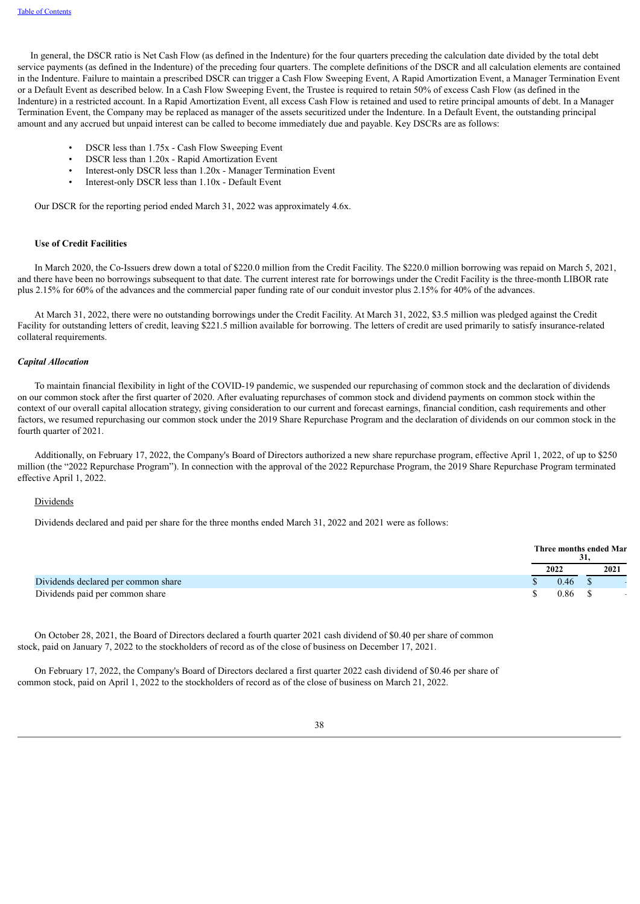In general, the DSCR ratio is Net Cash Flow (as defined in the Indenture) for the four quarters preceding the calculation date divided by the total debt service payments (as defined in the Indenture) of the preceding four quarters. The complete definitions of the DSCR and all calculation elements are contained in the Indenture. Failure to maintain a prescribed DSCR can trigger a Cash Flow Sweeping Event, A Rapid Amortization Event, a Manager Termination Event or a Default Event as described below. In a Cash Flow Sweeping Event, the Trustee is required to retain 50% of excess Cash Flow (as defined in the Indenture) in a restricted account. In a Rapid Amortization Event, all excess Cash Flow is retained and used to retire principal amounts of debt. In a Manager Termination Event, the Company may be replaced as manager of the assets securitized under the Indenture. In a Default Event, the outstanding principal amount and any accrued but unpaid interest can be called to become immediately due and payable. Key DSCRs are as follows:

- DSCR less than 1.75x - Cash Flow Sweeping Event
- DSCR less than 1.20x - Rapid Amortization Event
- Interest-only DSCR less than 1.20x - Manager Termination Event
- Interest-only DSCR less than 1.10x - Default Event

Our DSCR for the reporting period ended March 31, 2022 was approximately 4.6x.

**Use of Credit Facilities**

In March 2020, the Co-Issuers drew down a total of $220.0 million from the Credit Facility. The $220.0 million borrowing was repaid on March 5, 2021, and there have been no borrowings subsequent to that date. The current interest rate for borrowings under the Credit Facility is the three-month LIBOR rate plus 2.15% for 60% of the advances and the commercial paper funding rate of our conduit investor plus 2.15% for 40% of the advances.

At March 31, 2022, there were no outstanding borrowings under the Credit Facility. At March 31, 2022, $3.5 million was pledged against the Credit Facility for outstanding letters of credit, leaving $221.5 million available for borrowing. The letters of credit are used primarily to satisfy insurance-related collateral requirements.

***Capital Allocation***

To maintain financial flexibility in light of the COVID-19 pandemic, we suspended our repurchasing of common stock and the declaration of dividends on our common stock after the first quarter of 2020. After evaluating repurchases of common stock and dividend payments on common stock within the context of our overall capital allocation strategy, giving consideration to our current and forecast earnings, financial condition, cash requirements and other factors, we resumed repurchasing our common stock under the 2019 Share Repurchase Program and the declaration of dividends on our common stock in the fourth quarter of 2021.

Additionally, on February 17, 2022, the Company's Board of Directors authorized a new share repurchase program, effective April 1, 2022, of up to $250 million (the "2022 Repurchase Program"). In connection with the approval of the 2022 Repurchase Program, the 2019 Share Repurchase Program terminated effective April 1, 2022.

Dividends

Dividends declared and paid per share for the three months ended March 31, 2022 and 2021 were as follows:

| | Three months ended March 31, | |
|---|---|---|
| | 2022 | 2021 |
| Dividends declared per common share | $ 0.46 | $ - |
| Dividends paid per common share | $ 0.86 | $ - |

On October 28, 2021, the Board of Directors declared a fourth quarter 2021 cash dividend of $0.40 per share of common stock, paid on January 7, 2022 to the stockholders of record as of the close of business on December 17, 2021.

On February 17, 2022, the Company's Board of Directors declared a first quarter 2022 cash dividend of $0.46 per share of common stock, paid on April 1, 2022 to the stockholders of record as of the close of business on March 21, 2022.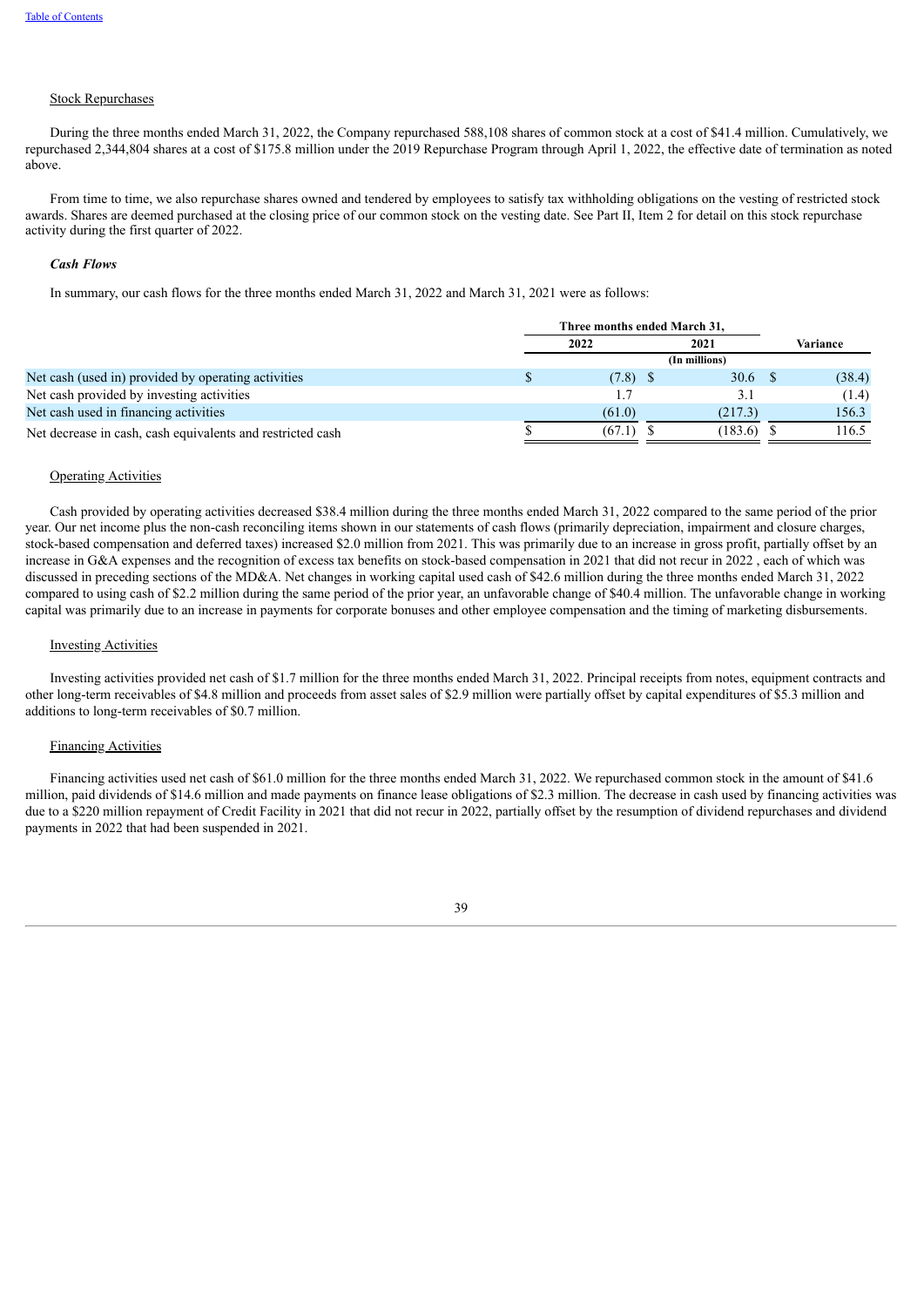Stock Repurchases

During the three months ended March 31, 2022, the Company repurchased 588,108 shares of common stock at a cost of $41.4 million. Cumulatively, we repurchased 2,344,804 shares at a cost of $175.8 million under the 2019 Repurchase Program through April 1, 2022, the effective date of termination as noted above.

From time to time, we also repurchase shares owned and tendered by employees to satisfy tax withholding obligations on the vesting of restricted stock awards. Shares are deemed purchased at the closing price of our common stock on the vesting date. See Part II, Item 2 for detail on this stock repurchase activity during the first quarter of 2022.

***Cash Flows***

In summary, our cash flows for the three months ended March 31, 2022 and March 31, 2021 were as follows:

| | Three months ended March 31, | | |
|---|---|---|---|
| | 2022 | 2021 | Variance |
| | (In millions) | | |
| Net cash (used in) provided by operating activities | $ (7.8) | $ 30.6 | $ (38.4) |
| Net cash provided by investing activities | 1.7 | 3.1 | (1.4) |
| Net cash used in financing activities | (61.0) | (217.3) | 156.3 |
| Net decrease in cash, cash equivalents and restricted cash | $ (67.1) | $ (183.6) | $ 116.5 |

Operating Activities

Cash provided by operating activities decreased $38.4 million during the three months ended March 31, 2022 compared to the same period of the prior year. Our net income plus the non-cash reconciling items shown in our statements of cash flows (primarily depreciation, impairment and closure charges, stock-based compensation and deferred taxes) increased $2.0 million from 2021. This was primarily due to an increase in gross profit, partially offset by an increase in G&A expenses and the recognition of excess tax benefits on stock-based compensation in 2021 that did not recur in 2022 , each of which was discussed in preceding sections of the MD&A. Net changes in working capital used cash of $42.6 million during the three months ended March 31, 2022 compared to using cash of $2.2 million during the same period of the prior year, an unfavorable change of $40.4 million. The unfavorable change in working capital was primarily due to an increase in payments for corporate bonuses and other employee compensation and the timing of marketing disbursements.

Investing Activities

Investing activities provided net cash of $1.7 million for the three months ended March 31, 2022. Principal receipts from notes, equipment contracts and other long-term receivables of $4.8 million and proceeds from asset sales of $2.9 million were partially offset by capital expenditures of $5.3 million and additions to long-term receivables of $0.7 million.

Financing Activities

Financing activities used net cash of $61.0 million for the three months ended March 31, 2022. We repurchased common stock in the amount of $41.6 million, paid dividends of $14.6 million and made payments on finance lease obligations of $2.3 million. The decrease in cash used by financing activities was due to a $220 million repayment of Credit Facility in 2021 that did not recur in 2022, partially offset by the resumption of dividend repurchases and dividend payments in 2022 that had been suspended in 2021.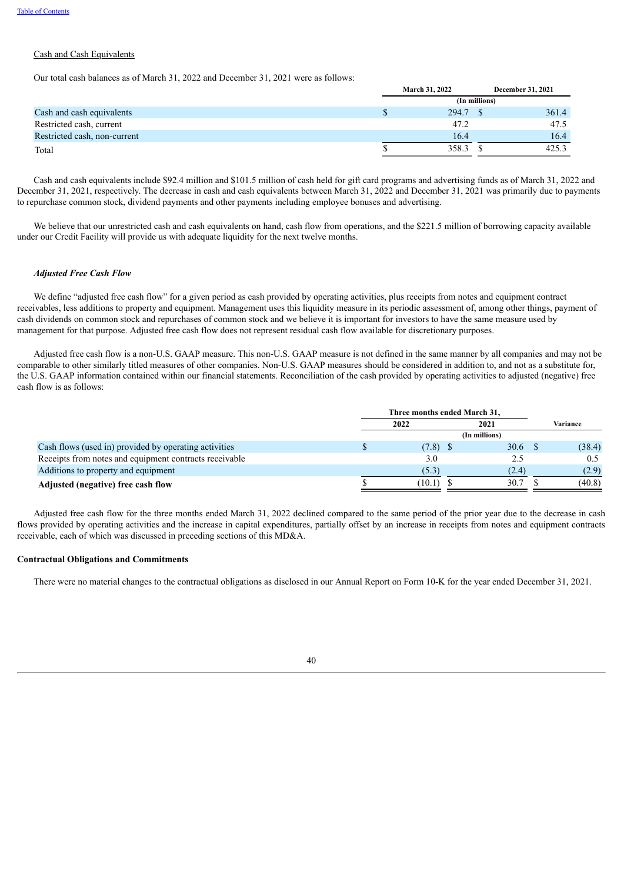Cash and Cash Equivalents

Our total cash balances as of March 31, 2022 and December 31, 2021 were as follows:

| | March 31, 2022 | December 31, 2021 |
|---|---|---|
| | (In millions) | |
| Cash and cash equivalents | $ 294.7 | $ 361.4 |
| Restricted cash, current | 47.2 | 47.5 |
| Restricted cash, non-current | 16.4 | 16.4 |
| Total | $ 358.3 | $ 425.3 |

Cash and cash equivalents include $92.4 million and $101.5 million of cash held for gift card programs and advertising funds as of March 31, 2022 and December 31, 2021, respectively. The decrease in cash and cash equivalents between March 31, 2022 and December 31, 2021 was primarily due to payments to repurchase common stock, dividend payments and other payments including employee bonuses and advertising.

We believe that our unrestricted cash and cash equivalents on hand, cash flow from operations, and the $221.5 million of borrowing capacity available under our Credit Facility will provide us with adequate liquidity for the next twelve months.

***Adjusted Free Cash Flow***

We define "adjusted free cash flow" for a given period as cash provided by operating activities, plus receipts from notes and equipment contract receivables, less additions to property and equipment. Management uses this liquidity measure in its periodic assessment of, among other things, payment of cash dividends on common stock and repurchases of common stock and we believe it is important for investors to have the same measure used by management for that purpose. Adjusted free cash flow does not represent residual cash flow available for discretionary purposes.

Adjusted free cash flow is a non-U.S. GAAP measure. This non-U.S. GAAP measure is not defined in the same manner by all companies and may not be comparable to other similarly titled measures of other companies. Non-U.S. GAAP measures should be considered in addition to, and not as a substitute for, the U.S. GAAP information contained within our financial statements. Reconciliation of the cash provided by operating activities to adjusted (negative) free cash flow is as follows:

| | Three months ended March 31, | | |
|---|---|---|---|
| | 2022 | 2021 | Variance |
| | (In millions) | | |
| Cash flows (used in) provided by operating activities | $ (7.8) | $ 30.6 | $ (38.4) |
| Receipts from notes and equipment contracts receivable | 3.0 | 2.5 | 0.5 |
| Additions to property and equipment | (5.3) | (2.4) | (2.9) |
| **Adjusted (negative) free cash flow** | $ (10.1) | $ 30.7 | $ (40.8) |

Adjusted free cash flow for the three months ended March 31, 2022 declined compared to the same period of the prior year due to the decrease in cash flows provided by operating activities and the increase in capital expenditures, partially offset by an increase in receipts from notes and equipment contracts receivable, each of which was discussed in preceding sections of this MD&A.

**Contractual Obligations and Commitments**

There were no material changes to the contractual obligations as disclosed in our Annual Report on Form 10-K for the year ended December 31, 2021.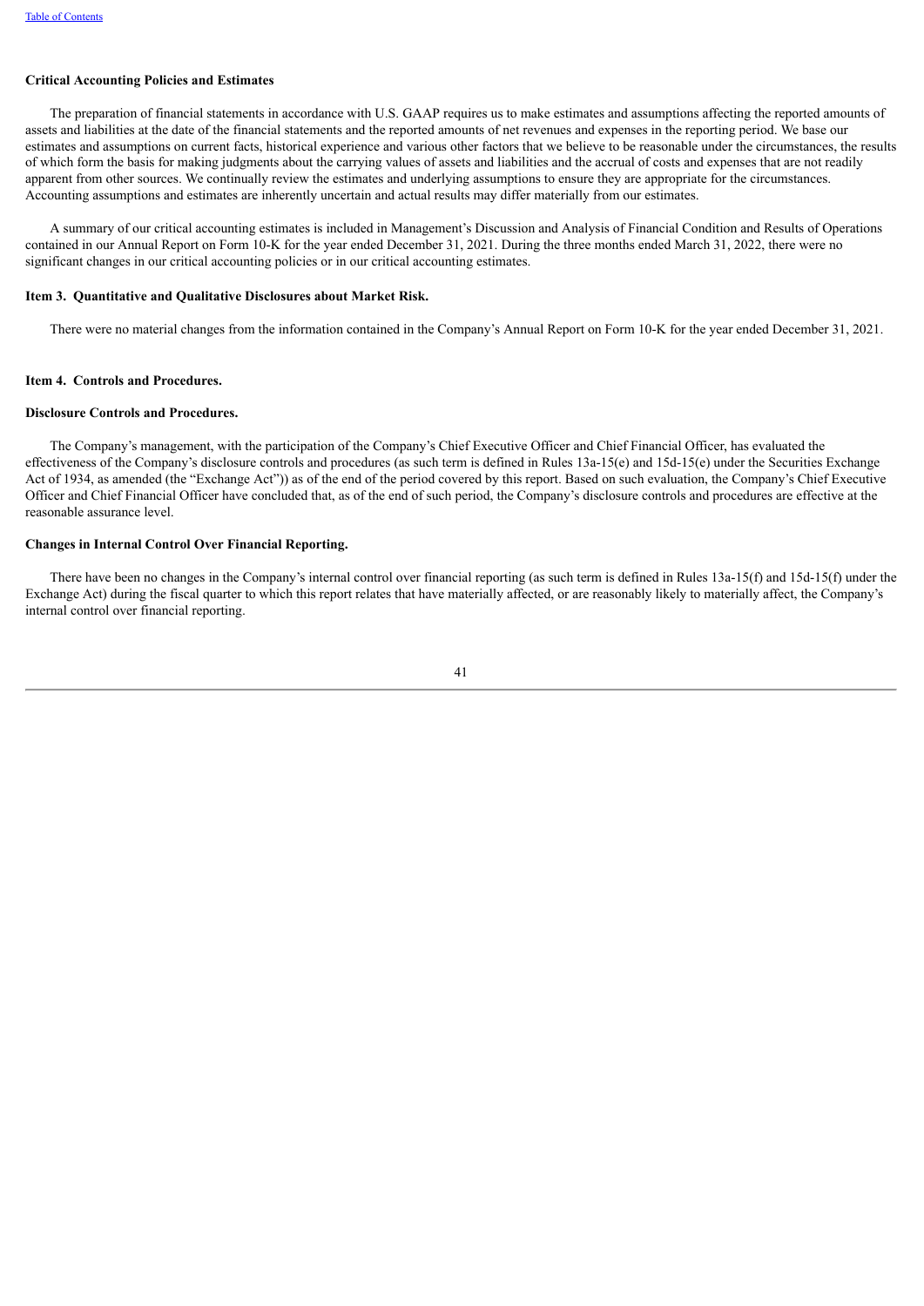**Critical Accounting Policies and Estimates**

The preparation of financial statements in accordance with U.S. GAAP requires us to make estimates and assumptions affecting the reported amounts of assets and liabilities at the date of the financial statements and the reported amounts of net revenues and expenses in the reporting period. We base our estimates and assumptions on current facts, historical experience and various other factors that we believe to be reasonable under the circumstances, the results of which form the basis for making judgments about the carrying values of assets and liabilities and the accrual of costs and expenses that are not readily apparent from other sources. We continually review the estimates and underlying assumptions to ensure they are appropriate for the circumstances. Accounting assumptions and estimates are inherently uncertain and actual results may differ materially from our estimates.

A summary of our critical accounting estimates is included in Management's Discussion and Analysis of Financial Condition and Results of Operations contained in our Annual Report on Form 10-K for the year ended December 31, 2021. During the three months ended March 31, 2022, there were no significant changes in our critical accounting policies or in our critical accounting estimates.

**Item 3. Quantitative and Qualitative Disclosures about Market Risk.**

There were no material changes from the information contained in the Company's Annual Report on Form 10-K for the year ended December 31, 2021.

**Item 4. Controls and Procedures.**

**Disclosure Controls and Procedures.**

The Company's management, with the participation of the Company's Chief Executive Officer and Chief Financial Officer, has evaluated the effectiveness of the Company's disclosure controls and procedures (as such term is defined in Rules 13a-15(e) and 15d-15(e) under the Securities Exchange Act of 1934, as amended (the "Exchange Act")) as of the end of the period covered by this report. Based on such evaluation, the Company's Chief Executive Officer and Chief Financial Officer have concluded that, as of the end of such period, the Company's disclosure controls and procedures are effective at the reasonable assurance level.

**Changes in Internal Control Over Financial Reporting.**

There have been no changes in the Company's internal control over financial reporting (as such term is defined in Rules 13a-15(f) and 15d-15(f) under the Exchange Act) during the fiscal quarter to which this report relates that have materially affected, or are reasonably likely to materially affect, the Company's internal control over financial reporting.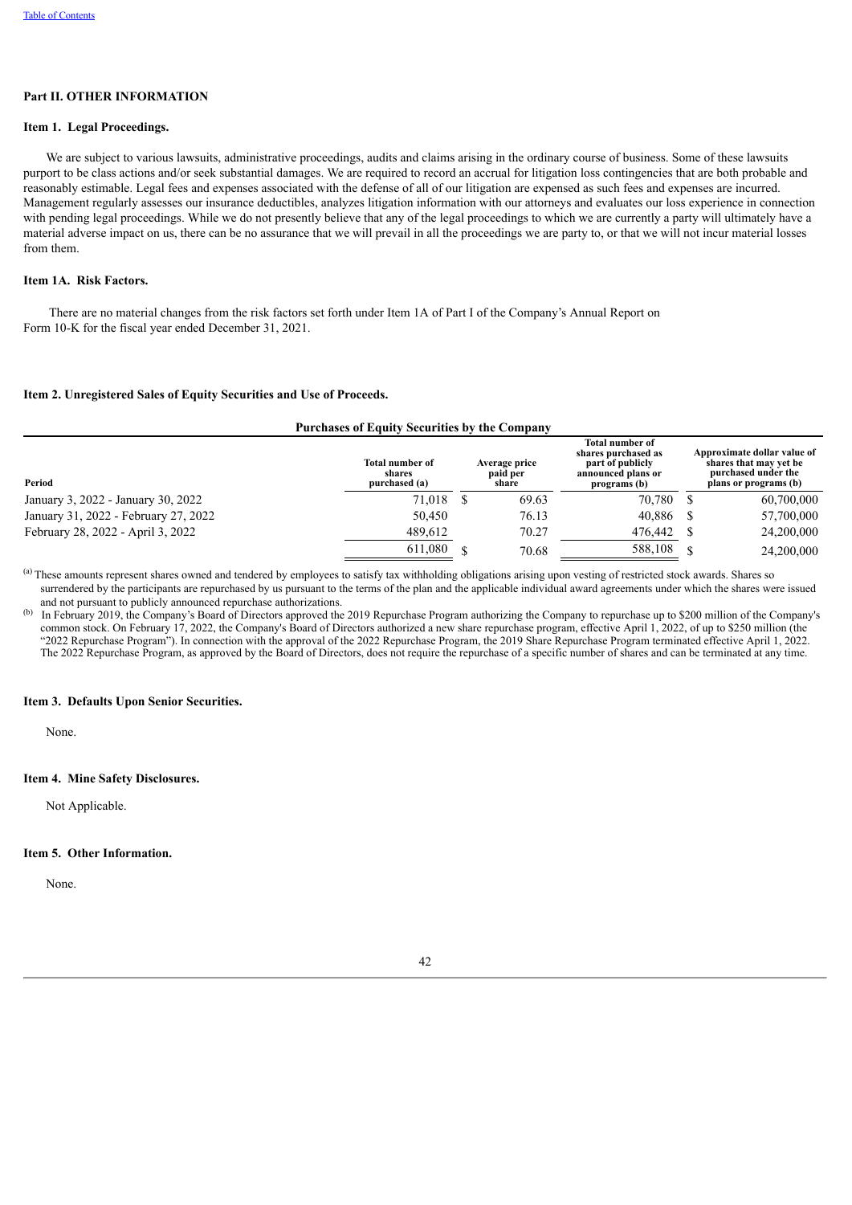## Part II. OTHER INFORMATION

### Item 1. Legal Proceedings.

We are subject to various lawsuits, administrative proceedings, audits and claims arising in the ordinary course of business. Some of these lawsuits purport to be class actions and/or seek substantial damages. We are required to record an accrual for litigation loss contingencies that are both probable and reasonably estimable. Legal fees and expenses associated with the defense of all of our litigation are expensed as such fees and expenses are incurred. Management regularly assesses our insurance deductibles, analyzes litigation information with our attorneys and evaluates our loss experience in connection with pending legal proceedings. While we do not presently believe that any of the legal proceedings to which we are currently a party will ultimately have a material adverse impact on us, there can be no assurance that we will prevail in all the proceedings we are party to, or that we will not incur material losses from them.

### Item 1A. Risk Factors.

There are no material changes from the risk factors set forth under Item 1A of Part I of the Company's Annual Report on Form 10-K for the fiscal year ended December 31, 2021.

### Item 2. Unregistered Sales of Equity Securities and Use of Proceeds.

**Purchases of Equity Securities by the Company**

| Period | Total number of shares purchased (a) | Average price paid per share | Total number of shares purchased as part of publicly announced plans or programs (b) | Approximate dollar value of shares that may yet be purchased under the plans or programs (b) |
|---|---|---|---|---|
| January 3, 2022 - January 30, 2022 | 71,018 | $ 69.63 | 70,780 | $ 60,700,000 |
| January 31, 2022 - February 27, 2022 | 50,450 | 76.13 | 40,886 | $ 57,700,000 |
| February 28, 2022 - April 3, 2022 | 489,612 | 70.27 | 476,442 | $ 24,200,000 |
| | 611,080 | $ 70.68 | 588,108 | $ 24,200,000 |

[(a)] These amounts represent shares owned and tendered by employees to satisfy tax withholding obligations arising upon vesting of restricted stock awards. Shares so surrendered by the participants are repurchased by us pursuant to the terms of the plan and the applicable individual award agreements under which the shares were issued and not pursuant to publicly announced repurchase authorizations.

[(b)] In February 2019, the Company's Board of Directors approved the 2019 Repurchase Program authorizing the Company to repurchase up to $200 million of the Company's common stock. On February 17, 2022, the Company's Board of Directors authorized a new share repurchase program, effective April 1, 2022, of up to $250 million (the "2022 Repurchase Program"). In connection with the approval of the 2022 Repurchase Program, the 2019 Share Repurchase Program terminated effective April 1, 2022. The 2022 Repurchase Program, as approved by the Board of Directors, does not require the repurchase of a specific number of shares and can be terminated at any time.

### Item 3. Defaults Upon Senior Securities.

None.

### Item 4. Mine Safety Disclosures.

Not Applicable.

### Item 5. Other Information.

None.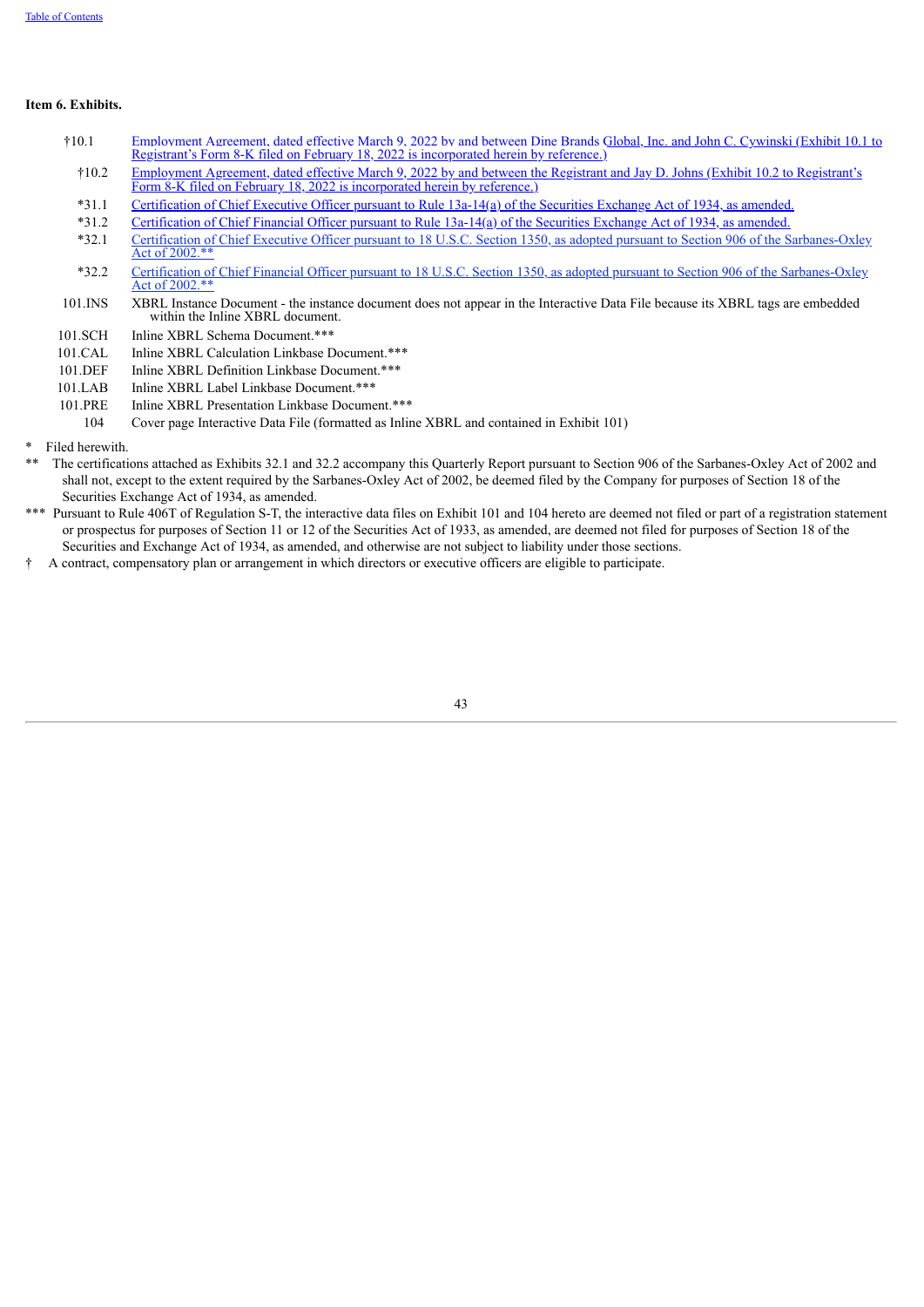**Item 6. Exhibits.**

| | |
|---|---|
| †10.1 | Employment Agreement, dated effective March 9, 2022 by and between Dine Brands Global, Inc. and John C. Cywinski (Exhibit 10.1 to Registrant's Form 8-K filed on February 18, 2022 is incorporated herein by reference.) |
| †10.2 | Employment Agreement, dated effective March 9, 2022 by and between the Registrant and Jay D. Johns (Exhibit 10.2 to Registrant's Form 8-K filed on February 18, 2022 is incorporated herein by reference.) |
| *31.1 | Certification of Chief Executive Officer pursuant to Rule 13a-14(a) of the Securities Exchange Act of 1934, as amended. |
| *31.2 | Certification of Chief Financial Officer pursuant to Rule 13a-14(a) of the Securities Exchange Act of 1934, as amended. |
| *32.1 | Certification of Chief Executive Officer pursuant to 18 U.S.C. Section 1350, as adopted pursuant to Section 906 of the Sarbanes-Oxley Act of 2002.** |
| *32.2 | Certification of Chief Financial Officer pursuant to 18 U.S.C. Section 1350, as adopted pursuant to Section 906 of the Sarbanes-Oxley Act of 2002.** |
| 101.INS | XBRL Instance Document - the instance document does not appear in the Interactive Data File because its XBRL tags are embedded within the Inline XBRL document. |
| 101.SCH | Inline XBRL Schema Document.*** |
| 101.CAL | Inline XBRL Calculation Linkbase Document.*** |
| 101.DEF | Inline XBRL Definition Linkbase Document.*** |
| 101.LAB | Inline XBRL Label Linkbase Document.*** |
| 101.PRE | Inline XBRL Presentation Linkbase Document.*** |
| 104 | Cover page Interactive Data File (formatted as Inline XBRL and contained in Exhibit 101) |

\* Filed herewith.

** The certifications attached as Exhibits 32.1 and 32.2 accompany this Quarterly Report pursuant to Section 906 of the Sarbanes-Oxley Act of 2002 and shall not, except to the extent required by the Sarbanes-Oxley Act of 2002, be deemed filed by the Company for purposes of Section 18 of the Securities Exchange Act of 1934, as amended.

*** Pursuant to Rule 406T of Regulation S-T, the interactive data files on Exhibit 101 and 104 hereto are deemed not filed or part of a registration statement or prospectus for purposes of Section 11 or 12 of the Securities Act of 1933, as amended, are deemed not filed for purposes of Section 18 of the Securities and Exchange Act of 1934, as amended, and otherwise are not subject to liability under those sections.

† A contract, compensatory plan or arrangement in which directors or executive officers are eligible to participate.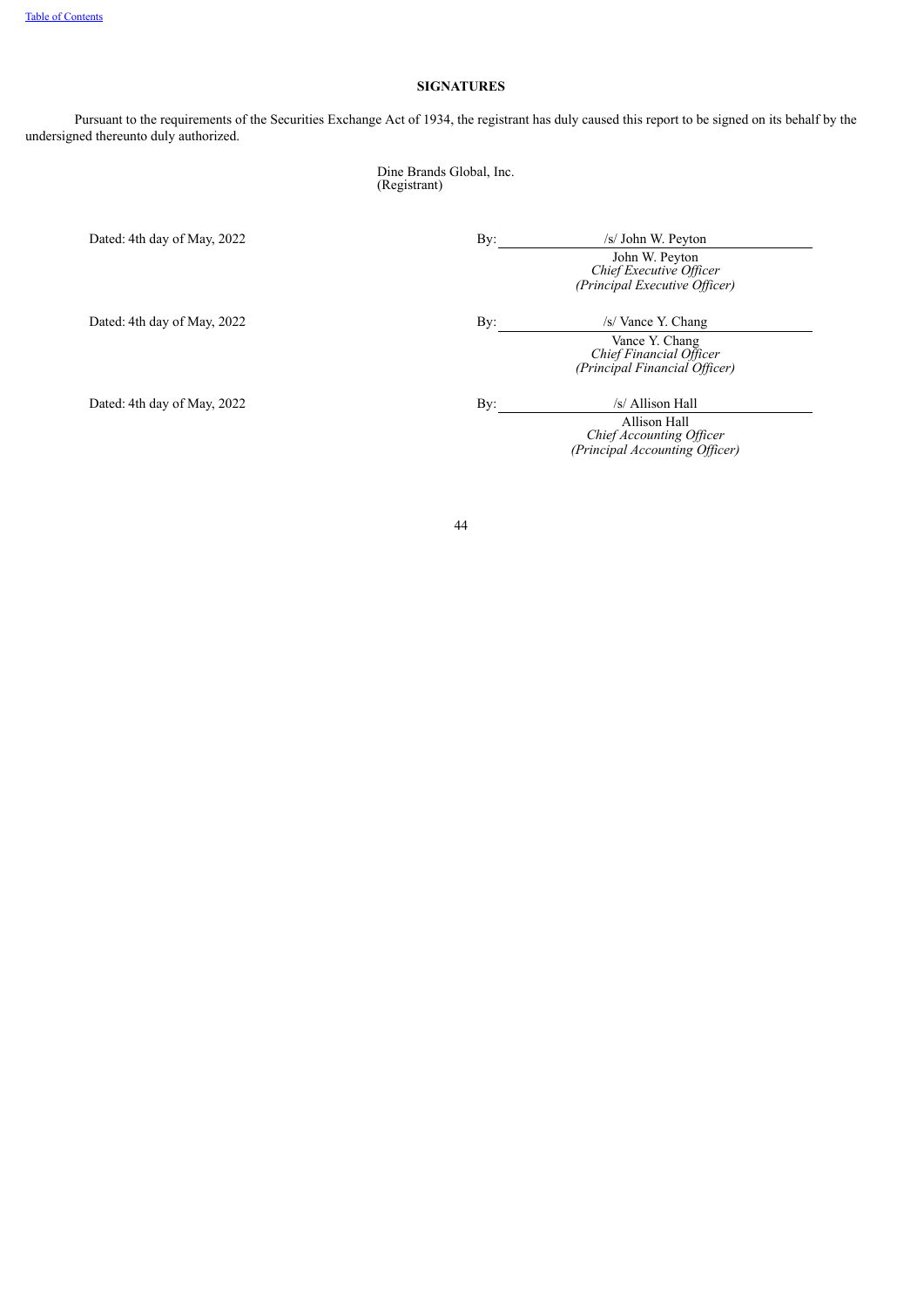## SIGNATURES

Pursuant to the requirements of the Securities Exchange Act of 1934, the registrant has duly caused this report to be signed on its behalf by the undersigned thereunto duly authorized.

Dine Brands Global, Inc.
(Registrant)

| | |
|---|---|
| Dated: 4th day of May, 2022 | By: /s/ John W. Peyton<br>John W. Peyton<br>*Chief Executive Officer*<br>*(Principal Executive Officer)* |
| Dated: 4th day of May, 2022 | By: /s/ Vance Y. Chang<br>Vance Y. Chang<br>*Chief Financial Officer*<br>*(Principal Financial Officer)* |
| Dated: 4th day of May, 2022 | By: /s/ Allison Hall<br>Allison Hall<br>*Chief Accounting Officer*<br>*(Principal Accounting Officer)* |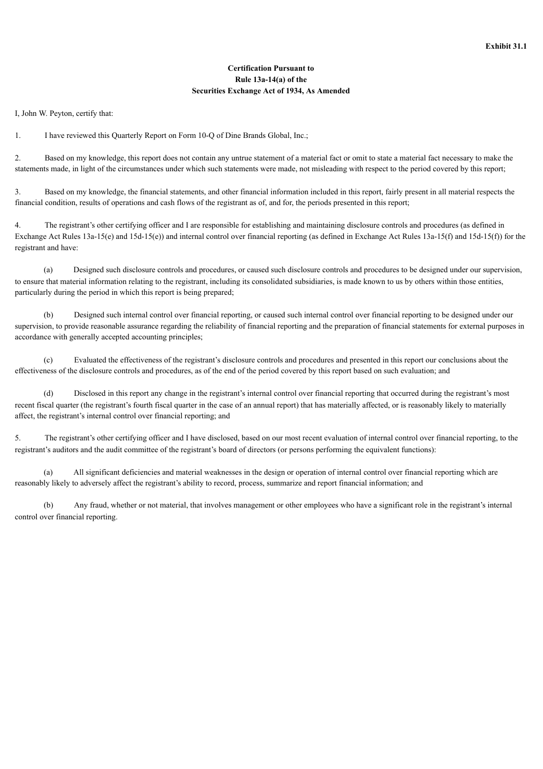**Exhibit 31.1**

**Certification Pursuant to**
**Rule 13a-14(a) of the**
**Securities Exchange Act of 1934, As Amended**

I, John W. Peyton, certify that:

1. I have reviewed this Quarterly Report on Form 10-Q of Dine Brands Global, Inc.;

2. Based on my knowledge, this report does not contain any untrue statement of a material fact or omit to state a material fact necessary to make the statements made, in light of the circumstances under which such statements were made, not misleading with respect to the period covered by this report;

3. Based on my knowledge, the financial statements, and other financial information included in this report, fairly present in all material respects the financial condition, results of operations and cash flows of the registrant as of, and for, the periods presented in this report;

4. The registrant's other certifying officer and I are responsible for establishing and maintaining disclosure controls and procedures (as defined in Exchange Act Rules 13a-15(e) and 15d-15(e)) and internal control over financial reporting (as defined in Exchange Act Rules 13a-15(f) and 15d-15(f)) for the registrant and have:

(a) Designed such disclosure controls and procedures, or caused such disclosure controls and procedures to be designed under our supervision, to ensure that material information relating to the registrant, including its consolidated subsidiaries, is made known to us by others within those entities, particularly during the period in which this report is being prepared;

(b) Designed such internal control over financial reporting, or caused such internal control over financial reporting to be designed under our supervision, to provide reasonable assurance regarding the reliability of financial reporting and the preparation of financial statements for external purposes in accordance with generally accepted accounting principles;

(c) Evaluated the effectiveness of the registrant's disclosure controls and procedures and presented in this report our conclusions about the effectiveness of the disclosure controls and procedures, as of the end of the period covered by this report based on such evaluation; and

(d) Disclosed in this report any change in the registrant's internal control over financial reporting that occurred during the registrant's most recent fiscal quarter (the registrant's fourth fiscal quarter in the case of an annual report) that has materially affected, or is reasonably likely to materially affect, the registrant's internal control over financial reporting; and

5. The registrant's other certifying officer and I have disclosed, based on our most recent evaluation of internal control over financial reporting, to the registrant's auditors and the audit committee of the registrant's board of directors (or persons performing the equivalent functions):

(a) All significant deficiencies and material weaknesses in the design or operation of internal control over financial reporting which are reasonably likely to adversely affect the registrant's ability to record, process, summarize and report financial information; and

(b) Any fraud, whether or not material, that involves management or other employees who have a significant role in the registrant's internal control over financial reporting.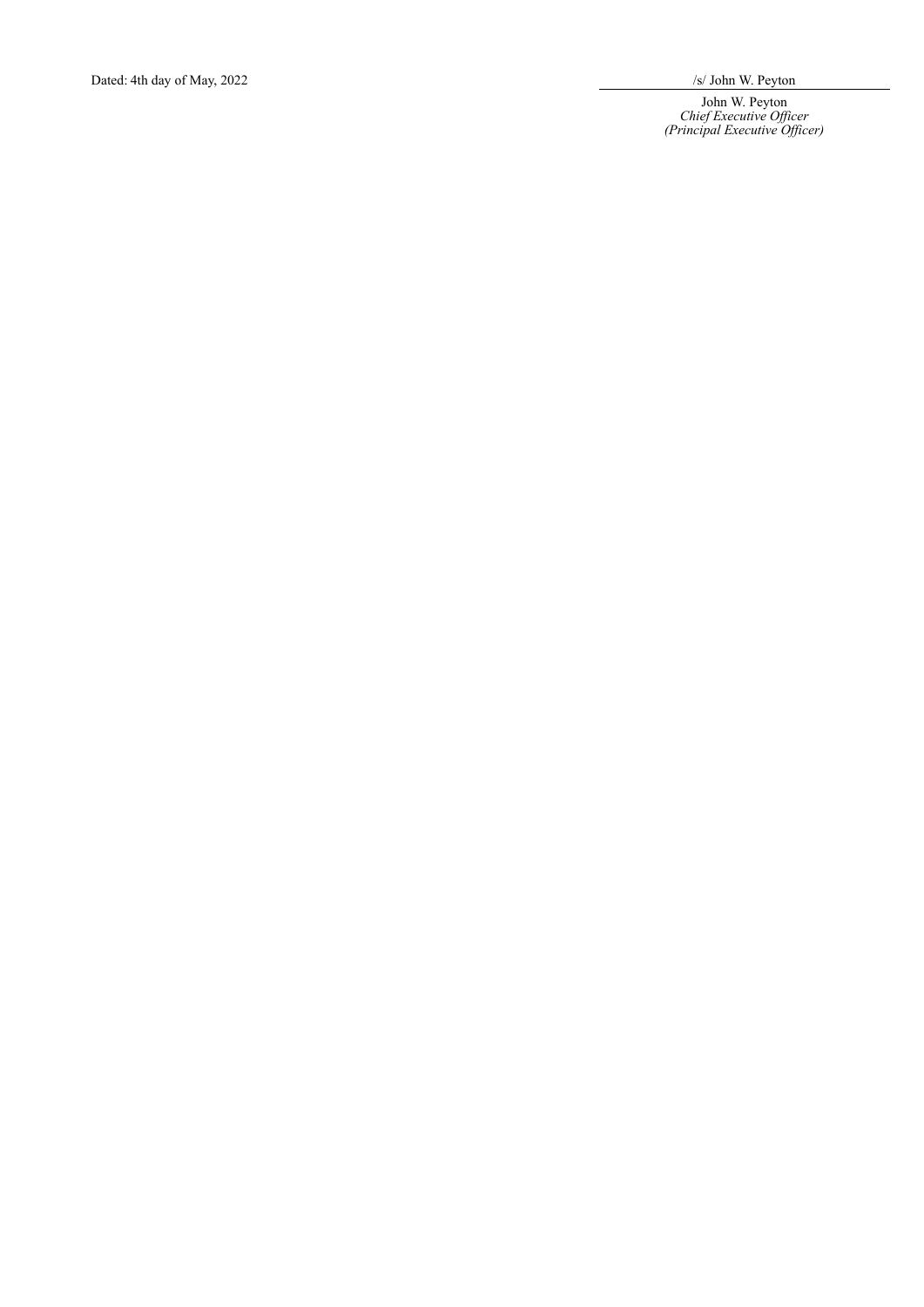Dated: 4th day of May, 2022

/s/ John W. Peyton

John W. Peyton
*Chief Executive Officer*
*(Principal Executive Officer)*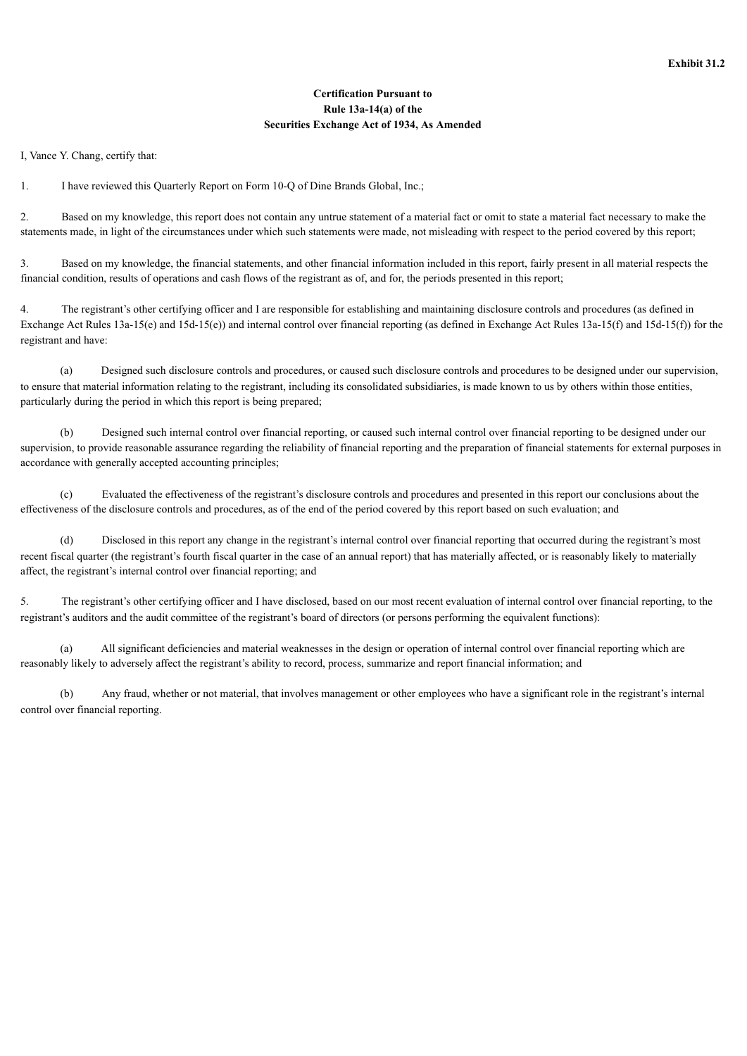**Exhibit 31.2**

**Certification Pursuant to**
**Rule 13a-14(a) of the**
**Securities Exchange Act of 1934, As Amended**

I, Vance Y. Chang, certify that:

1. I have reviewed this Quarterly Report on Form 10-Q of Dine Brands Global, Inc.;

2. Based on my knowledge, this report does not contain any untrue statement of a material fact or omit to state a material fact necessary to make the statements made, in light of the circumstances under which such statements were made, not misleading with respect to the period covered by this report;

3. Based on my knowledge, the financial statements, and other financial information included in this report, fairly present in all material respects the financial condition, results of operations and cash flows of the registrant as of, and for, the periods presented in this report;

4. The registrant's other certifying officer and I are responsible for establishing and maintaining disclosure controls and procedures (as defined in Exchange Act Rules 13a-15(e) and 15d-15(e)) and internal control over financial reporting (as defined in Exchange Act Rules 13a-15(f) and 15d-15(f)) for the registrant and have:

(a) Designed such disclosure controls and procedures, or caused such disclosure controls and procedures to be designed under our supervision, to ensure that material information relating to the registrant, including its consolidated subsidiaries, is made known to us by others within those entities, particularly during the period in which this report is being prepared;

(b) Designed such internal control over financial reporting, or caused such internal control over financial reporting to be designed under our supervision, to provide reasonable assurance regarding the reliability of financial reporting and the preparation of financial statements for external purposes in accordance with generally accepted accounting principles;

(c) Evaluated the effectiveness of the registrant's disclosure controls and procedures and presented in this report our conclusions about the effectiveness of the disclosure controls and procedures, as of the end of the period covered by this report based on such evaluation; and

(d) Disclosed in this report any change in the registrant's internal control over financial reporting that occurred during the registrant's most recent fiscal quarter (the registrant's fourth fiscal quarter in the case of an annual report) that has materially affected, or is reasonably likely to materially affect, the registrant's internal control over financial reporting; and

5. The registrant's other certifying officer and I have disclosed, based on our most recent evaluation of internal control over financial reporting, to the registrant's auditors and the audit committee of the registrant's board of directors (or persons performing the equivalent functions):

(a) All significant deficiencies and material weaknesses in the design or operation of internal control over financial reporting which are reasonably likely to adversely affect the registrant's ability to record, process, summarize and report financial information; and

(b) Any fraud, whether or not material, that involves management or other employees who have a significant role in the registrant's internal control over financial reporting.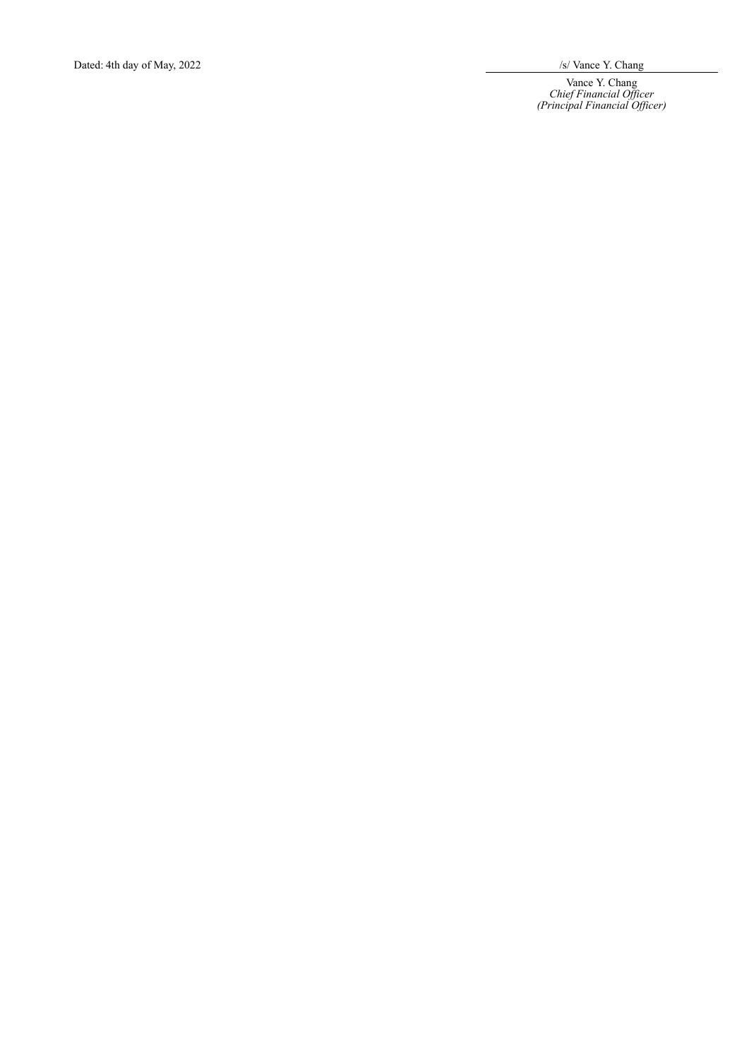Dated: 4th day of May, 2022

/s/ Vance Y. Chang

Vance Y. Chang
*Chief Financial Officer*
*(Principal Financial Officer)*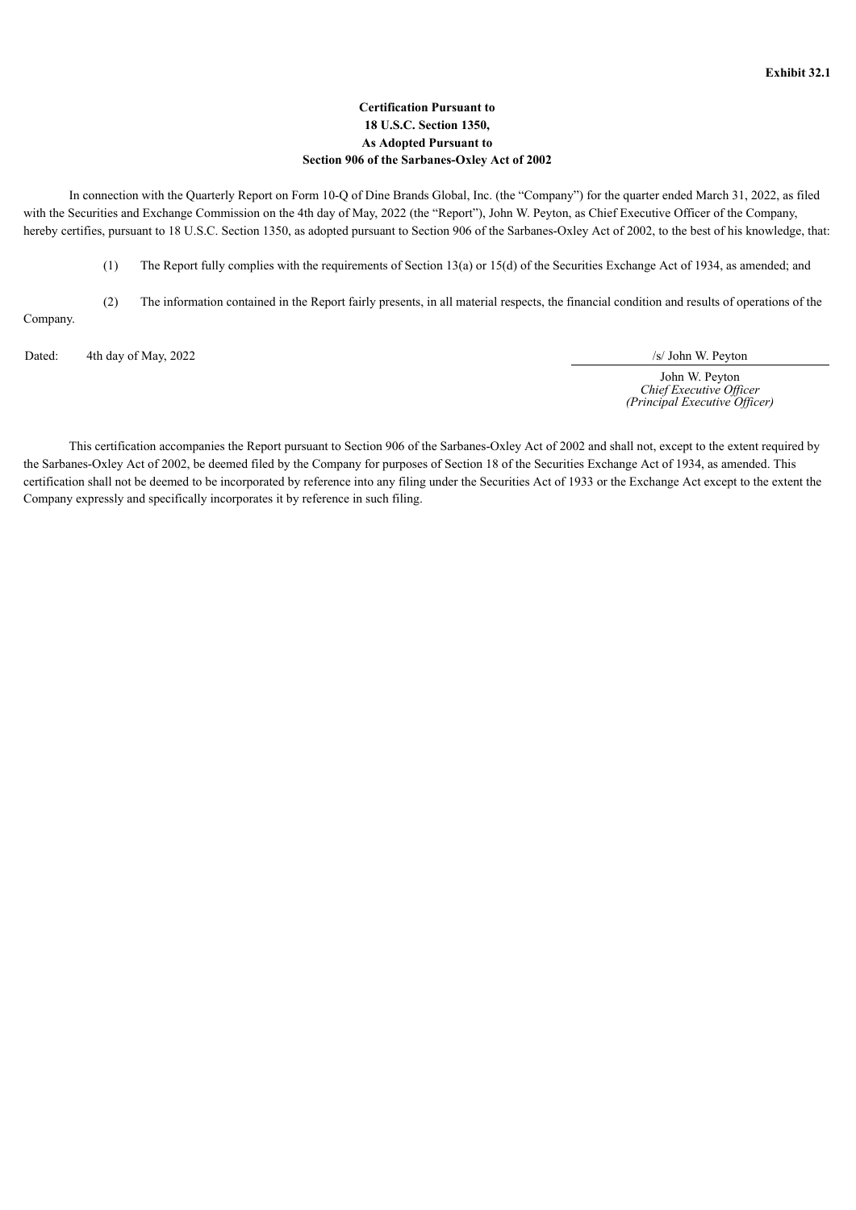**Exhibit 32.1**

**Certification Pursuant to**
**18 U.S.C. Section 1350,**
**As Adopted Pursuant to**
**Section 906 of the Sarbanes-Oxley Act of 2002**

In connection with the Quarterly Report on Form 10-Q of Dine Brands Global, Inc. (the "Company") for the quarter ended March 31, 2022, as filed with the Securities and Exchange Commission on the 4th day of May, 2022 (the "Report"), John W. Peyton, as Chief Executive Officer of the Company, hereby certifies, pursuant to 18 U.S.C. Section 1350, as adopted pursuant to Section 906 of the Sarbanes-Oxley Act of 2002, to the best of his knowledge, that:

(1) The Report fully complies with the requirements of Section 13(a) or 15(d) of the Securities Exchange Act of 1934, as amended; and

(2) The information contained in the Report fairly presents, in all material respects, the financial condition and results of operations of the Company.

Dated: 4th day of May, 2022

/s/ John W. Peyton

John W. Peyton
*Chief Executive Officer*
*(Principal Executive Officer)*

This certification accompanies the Report pursuant to Section 906 of the Sarbanes-Oxley Act of 2002 and shall not, except to the extent required by the Sarbanes-Oxley Act of 2002, be deemed filed by the Company for purposes of Section 18 of the Securities Exchange Act of 1934, as amended. This certification shall not be deemed to be incorporated by reference into any filing under the Securities Act of 1933 or the Exchange Act except to the extent the Company expressly and specifically incorporates it by reference in such filing.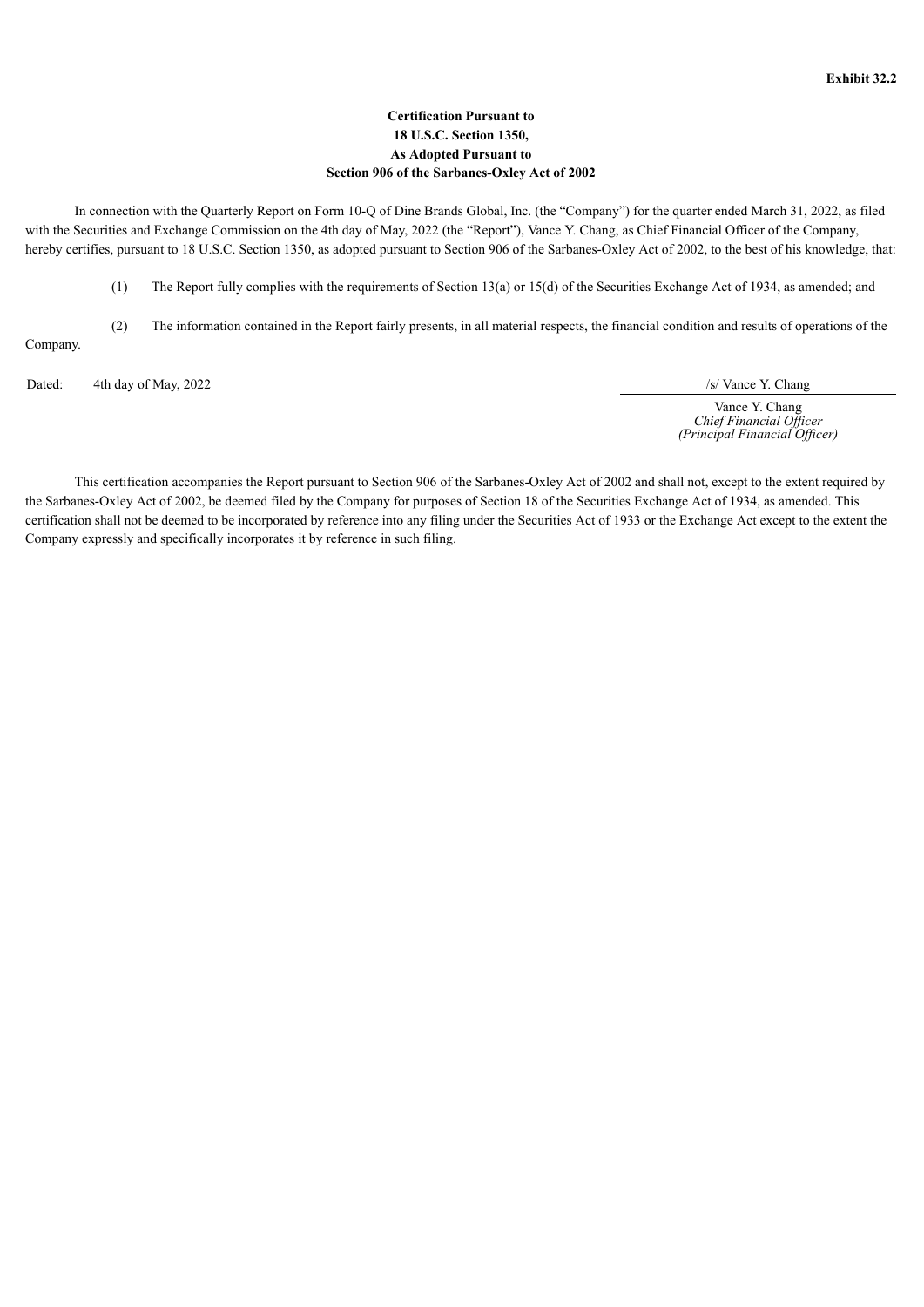**Exhibit 32.2**

**Certification Pursuant to**
**18 U.S.C. Section 1350,**
**As Adopted Pursuant to**
**Section 906 of the Sarbanes-Oxley Act of 2002**

In connection with the Quarterly Report on Form 10-Q of Dine Brands Global, Inc. (the "Company") for the quarter ended March 31, 2022, as filed with the Securities and Exchange Commission on the 4th day of May, 2022 (the "Report"), Vance Y. Chang, as Chief Financial Officer of the Company, hereby certifies, pursuant to 18 U.S.C. Section 1350, as adopted pursuant to Section 906 of the Sarbanes-Oxley Act of 2002, to the best of his knowledge, that:

(1) The Report fully complies with the requirements of Section 13(a) or 15(d) of the Securities Exchange Act of 1934, as amended; and

(2) The information contained in the Report fairly presents, in all material respects, the financial condition and results of operations of the Company.

Dated: 4th day of May, 2022

/s/ Vance Y. Chang

Vance Y. Chang
*Chief Financial Officer*
*(Principal Financial Officer)*

This certification accompanies the Report pursuant to Section 906 of the Sarbanes-Oxley Act of 2002 and shall not, except to the extent required by the Sarbanes-Oxley Act of 2002, be deemed filed by the Company for purposes of Section 18 of the Securities Exchange Act of 1934, as amended. This certification shall not be deemed to be incorporated by reference into any filing under the Securities Act of 1933 or the Exchange Act except to the extent the Company expressly and specifically incorporates it by reference in such filing.